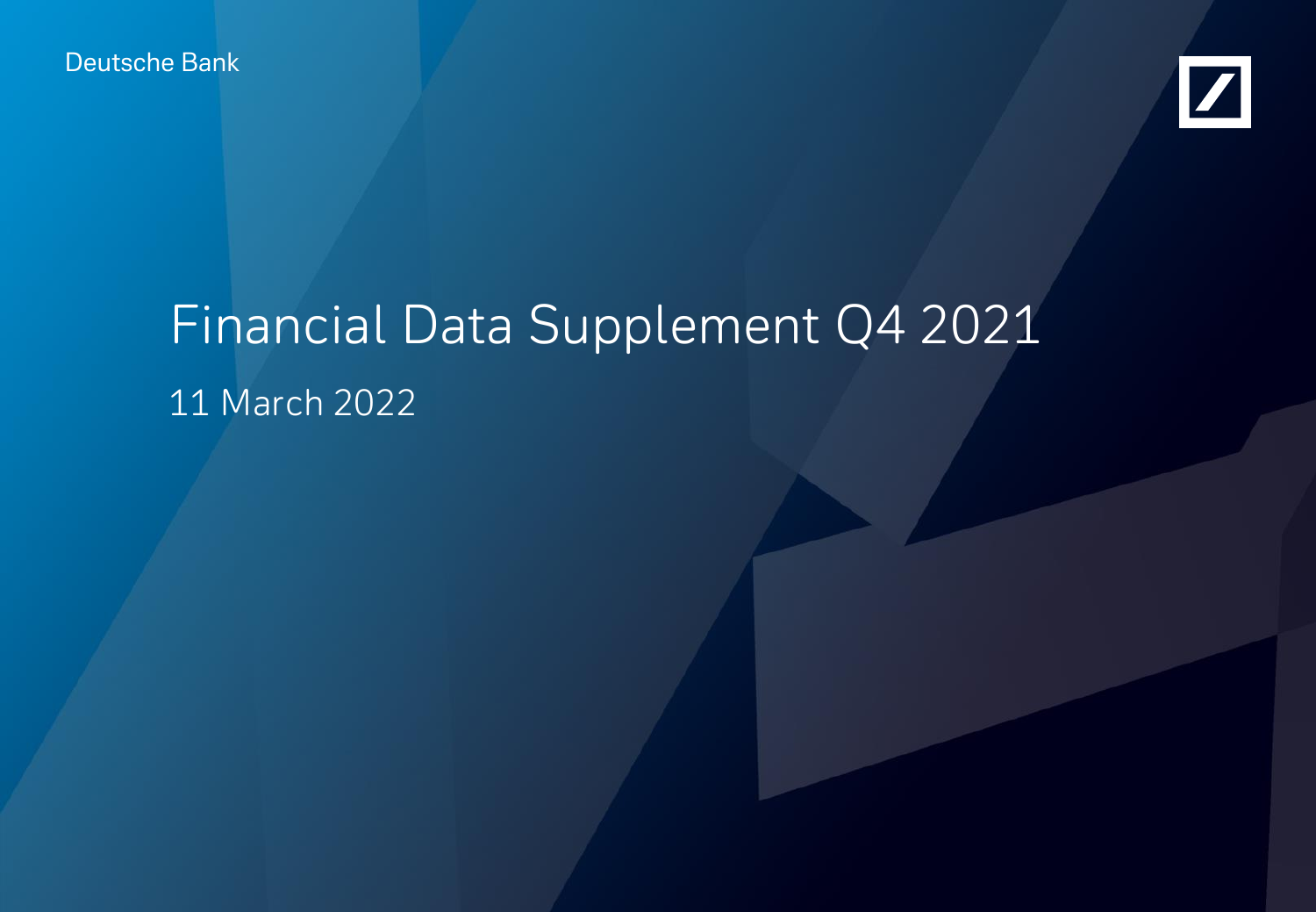Deutsche Bank

# Financial Data Supplement Q4 2021

11 March 2022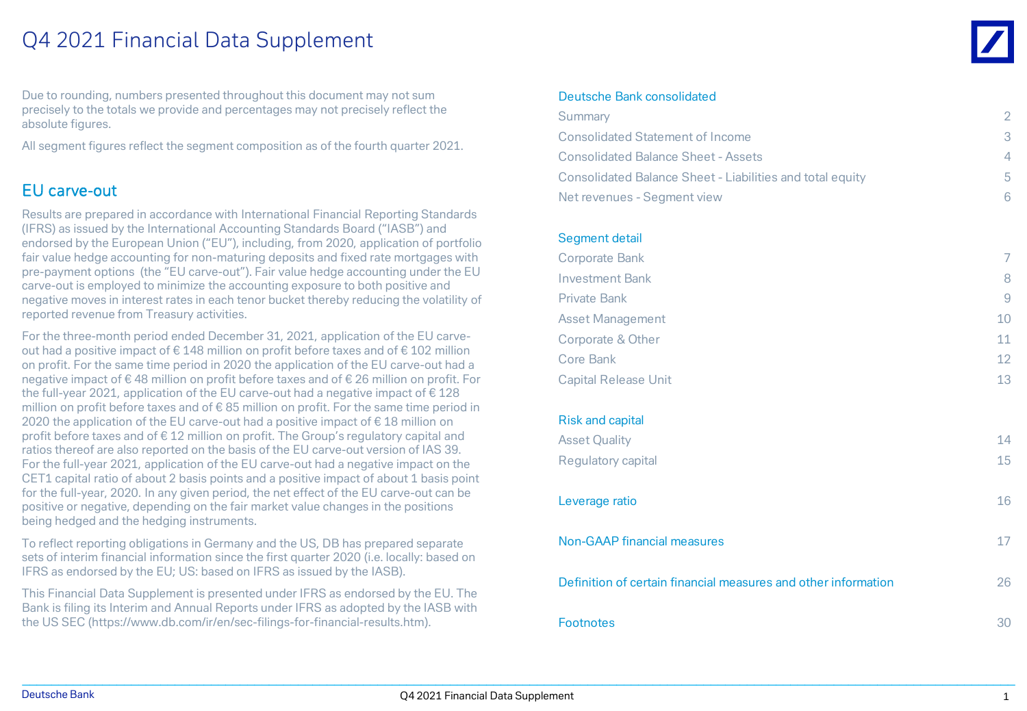# Q4 2021 Financial Data Supplement

Due to rounding, numbers presented throughout this document may not sum precisely to the totals we provide and percentages may not precisely reflect the absolute figures.

All segment figures reflect the segment composition as of the fourth quarter 2021.

## EU carve-out

Results are prepared in accordance with International Financial Reporting Standards (IFRS) as issued by the International Accounting Standards Board ("IASB") and endorsed by the European Union ("EU"), including, from 2020, application of portfolio fair value hedge accounting for non-maturing deposits and fixed rate mortgages with pre-payment options (the "EU carve-out"). Fair value hedge accounting under the EU carve-out is employed to minimize the accounting exposure to both positive and negative moves in interest rates in each tenor bucket thereby reducing the volatility of reported revenue from Treasury activities.

For the three-month period ended December 31, 2021, application of the EU carve-out had a positive impact of € 148 million on profit before taxes and of € 102 million on profit. For the same time period in 2020 the application of the EU carve-out had a negative impact of € 48 million on profit before taxes and of € 26 million on profit. For the full-year 2021, application of the EU carve-out had a negative impact of € 128 million on profit before taxes and of € 85 million on profit. For the same time period in 2020 the application of the EU carve-out had a positive impact of € 18 million on profit before taxes and of € 12 million on profit. The Group's regulatory capital and ratios thereof are also reported on the basis of the EU carve-out version of IAS 39. For the full-year 2021, application of the EU carve-out had a negative impact on the CET1 capital ratio of about 2 basis points and a positive impact of about 1 basis point for the full-year, 2020. In any given period, the net effect of the EU carve-out can be positive or negative, depending on the fair market value changes in the positions being hedged and the hedging instruments.

To reflect reporting obligations in Germany and the US, DB has prepared separate sets of interim financial information since the first quarter 2020 (i.e. locally: based on IFRS as endorsed by the EU; US: based on IFRS as issued by the IASB).

This Financial Data Supplement is presented under IFRS as endorsed by the EU. The Bank is filing its Interim and Annual Reports under IFRS as adopted by the IASB with the US SEC (https://www.db.com/ir/en/sec-filings-for-financial-results.htm).

| Contents | Page |
|---|---|
| **Deutsche Bank consolidated** | |
| Summary | 2 |
| Consolidated Statement of Income | 3 |
| Consolidated Balance Sheet - Assets | 4 |
| Consolidated Balance Sheet - Liabilities and total equity | 5 |
| Net revenues - Segment view | 6 |
| **Segment detail** | |
| Corporate Bank | 7 |
| Investment Bank | 8 |
| Private Bank | 9 |
| Asset Management | 10 |
| Corporate & Other | 11 |
| Core Bank | 12 |
| Capital Release Unit | 13 |
| **Risk and capital** | |
| Asset Quality | 14 |
| Regulatory capital | 15 |
| **Leverage ratio** | 16 |
| **Non-GAAP financial measures** | 17 |
| **Definition of certain financial measures and other information** | 26 |
| **Footnotes** | 30 |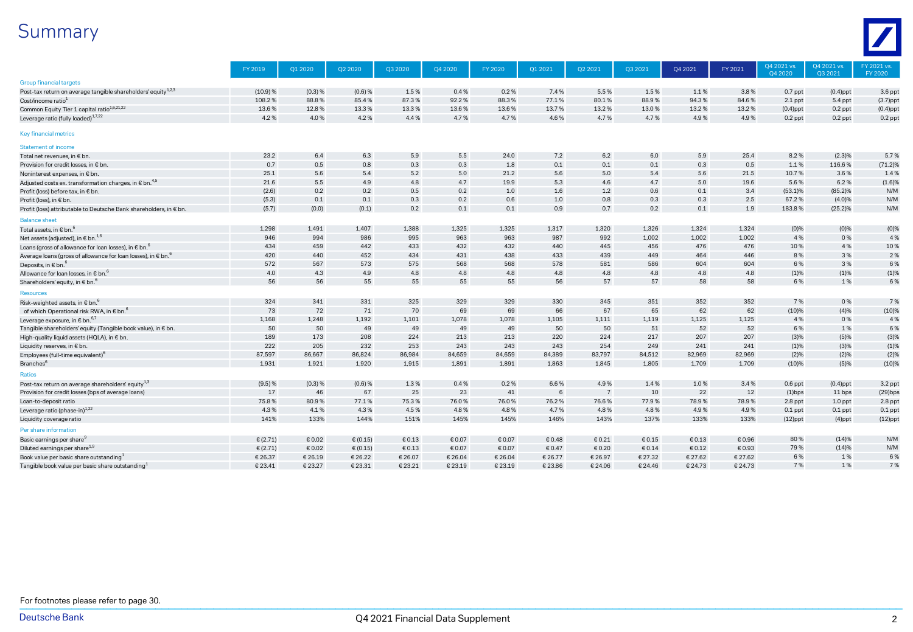# Summary

| | FY 2019 | Q1 2020 | Q2 2020 | Q3 2020 | Q4 2020 | FY 2020 | Q1 2021 | Q2 2021 | Q3 2021 | Q4 2021 | FY 2021 | Q4 2021 vs. Q4 2020 | Q4 2021 vs. Q3 2021 | FY 2021 vs. FY 2020 |
|---|---|---|---|---|---|---|---|---|---|---|---|---|---|---|
| **Group financial targets** | | | | | | | | | | | | | | |
| Post-tax return on average tangible shareholders' equity[1,2,3] | (10.9) % | (0.3) % | (0.6) % | 1.5 % | 0.4 % | 0.2 % | 7.4 % | 5.5 % | 1.5 % | 1.1 % | 3.8 % | 0.7 ppt | (0.4)ppt | 3.6 ppt |
| Cost/income ratio[1] | 108.2 % | 88.8 % | 85.4 % | 87.3 % | 92.2 % | 88.3 % | 77.1 % | 80.1 % | 88.9 % | 94.3 % | 84.6 % | 2.1 ppt | 5.4 ppt | (3.7)ppt |
| Common Equity Tier 1 capital ratio[1,6,21,22] | 13.6 % | 12.8 % | 13.3 % | 13.3 % | 13.6 % | 13.6 % | 13.7 % | 13.2 % | 13.0 % | 13.2 % | 13.2 % | (0.4)ppt | 0.2 ppt | (0.4)ppt |
| Leverage ratio (fully loaded)[1,7,22] | 4.2 % | 4.0 % | 4.2 % | 4.4 % | 4.7 % | 4.7 % | 4.6 % | 4.7 % | 4.7 % | 4.9 % | 4.9 % | 0.2 ppt | 0.2 ppt | 0.2 ppt |
| **Key financial metrics** | | | | | | | | | | | | | | |
| **Statement of income** | | | | | | | | | | | | | | |
| Total net revenues, in € bn. | 23.2 | 6.4 | 6.3 | 5.9 | 5.5 | 24.0 | 7.2 | 6.2 | 6.0 | 5.9 | 25.4 | 8.2 % | (2.3)% | 5.7 % |
| Provision for credit losses, in € bn. | 0.7 | 0.5 | 0.8 | 0.3 | 0.3 | 1.8 | 0.1 | 0.1 | 0.1 | 0.3 | 0.5 | 1.1 % | 116.6 % | (71.2)% |
| Noninterest expenses, in € bn. | 25.1 | 5.6 | 5.4 | 5.2 | 5.0 | 21.2 | 5.6 | 5.0 | 5.4 | 5.6 | 21.5 | 10.7 % | 3.6 % | 1.4 % |
| Adjusted costs ex. transformation charges, in € bn.[4,5] | 21.6 | 5.5 | 4.9 | 4.8 | 4.7 | 19.9 | 5.3 | 4.6 | 4.7 | 5.0 | 19.6 | 5.6 % | 6.2 % | (1.6)% |
| Profit (loss) before tax, in € bn. | (2.6) | 0.2 | 0.2 | 0.5 | 0.2 | 1.0 | 1.6 | 1.2 | 0.6 | 0.1 | 3.4 | (53.1)% | (85.2)% | N/M |
| Profit (loss), in € bn. | (5.3) | 0.1 | 0.1 | 0.3 | 0.2 | 0.6 | 1.0 | 0.8 | 0.3 | 0.3 | 2.5 | 67.2 % | (4.0)% | N/M |
| Profit (loss) attributable to Deutsche Bank shareholders, in € bn. | (5.7) | (0.0) | (0.1) | 0.2 | 0.1 | 0.1 | 0.9 | 0.7 | 0.2 | 0.1 | 1.9 | 183.8 % | (25.2)% | N/M |
| **Balance sheet** | | | | | | | | | | | | | | |
| Total assets, in € bn.[6] | 1,298 | 1,491 | 1,407 | 1,388 | 1,325 | 1,325 | 1,317 | 1,320 | 1,326 | 1,324 | 1,324 | (0)% | (0)% | (0)% |
| Net assets (adjusted), in € bn.[1,6] | 946 | 994 | 986 | 995 | 963 | 963 | 987 | 992 | 1,002 | 1,002 | 1,002 | 4 % | 0 % | 4 % |
| Loans (gross of allowance for loan losses), in € bn.[6] | 434 | 459 | 442 | 433 | 432 | 432 | 440 | 445 | 456 | 476 | 476 | 10 % | 4 % | 10 % |
| Average loans (gross of allowance for loan losses), in € bn.[6] | 420 | 440 | 452 | 434 | 431 | 438 | 433 | 439 | 449 | 464 | 446 | 8 % | 3 % | 2 % |
| Deposits, in € bn.[6] | 572 | 567 | 573 | 575 | 568 | 568 | 578 | 581 | 586 | 604 | 604 | 6 % | 3 % | 6 % |
| Allowance for loan losses, in € bn.[6] | 4.0 | 4.3 | 4.9 | 4.8 | 4.8 | 4.8 | 4.8 | 4.8 | 4.8 | 4.8 | 4.8 | (1)% | (1)% | (1)% |
| Shareholders' equity, in € bn.[6] | 56 | 56 | 55 | 55 | 55 | 55 | 56 | 57 | 57 | 58 | 58 | 6 % | 1 % | 6 % |
| **Resources** | | | | | | | | | | | | | | |
| Risk-weighted assets, in € bn.[6] | 324 | 341 | 331 | 325 | 329 | 329 | 330 | 345 | 351 | 352 | 352 | 7 % | 0 % | 7 % |
| of which Operational risk RWA, in € bn.[6] | 73 | 72 | 71 | 70 | 69 | 69 | 66 | 67 | 65 | 62 | 62 | (10)% | (4)% | (10)% |
| Leverage exposure, in € bn.[6,7] | 1,168 | 1,248 | 1,192 | 1,101 | 1,078 | 1,078 | 1,105 | 1,111 | 1,119 | 1,125 | 1,125 | 4 % | 0 % | 4 % |
| Tangible shareholders' equity (Tangible book value), in € bn. | 50 | 50 | 49 | 49 | 49 | 49 | 50 | 50 | 51 | 52 | 52 | 6 % | 1 % | 6 % |
| High-quality liquid assets (HQLA), in € bn. | 189 | 173 | 208 | 224 | 213 | 213 | 220 | 224 | 217 | 207 | 207 | (3)% | (5)% | (3)% |
| Liquidity reserves, in € bn. | 222 | 205 | 232 | 253 | 243 | 243 | 243 | 254 | 249 | 241 | 241 | (1)% | (3)% | (1)% |
| Employees (full-time equivalent)[6] | 87,597 | 86,667 | 86,824 | 86,984 | 84,659 | 84,659 | 84,389 | 83,797 | 84,512 | 82,969 | 82,969 | (2)% | (2)% | (2)% |
| Branches[6] | 1,931 | 1,921 | 1,920 | 1,915 | 1,891 | 1,891 | 1,863 | 1,845 | 1,805 | 1,709 | 1,709 | (10)% | (5)% | (10)% |
| **Ratios** | | | | | | | | | | | | | | |
| Post-tax return on average shareholders' equity[1,3] | (9.5) % | (0.3) % | (0.6) % | 1.3 % | 0.4 % | 0.2 % | 6.6 % | 4.9 % | 1.4 % | 1.0 % | 3.4 % | 0.6 ppt | (0.4)ppt | 3.2 ppt |
| Provision for credit losses (bps of average loans) | 17 | 46 | 67 | 25 | 23 | 41 | 6 | 7 | 10 | 22 | 12 | (1)bps | 11 bps | (29)bps |
| Loan-to-deposit ratio | 75.8 % | 80.9 % | 77.1 % | 75.3 % | 76.0 % | 76.0 % | 76.2 % | 76.6 % | 77.9 % | 78.9 % | 78.9 % | 2.8 ppt | 1.0 ppt | 2.8 ppt |
| Leverage ratio (phase-in)[1,22] | 4.3 % | 4.1 % | 4.3 % | 4.5 % | 4.8 % | 4.8 % | 4.7 % | 4.8 % | 4.8 % | 4.9 % | 4.9 % | 0.1 ppt | 0.1 ppt | 0.1 ppt |
| Liquidity coverage ratio | 141% | 133% | 144% | 151% | 145% | 145% | 146% | 143% | 137% | 133% | 133% | (12)ppt | (4)ppt | (12)ppt |
| **Per share information** | | | | | | | | | | | | | | |
| Basic earnings per share[9] | € (2.71) | € 0.02 | € (0.15) | € 0.13 | € 0.07 | € 0.07 | € 0.48 | € 0.21 | € 0.15 | € 0.13 | € 0.96 | 80 % | (14)% | N/M |
| Diluted earnings per share[1,9] | € (2.71) | € 0.02 | € (0.15) | € 0.13 | € 0.07 | € 0.07 | € 0.47 | € 0.20 | € 0.14 | € 0.12 | € 0.93 | 79 % | (14)% | N/M |
| Book value per basic share outstanding[1] | € 26.37 | € 26.19 | € 26.22 | € 26.07 | € 26.04 | € 26.04 | € 26.77 | € 26.97 | € 27.32 | € 27.62 | € 27.62 | 6 % | 1 % | 6 % |
| Tangible book value per basic share outstanding[1] | € 23.41 | € 23.27 | € 23.31 | € 23.21 | € 23.19 | € 23.19 | € 23.86 | € 24.06 | € 24.46 | € 24.73 | € 24.73 | 7 % | 1 % | 7 % |

For footnotes please refer to page 30.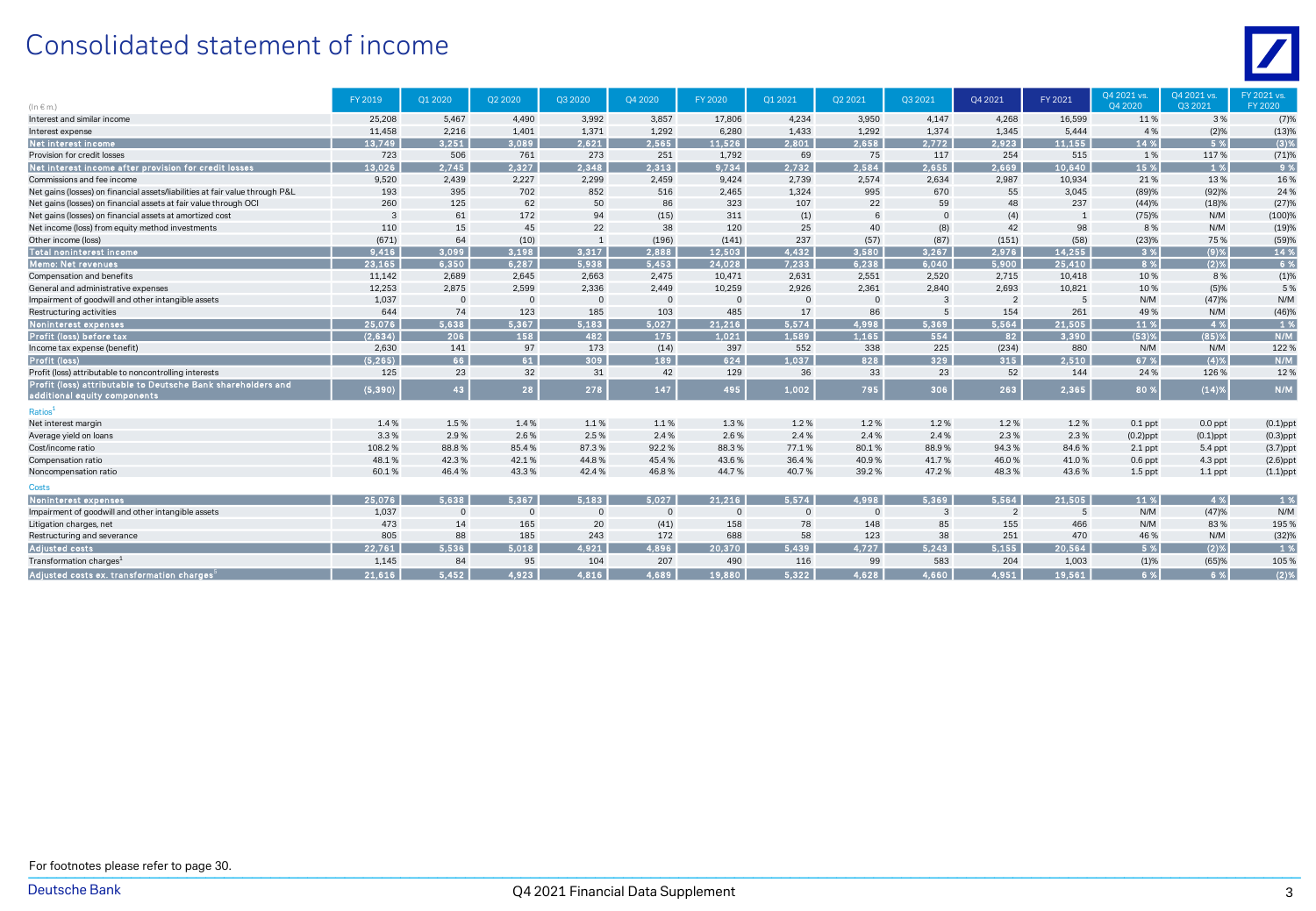# Consolidated statement of income

| (In € m.) | FY 2019 | Q1 2020 | Q2 2020 | Q3 2020 | Q4 2020 | FY 2020 | Q1 2021 | Q2 2021 | Q3 2021 | Q4 2021 | FY 2021 | Q4 2021 vs. Q4 2020 | Q4 2021 vs. Q3 2021 | FY 2021 vs. FY 2020 |
|---|---|---|---|---|---|---|---|---|---|---|---|---|---|---|
| Interest and similar income | 25,208 | 5,467 | 4,490 | 3,992 | 3,857 | 17,806 | 4,234 | 3,950 | 4,147 | 4,268 | 16,599 | 11 % | 3 % | (7)% |
| Interest expense | 11,458 | 2,216 | 1,401 | 1,371 | 1,292 | 6,280 | 1,433 | 1,292 | 1,374 | 1,345 | 5,444 | 4 % | (2)% | (13)% |
| **Net interest income** | **13,749** | **3,251** | **3,089** | **2,621** | **2,565** | **11,526** | **2,801** | **2,658** | **2,772** | **2,923** | **11,155** | **14 %** | **5 %** | **(3)%** |
| Provision for credit losses | 723 | 506 | 761 | 273 | 251 | 1,792 | 69 | 75 | 117 | 254 | 515 | 1 % | 117 % | (71)% |
| **Net interest income after provision for credit losses** | **13,026** | **2,745** | **2,327** | **2,348** | **2,313** | **9,734** | **2,732** | **2,584** | **2,655** | **2,669** | **10,640** | **15 %** | **1 %** | **9 %** |
| Commissions and fee income | 9,520 | 2,439 | 2,227 | 2,299 | 2,459 | 9,424 | 2,739 | 2,574 | 2,634 | 2,987 | 10,934 | 21 % | 13 % | 16 % |
| Net gains (losses) on financial assets/liabilities at fair value through P&L | 193 | 395 | 702 | 852 | 516 | 2,465 | 1,324 | 995 | 670 | 55 | 3,045 | (89)% | (92)% | 24 % |
| Net gains (losses) on financial assets at fair value through OCI | 260 | 125 | 62 | 50 | 86 | 323 | 107 | 22 | 59 | 48 | 237 | (44)% | (18)% | (27)% |
| Net gains (losses) on financial assets at amortized cost | 3 | 61 | 172 | 94 | (15) | 311 | (1) | 6 | 0 | (4) | 1 | (75)% | N/M | (100)% |
| Net income (loss) from equity method investments | 110 | 15 | 45 | 22 | 38 | 120 | 25 | 40 | (8) | 42 | 98 | 8 % | N/M | (19)% |
| Other income (loss) | (671) | 64 | (10) | 1 | (196) | (141) | 237 | (57) | (87) | (151) | (58) | (23)% | 75 % | (59)% |
| **Total noninterest income** | **9,416** | **3,099** | **3,198** | **3,317** | **2,888** | **12,503** | **4,432** | **3,580** | **3,267** | **2,976** | **14,255** | **3 %** | **(9)%** | **14 %** |
| **Memo: Net revenues** | **23,165** | **6,350** | **6,287** | **5,938** | **5,453** | **24,028** | **7,233** | **6,238** | **6,040** | **5,900** | **25,410** | **8 %** | **(2)%** | **6 %** |
| Compensation and benefits | 11,142 | 2,689 | 2,645 | 2,663 | 2,475 | 10,471 | 2,631 | 2,551 | 2,520 | 2,715 | 10,418 | 10 % | 8 % | (1)% |
| General and administrative expenses | 12,253 | 2,875 | 2,599 | 2,336 | 2,449 | 10,259 | 2,926 | 2,361 | 2,840 | 2,693 | 10,821 | 10 % | (5)% | 5 % |
| Impairment of goodwill and other intangible assets | 1,037 | 0 | 0 | 0 | 0 | 0 | 0 | 0 | 3 | 2 | 5 | N/M | (47)% | N/M |
| Restructuring activities | 644 | 74 | 123 | 185 | 103 | 485 | 17 | 86 | 5 | 154 | 261 | 49 % | N/M | (46)% |
| **Noninterest expenses** | **25,076** | **5,638** | **5,367** | **5,183** | **5,027** | **21,216** | **5,574** | **4,998** | **5,369** | **5,564** | **21,505** | **11 %** | **4 %** | **1 %** |
| **Profit (loss) before tax** | **(2,634)** | **206** | **158** | **482** | **175** | **1,021** | **1,589** | **1,165** | **554** | **82** | **3,390** | **(53)%** | **(85)%** | **N/M** |
| Income tax expense (benefit) | 2,630 | 141 | 97 | 173 | (14) | 397 | 552 | 338 | 225 | (234) | 880 | N/M | N/M | 122 % |
| **Profit (loss)** | **(5,265)** | **66** | **61** | **309** | **189** | **624** | **1,037** | **828** | **329** | **315** | **2,510** | **67 %** | **(4)%** | **N/M** |
| Profit (loss) attributable to noncontrolling interests | 125 | 23 | 32 | 31 | 42 | 129 | 36 | 33 | 23 | 52 | 144 | 24 % | 126 % | 12 % |
| **Profit (loss) attributable to Deutsche Bank shareholders and additional equity components** | **(5,390)** | **43** | **28** | **278** | **147** | **495** | **1,002** | **795** | **306** | **263** | **2,365** | **80 %** | **(14)%** | **N/M** |
| Ratios[1] | | | | | | | | | | | | | | |
| Net interest margin | 1.4 % | 1.5 % | 1.4 % | 1.1 % | 1.1 % | 1.3 % | 1.2 % | 1.2 % | 1.2 % | 1.2 % | 1.2 % | 0.1 ppt | 0.0 ppt | (0.1)ppt |
| Average yield on loans | 3.3 % | 2.9 % | 2.6 % | 2.5 % | 2.4 % | 2.6 % | 2.4 % | 2.4 % | 2.4 % | 2.3 % | 2.3 % | (0.2)ppt | (0.1)ppt | (0.3)ppt |
| Cost/income ratio | 108.2 % | 88.8 % | 85.4 % | 87.3 % | 92.2 % | 88.3 % | 77.1 % | 80.1 % | 88.9 % | 94.3 % | 84.6 % | 2.1 ppt | 5.4 ppt | (3.7)ppt |
| Compensation ratio | 48.1 % | 42.3 % | 42.1 % | 44.8 % | 45.4 % | 43.6 % | 36.4 % | 40.9 % | 41.7 % | 46.0 % | 41.0 % | 0.6 ppt | 4.3 ppt | (2.6)ppt |
| Noncompensation ratio | 60.1 % | 46.4 % | 43.3 % | 42.4 % | 46.8 % | 44.7 % | 40.7 % | 39.2 % | 47.2 % | 48.3 % | 43.6 % | 1.5 ppt | 1.1 ppt | (1.1)ppt |
| Costs | | | | | | | | | | | | | | |
| **Noninterest expenses** | **25,076** | **5,638** | **5,367** | **5,183** | **5,027** | **21,216** | **5,574** | **4,998** | **5,369** | **5,564** | **21,505** | **11 %** | **4 %** | **1 %** |
| Impairment of goodwill and other intangible assets | 1,037 | 0 | 0 | 0 | 0 | 0 | 0 | 0 | 3 | 2 | 5 | N/M | (47)% | N/M |
| Litigation charges, net | 473 | 14 | 165 | 20 | (41) | 158 | 78 | 148 | 85 | 155 | 466 | N/M | 83 % | 195 % |
| Restructuring and severance | 805 | 88 | 185 | 243 | 172 | 688 | 58 | 123 | 38 | 251 | 470 | 46 % | N/M | (32)% |
| **Adjusted costs** | **22,761** | **5,536** | **5,018** | **4,921** | **4,896** | **20,370** | **5,439** | **4,727** | **5,243** | **5,155** | **20,564** | **5 %** | **(2)%** | **1 %** |
| Transformation charges[1] | 1,145 | 84 | 95 | 104 | 207 | 490 | 116 | 99 | 583 | 204 | 1,003 | (1)% | (65)% | 105 % |
| **Adjusted costs ex. transformation charges**[5] | **21,616** | **5,452** | **4,923** | **4,816** | **4,689** | **19,880** | **5,322** | **4,628** | **4,660** | **4,951** | **19,561** | **6 %** | **6 %** | **(2)%** |

For footnotes please refer to page 30.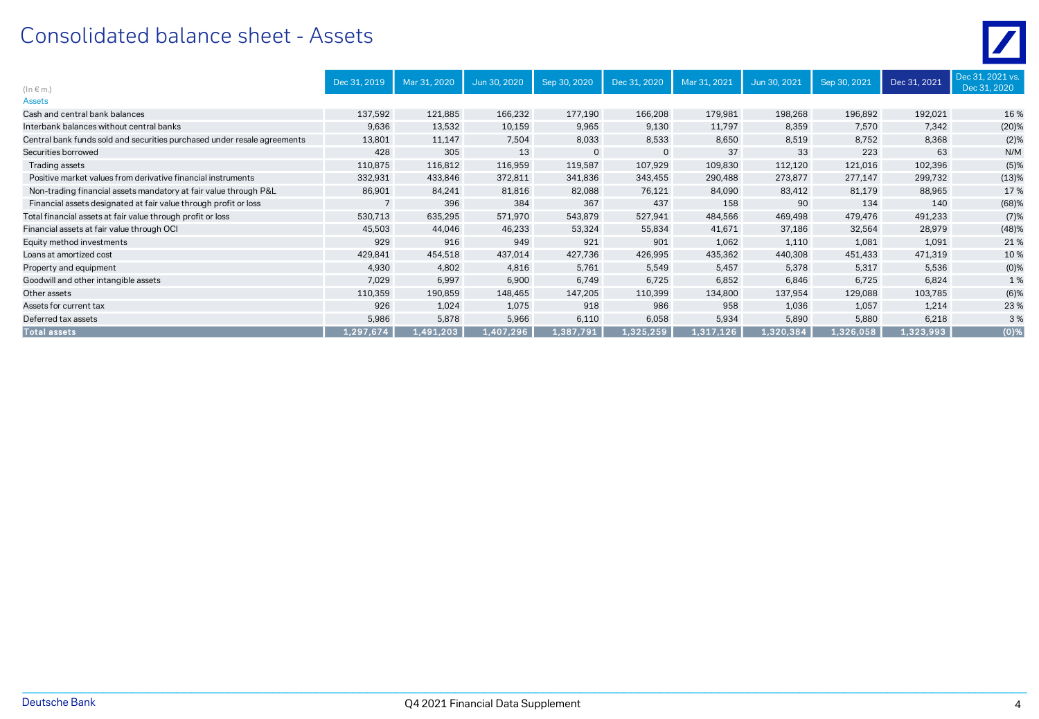# Consolidated balance sheet - Assets

| (In € m.) | Dec 31, 2019 | Mar 31, 2020 | Jun 30, 2020 | Sep 30, 2020 | Dec 31, 2020 | Mar 31, 2021 | Jun 30, 2021 | Sep 30, 2021 | Dec 31, 2021 | Dec 31, 2021 vs. Dec 31, 2020 |
|---|---|---|---|---|---|---|---|---|---|---|
| Assets | | | | | | | | | | |
| Cash and central bank balances | 137,592 | 121,885 | 166,232 | 177,190 | 166,208 | 179,981 | 198,268 | 196,892 | 192,021 | 16 % |
| Interbank balances without central banks | 9,636 | 13,532 | 10,159 | 9,965 | 9,130 | 11,797 | 8,359 | 7,570 | 7,342 | (20)% |
| Central bank funds sold and securities purchased under resale agreements | 13,801 | 11,147 | 7,504 | 8,033 | 8,533 | 8,650 | 8,519 | 8,752 | 8,368 | (2)% |
| Securities borrowed | 428 | 305 | 13 | 0 | 0 | 37 | 33 | 223 | 63 | N/M |
| Trading assets | 110,875 | 116,812 | 116,959 | 119,587 | 107,929 | 109,830 | 112,120 | 121,016 | 102,396 | (5)% |
| Positive market values from derivative financial instruments | 332,931 | 433,846 | 372,811 | 341,836 | 343,455 | 290,488 | 273,877 | 277,147 | 299,732 | (13)% |
| Non-trading financial assets mandatory at fair value through P&L | 86,901 | 84,241 | 81,816 | 82,088 | 76,121 | 84,090 | 83,412 | 81,179 | 88,965 | 17 % |
| Financial assets designated at fair value through profit or loss | 7 | 396 | 384 | 367 | 437 | 158 | 90 | 134 | 140 | (68)% |
| Total financial assets at fair value through profit or loss | 530,713 | 635,295 | 571,970 | 543,879 | 527,941 | 484,566 | 469,498 | 479,476 | 491,233 | (7)% |
| Financial assets at fair value through OCI | 45,503 | 44,046 | 46,233 | 53,324 | 55,834 | 41,671 | 37,186 | 32,564 | 28,979 | (48)% |
| Equity method investments | 929 | 916 | 949 | 921 | 901 | 1,062 | 1,110 | 1,081 | 1,091 | 21 % |
| Loans at amortized cost | 429,841 | 454,518 | 437,014 | 427,736 | 426,995 | 435,362 | 440,308 | 451,433 | 471,319 | 10 % |
| Property and equipment | 4,930 | 4,802 | 4,816 | 5,761 | 5,549 | 5,457 | 5,378 | 5,317 | 5,536 | (0)% |
| Goodwill and other intangible assets | 7,029 | 6,997 | 6,900 | 6,749 | 6,725 | 6,852 | 6,846 | 6,725 | 6,824 | 1 % |
| Other assets | 110,359 | 190,859 | 148,465 | 147,205 | 110,399 | 134,800 | 137,954 | 129,088 | 103,785 | (6)% |
| Assets for current tax | 926 | 1,024 | 1,075 | 918 | 986 | 958 | 1,036 | 1,057 | 1,214 | 23 % |
| Deferred tax assets | 5,986 | 5,878 | 5,966 | 6,110 | 6,058 | 5,934 | 5,890 | 5,880 | 6,218 | 3 % |
| **Total assets** | **1,297,674** | **1,491,203** | **1,407,296** | **1,387,791** | **1,325,259** | **1,317,126** | **1,320,384** | **1,326,058** | **1,323,993** | **(0)%** |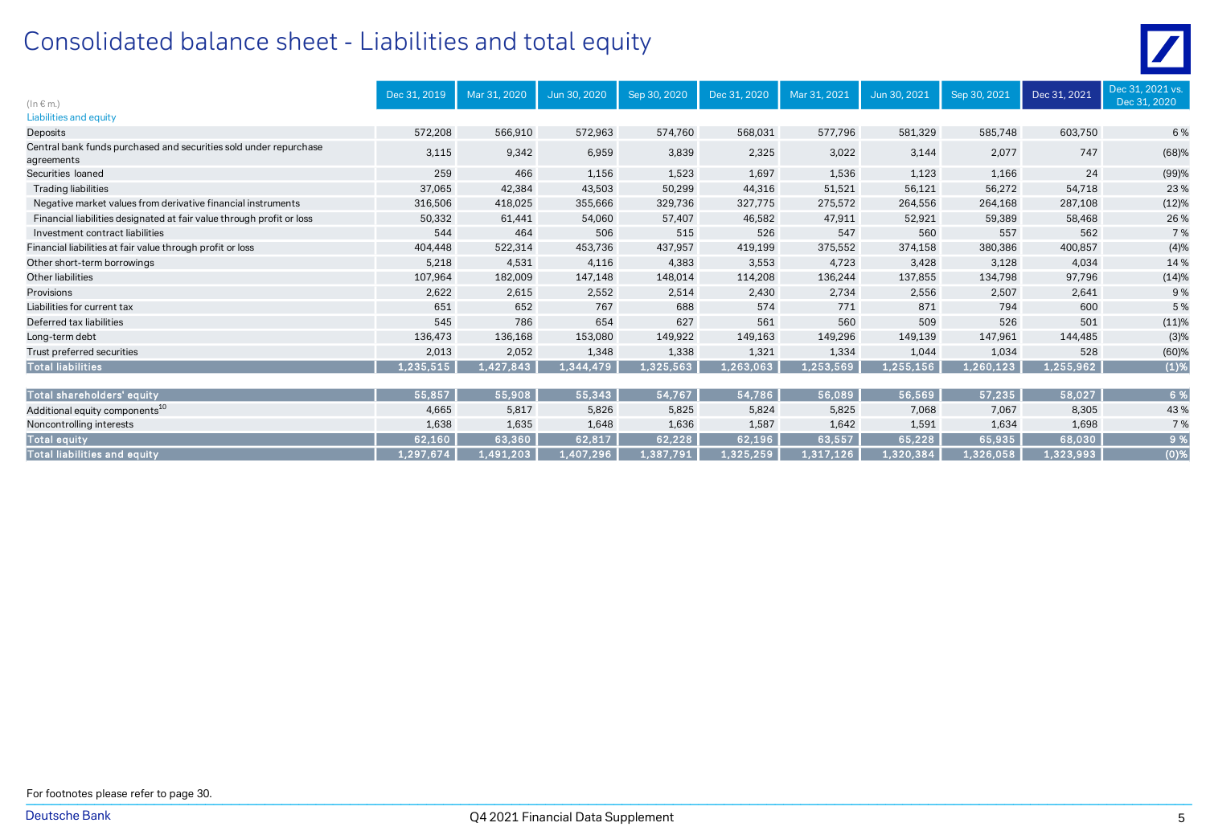# Consolidated balance sheet - Liabilities and total equity

| (In € m.) | Dec 31, 2019 | Mar 31, 2020 | Jun 30, 2020 | Sep 30, 2020 | Dec 31, 2020 | Mar 31, 2021 | Jun 30, 2021 | Sep 30, 2021 | Dec 31, 2021 | Dec 31, 2021 vs. Dec 31, 2020 |
|---|---|---|---|---|---|---|---|---|---|---|
| Liabilities and equity | | | | | | | | | | |
| Deposits | 572,208 | 566,910 | 572,963 | 574,760 | 568,031 | 577,796 | 581,329 | 585,748 | 603,750 | 6 % |
| Central bank funds purchased and securities sold under repurchase agreements | 3,115 | 9,342 | 6,959 | 3,839 | 2,325 | 3,022 | 3,144 | 2,077 | 747 | (68)% |
| Securities loaned | 259 | 466 | 1,156 | 1,523 | 1,697 | 1,536 | 1,123 | 1,166 | 24 | (99)% |
| Trading liabilities | 37,065 | 42,384 | 43,503 | 50,299 | 44,316 | 51,521 | 56,121 | 56,272 | 54,718 | 23 % |
| Negative market values from derivative financial instruments | 316,506 | 418,025 | 355,666 | 329,736 | 327,775 | 275,572 | 264,556 | 264,168 | 287,108 | (12)% |
| Financial liabilities designated at fair value through profit or loss | 50,332 | 61,441 | 54,060 | 57,407 | 46,582 | 47,911 | 52,921 | 59,389 | 58,468 | 26 % |
| Investment contract liabilities | 544 | 464 | 506 | 515 | 526 | 547 | 560 | 557 | 562 | 7 % |
| Financial liabilities at fair value through profit or loss | 404,448 | 522,314 | 453,736 | 437,957 | 419,199 | 375,552 | 374,158 | 380,386 | 400,857 | (4)% |
| Other short-term borrowings | 5,218 | 4,531 | 4,116 | 4,383 | 3,553 | 4,723 | 3,428 | 3,128 | 4,034 | 14 % |
| Other liabilities | 107,964 | 182,009 | 147,148 | 148,014 | 114,208 | 136,244 | 137,855 | 134,798 | 97,796 | (14)% |
| Provisions | 2,622 | 2,615 | 2,552 | 2,514 | 2,430 | 2,734 | 2,556 | 2,507 | 2,641 | 9 % |
| Liabilities for current tax | 651 | 652 | 767 | 688 | 574 | 771 | 871 | 794 | 600 | 5 % |
| Deferred tax liabilities | 545 | 786 | 654 | 627 | 561 | 560 | 509 | 526 | 501 | (11)% |
| Long-term debt | 136,473 | 136,168 | 153,080 | 149,922 | 149,163 | 149,296 | 149,139 | 147,961 | 144,485 | (3)% |
| Trust preferred securities | 2,013 | 2,052 | 1,348 | 1,338 | 1,321 | 1,334 | 1,044 | 1,034 | 528 | (60)% |
| **Total liabilities** | **1,235,515** | **1,427,843** | **1,344,479** | **1,325,563** | **1,263,063** | **1,253,569** | **1,255,156** | **1,260,123** | **1,255,962** | **(1)%** |
| **Total shareholders' equity** | **55,857** | **55,908** | **55,343** | **54,767** | **54,786** | **56,089** | **56,569** | **57,235** | **58,027** | **6 %** |
| Additional equity components[10] | 4,665 | 5,817 | 5,826 | 5,825 | 5,824 | 5,825 | 7,068 | 7,067 | 8,305 | 43 % |
| Noncontrolling interests | 1,638 | 1,635 | 1,648 | 1,636 | 1,587 | 1,642 | 1,591 | 1,634 | 1,698 | 7 % |
| **Total equity** | **62,160** | **63,360** | **62,817** | **62,228** | **62,196** | **63,557** | **65,228** | **65,935** | **68,030** | **9 %** |
| **Total liabilities and equity** | **1,297,674** | **1,491,203** | **1,407,296** | **1,387,791** | **1,325,259** | **1,317,126** | **1,320,384** | **1,326,058** | **1,323,993** | **(0)%** |

For footnotes please refer to page 30.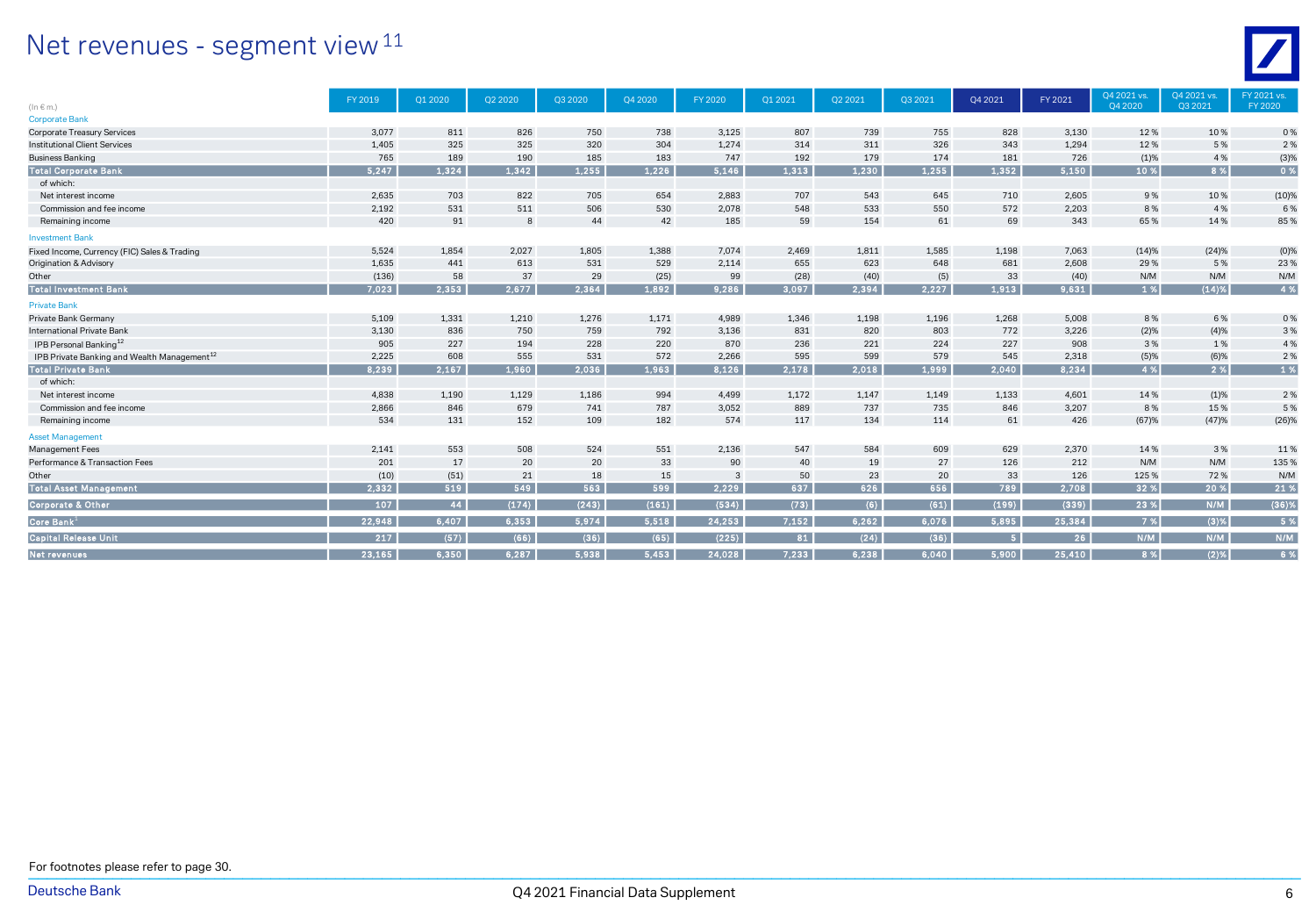# Net revenues - segment view[11]

| (In € m.) | FY 2019 | Q1 2020 | Q2 2020 | Q3 2020 | Q4 2020 | FY 2020 | Q1 2021 | Q2 2021 | Q3 2021 | Q4 2021 | FY 2021 | Q4 2021 vs. Q4 2020 | Q4 2021 vs. Q3 2021 | FY 2021 vs. FY 2020 |
|---|---|---|---|---|---|---|---|---|---|---|---|---|---|---|
| Corporate Bank | | | | | | | | | | | | | | |
| Corporate Treasury Services | 3,077 | 811 | 826 | 750 | 738 | 3,125 | 807 | 739 | 755 | 828 | 3,130 | 12 % | 10 % | 0 % |
| Institutional Client Services | 1,405 | 325 | 325 | 320 | 304 | 1,274 | 314 | 311 | 326 | 343 | 1,294 | 12 % | 5 % | 2 % |
| Business Banking | 765 | 189 | 190 | 185 | 183 | 747 | 192 | 179 | 174 | 181 | 726 | (1)% | 4 % | (3)% |
| **Total Corporate Bank** | **5,247** | **1,324** | **1,342** | **1,255** | **1,226** | **5,146** | **1,313** | **1,230** | **1,255** | **1,352** | **5,150** | **10 %** | **8 %** | **0 %** |
| of which: | | | | | | | | | | | | | | |
| Net interest income | 2,635 | 703 | 822 | 705 | 654 | 2,883 | 707 | 543 | 645 | 710 | 2,605 | 9 % | 10 % | (10)% |
| Commission and fee income | 2,192 | 531 | 511 | 506 | 530 | 2,078 | 548 | 533 | 550 | 572 | 2,203 | 8 % | 4 % | 6 % |
| Remaining income | 420 | 91 | 8 | 44 | 42 | 185 | 59 | 154 | 61 | 69 | 343 | 65 % | 14 % | 85 % |
| Investment Bank | | | | | | | | | | | | | | |
| Fixed Income, Currency (FIC) Sales & Trading | 5,524 | 1,854 | 2,027 | 1,805 | 1,388 | 7,074 | 2,469 | 1,811 | 1,585 | 1,198 | 7,063 | (14)% | (24)% | (0)% |
| Origination & Advisory | 1,635 | 441 | 613 | 531 | 529 | 2,114 | 655 | 623 | 648 | 681 | 2,608 | 29 % | 5 % | 23 % |
| Other | (136) | 58 | 37 | 29 | (25) | 99 | (28) | (40) | (5) | 33 | (40) | N/M | N/M | N/M |
| **Total Investment Bank** | **7,023** | **2,353** | **2,677** | **2,364** | **1,892** | **9,286** | **3,097** | **2,394** | **2,227** | **1,913** | **9,631** | **1 %** | **(14)%** | **4 %** |
| Private Bank | | | | | | | | | | | | | | |
| Private Bank Germany | 5,109 | 1,331 | 1,210 | 1,276 | 1,171 | 4,989 | 1,346 | 1,198 | 1,196 | 1,268 | 5,008 | 8 % | 6 % | 0 % |
| International Private Bank | 3,130 | 836 | 750 | 759 | 792 | 3,136 | 831 | 820 | 803 | 772 | 3,226 | (2)% | (4)% | 3 % |
| IPB Personal Banking[12] | 905 | 227 | 194 | 228 | 220 | 870 | 236 | 221 | 224 | 227 | 908 | 3 % | 1 % | 4 % |
| IPB Private Banking and Wealth Management[12] | 2,225 | 608 | 555 | 531 | 572 | 2,266 | 595 | 599 | 579 | 545 | 2,318 | (5)% | (6)% | 2 % |
| **Total Private Bank** | **8,239** | **2,167** | **1,960** | **2,036** | **1,963** | **8,126** | **2,178** | **2,018** | **1,999** | **2,040** | **8,234** | **4 %** | **2 %** | **1 %** |
| of which: | | | | | | | | | | | | | | |
| Net interest income | 4,838 | 1,190 | 1,129 | 1,186 | 994 | 4,499 | 1,172 | 1,147 | 1,149 | 1,133 | 4,601 | 14 % | (1)% | 2 % |
| Commission and fee income | 2,866 | 846 | 679 | 741 | 787 | 3,052 | 889 | 737 | 735 | 846 | 3,207 | 8 % | 15 % | 5 % |
| Remaining income | 534 | 131 | 152 | 109 | 182 | 574 | 117 | 134 | 114 | 61 | 426 | (67)% | (47)% | (26)% |
| Asset Management | | | | | | | | | | | | | | |
| Management Fees | 2,141 | 553 | 508 | 524 | 551 | 2,136 | 547 | 584 | 609 | 629 | 2,370 | 14 % | 3 % | 11 % |
| Performance & Transaction Fees | 201 | 17 | 20 | 20 | 33 | 90 | 40 | 19 | 27 | 126 | 212 | N/M | N/M | 135 % |
| Other | (10) | (51) | 21 | 18 | 15 | 3 | 50 | 23 | 20 | 33 | 126 | 125 % | 72 % | N/M |
| **Total Asset Management** | **2,332** | **519** | **549** | **563** | **599** | **2,229** | **637** | **626** | **656** | **789** | **2,708** | **32 %** | **20 %** | **21 %** |
| **Corporate & Other** | **107** | **44** | **(174)** | **(243)** | **(161)** | **(534)** | **(73)** | **(6)** | **(61)** | **(199)** | **(339)** | **23 %** | **N/M** | **(36)%** |
| **Core Bank[1]** | **22,948** | **6,407** | **6,353** | **5,974** | **5,518** | **24,253** | **7,152** | **6,262** | **6,076** | **5,895** | **25,384** | **7 %** | **(3)%** | **5 %** |
| **Capital Release Unit** | **217** | **(57)** | **(66)** | **(36)** | **(65)** | **(225)** | **81** | **(24)** | **(36)** | **5** | **26** | **N/M** | **N/M** | **N/M** |
| **Net revenues** | **23,165** | **6,350** | **6,287** | **5,938** | **5,453** | **24,028** | **7,233** | **6,238** | **6,040** | **5,900** | **25,410** | **8 %** | **(2)%** | **6 %** |

For footnotes please refer to page 30.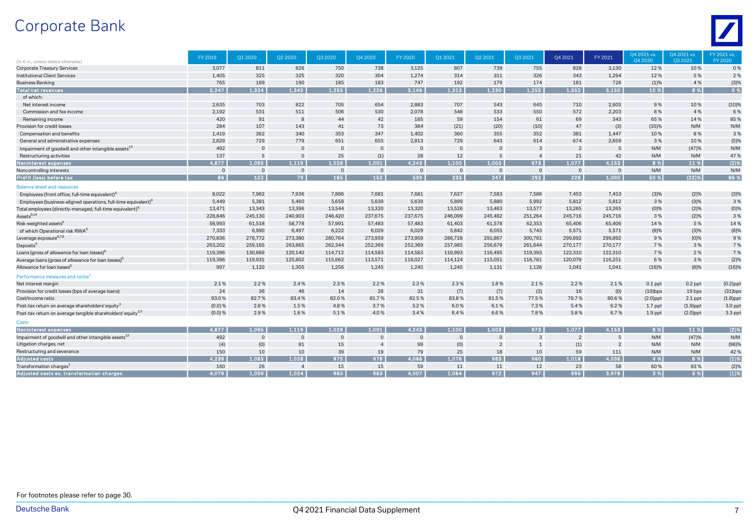# Corporate Bank

| (In € m., unless stated otherwise) | FY 2019 | Q1 2020 | Q2 2020 | Q3 2020 | Q4 2020 | FY 2020 | Q1 2021 | Q2 2021 | Q3 2021 | Q4 2021 | FY 2021 | Q4 2021 vs. Q4 2020 | Q4 2021 vs. Q3 2021 | FY 2021 vs. FY 2020 |
|---|---|---|---|---|---|---|---|---|---|---|---|---|---|---|
| Corporate Treasury Services | 3,077 | 811 | 826 | 750 | 738 | 3,125 | 807 | 739 | 755 | 828 | 3,130 | 12 % | 10 % | 0 % |
| Institutional Client Services | 1,405 | 325 | 325 | 320 | 304 | 1,274 | 314 | 311 | 326 | 343 | 1,294 | 12 % | 5 % | 2 % |
| Business Banking | 765 | 189 | 190 | 185 | 183 | 747 | 192 | 179 | 174 | 181 | 726 | (1)% | 4 % | (3)% |
| **Total net revenues** | **5,247** | **1,324** | **1,342** | **1,255** | **1,226** | **5,146** | **1,313** | **1,230** | **1,255** | **1,352** | **5,150** | **10 %** | **8 %** | **0 %** |
| of which: | | | | | | | | | | | | | | |
| Net interest income | 2,635 | 703 | 822 | 705 | 654 | 2,883 | 707 | 543 | 645 | 710 | 2,605 | 9 % | 10 % | (10)% |
| Commission and fee income | 2,192 | 531 | 511 | 506 | 530 | 2,078 | 548 | 533 | 550 | 572 | 2,203 | 8 % | 4 % | 6 % |
| Remaining income | 420 | 91 | 8 | 44 | 42 | 185 | 59 | 154 | 61 | 69 | 343 | 65 % | 14 % | 85 % |
| Provision for credit losses | 284 | 107 | 143 | 41 | 73 | 364 | (21) | (20) | (10) | 47 | (3) | (35)% | N/M | N/M |
| Compensation and benefits | 1,419 | 362 | 340 | 353 | 347 | 1,402 | 360 | 355 | 352 | 381 | 1,447 | 10 % | 8 % | 3 % |
| General and administrative expenses | 2,829 | 729 | 779 | 651 | 655 | 2,813 | 729 | 643 | 614 | 674 | 2,659 | 3 % | 10 % | (5)% |
| Impairment of goodwill and other intangible assets[13] | 492 | 0 | 0 | 0 | 0 | 0 | 0 | 0 | 3 | 2 | 5 | N/M | (47)% | N/M |
| Restructuring activities | 137 | 5 | 0 | 25 | (1) | 28 | 12 | 5 | 4 | 21 | 42 | N/M | N/M | 47 % |
| **Noninterest expenses** | **4,877** | **1,095** | **1,119** | **1,028** | **1,001** | **4,243** | **1,100** | **1,003** | **973** | **1,077** | **4,153** | **8 %** | **11 %** | **(2)%** |
| Noncontrolling interests | 0 | 0 | 0 | 0 | 0 | 0 | 0 | 0 | 0 | 0 | 0 | N/M | N/M | N/M |
| **Profit (loss) before tax** | **86** | **122** | **79** | **185** | **152** | **539** | **233** | **247** | **292** | **228** | **1,000** | **50 %** | **(22)%** | **86 %** |
| Balance sheet and resources | | | | | | | | | | | | | | |
| Employees (front office, full-time equivalent)[6] | 8,022 | 7,962 | 7,936 | 7,886 | 7,681 | 7,681 | 7,627 | 7,583 | 7,586 | 7,453 | 7,453 | (3)% | (2)% | (3)% |
| Employees (business-aligned operations, full-time equivalent)[6] | 5,449 | 5,381 | 5,460 | 5,658 | 5,639 | 5,639 | 5,899 | 5,880 | 5,992 | 5,812 | 5,812 | 3 % | (3)% | 3 % |
| Total employees (directly-managed, full-time equivalent)[6] | 13,471 | 13,343 | 13,396 | 13,544 | 13,320 | 13,320 | 13,526 | 13,463 | 13,577 | 13,265 | 13,265 | (0)% | (2)% | (0)% |
| Assets[6,14] | 228,846 | 245,130 | 240,903 | 246,420 | 237,675 | 237,675 | 246,099 | 245,482 | 251,264 | 245,716 | 245,716 | 3 % | (2)% | 3 % |
| Risk-weighted assets[6] | 58,993 | 61,518 | 58,778 | 57,991 | 57,483 | 57,483 | 61,403 | 61,578 | 62,353 | 65,406 | 65,406 | 14 % | 5 % | 14 % |
| of which Operational risk RWA[6] | 7,333 | 6,990 | 6,497 | 6,222 | 6,029 | 6,029 | 5,842 | 6,055 | 5,743 | 5,571 | 5,571 | (8)% | (3)% | (8)% |
| Leverage exposure[6,7,8] | 270,836 | 278,772 | 273,380 | 280,764 | 273,959 | 273,959 | 286,728 | 291,867 | 300,761 | 299,892 | 299,892 | 9 % | (0)% | 9 % |
| Deposits[6] | 263,202 | 259,185 | 263,865 | 262,344 | 252,369 | 252,369 | 257,985 | 256,679 | 261,644 | 270,177 | 270,177 | 7 % | 3 % | 7 % |
| Loans (gross of allowance for loan losses)[6] | 119,396 | 130,669 | 120,140 | 114,712 | 114,583 | 114,583 | 116,993 | 116,495 | 119,393 | 122,310 | 122,310 | 7 % | 2 % | 7 % |
| Average loans (gross of allowance for loan losses)[6] | 119,396 | 119,931 | 125,802 | 115,662 | 113,571 | 118,027 | 114,124 | 115,051 | 116,781 | 120,079 | 116,251 | 6 % | 3 % | (2)% |
| Allowance for loan losses[6] | 997 | 1,120 | 1,305 | 1,256 | 1,245 | 1,245 | 1,245 | 1,131 | 1,126 | 1,041 | 1,041 | (16)% | (8)% | (16)% |
| Performance measures and ratios[1] | | | | | | | | | | | | | | |
| Net interest margin | 2.1 % | 2.2 % | 2.4 % | 2.3 % | 2.2 % | 2.3 % | 2.3 % | 1.8 % | 2.1 % | 2.2 % | 2.1 % | 0.1 ppt | 0.2 ppt | (0.2)ppt |
| Provision for credit losses (bps of average loans) | 24 | 36 | 46 | 14 | 26 | 31 | (7) | (7) | (3) | 16 | (0) | (10)bps | 19 bps | (31)bps |
| Cost/income ratio | 93.0 % | 82.7 % | 83.4 % | 82.0 % | 81.7 % | 82.5 % | 83.8 % | 81.5 % | 77.5 % | 79.7 % | 80.6 % | (2.0)ppt | 2.1 ppt | (1.8)ppt |
| Post-tax return on average shareholders' equity[3] | (0.0) % | 2.8 % | 1.5 % | 4.8 % | 3.7 % | 3.2 % | 6.0 % | 6.1 % | 7.3 % | 5.4 % | 6.2 % | 1.7 ppt | (1.9)ppt | 3.0 ppt |
| Post-tax return on average tangible shareholders' equity[2,3] | (0.0) % | 2.9 % | 1.6 % | 5.1 % | 4.0 % | 3.4 % | 6.4 % | 6.6 % | 7.8 % | 5.8 % | 6.7 % | 1.9 ppt | (2.0)ppt | 3.3 ppt |
| Costs | | | | | | | | | | | | | | |
| **Noninterest expenses** | **4,877** | **1,095** | **1,119** | **1,028** | **1,001** | **4,243** | **1,100** | **1,003** | **973** | **1,077** | **4,153** | **8 %** | **11 %** | **(2)%** |
| Impairment of goodwill and other intangible assets[13] | 492 | 0 | 0 | 0 | 0 | 0 | 0 | 0 | 3 | 2 | 5 | N/M | (47)% | N/M |
| Litigation charges, net | (4) | (0) | 81 | 15 | 4 | 99 | (0) | 2 | 1 | (1) | 2 | N/M | N/M | (98)% |
| Restructuring and severance | 150 | 10 | 10 | 39 | 19 | 79 | 25 | 18 | 10 | 59 | 111 | N/M | N/M | 42 % |
| **Adjusted costs** | **4,239** | **1,085** | **1,028** | **975** | **978** | **4,066** | **1,076** | **983** | **960** | **1,018** | **4,036** | **4 %** | **6 %** | **(1)%** |
| Transformation charges[1] | 160 | 26 | 4 | 15 | 15 | 59 | 11 | 11 | 12 | 23 | 58 | 60 % | 93 % | (2)% |
| **Adjusted costs ex. transformation charges** | **4,079** | **1,059** | **1,024** | **960** | **963** | **4,007** | **1,064** | **972** | **947** | **995** | **3,978** | **3 %** | **5 %** | **(1)%** |

For footnotes please refer to page 30.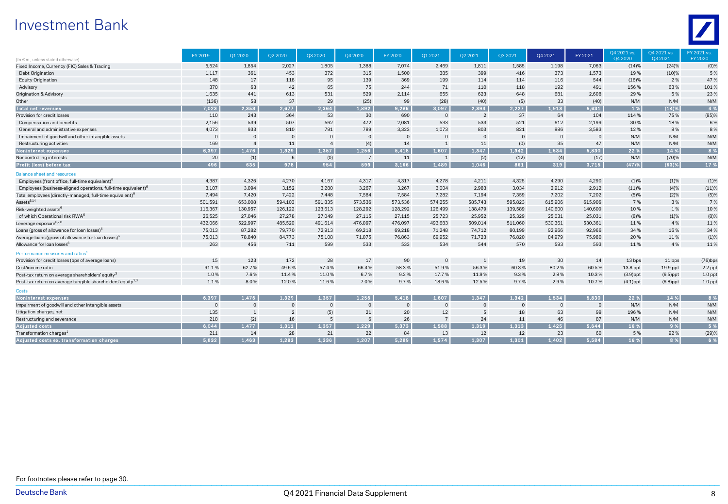# Investment Bank

| (In € m., unless stated otherwise) | FY 2019 | Q1 2020 | Q2 2020 | Q3 2020 | Q4 2020 | FY 2020 | Q1 2021 | Q2 2021 | Q3 2021 | Q4 2021 | FY 2021 | Q4 2021 vs. Q4 2020 | Q4 2021 vs. Q3 2021 | FY 2021 vs. FY 2020 |
|---|---|---|---|---|---|---|---|---|---|---|---|---|---|---|
| Fixed Income, Currency (FIC) Sales & Trading | 5,524 | 1,854 | 2,027 | 1,805 | 1,388 | 7,074 | 2,469 | 1,811 | 1,585 | 1,198 | 7,063 | (14)% | (24)% | (0)% |
| Debt Origination | 1,117 | 361 | 453 | 372 | 315 | 1,500 | 385 | 399 | 416 | 373 | 1,573 | 19 % | (10)% | 5 % |
| Equity Origination | 148 | 17 | 118 | 95 | 139 | 369 | 199 | 114 | 114 | 116 | 544 | (16)% | 2 % | 47 % |
| Advisory | 370 | 63 | 42 | 65 | 75 | 244 | 71 | 110 | 118 | 192 | 491 | 156 % | 63 % | 101 % |
| Origination & Advisory | 1,635 | 441 | 613 | 531 | 529 | 2,114 | 655 | 623 | 648 | 681 | 2,608 | 29 % | 5 % | 23 % |
| Other | (136) | 58 | 37 | 29 | (25) | 99 | (28) | (40) | (5) | 33 | (40) | N/M | N/M | N/M |
| **Total net revenues** | **7,023** | **2,353** | **2,677** | **2,364** | **1,892** | **9,286** | **3,097** | **2,394** | **2,227** | **1,913** | **9,631** | **1 %** | **(14)%** | **4 %** |
| Provision for credit losses | 110 | 243 | 364 | 53 | 30 | 690 | 0 | 2 | 37 | 64 | 104 | 114 % | 75 % | (85)% |
| Compensation and benefits | 2,156 | 539 | 507 | 562 | 472 | 2,081 | 533 | 533 | 521 | 612 | 2,199 | 30 % | 18 % | 6 % |
| General and administrative expenses | 4,073 | 933 | 810 | 791 | 789 | 3,323 | 1,073 | 803 | 821 | 886 | 3,583 | 12 % | 8 % | 8 % |
| Impairment of goodwill and other intangible assets | 0 | 0 | 0 | 0 | 0 | 0 | 0 | 0 | 0 | 0 | 0 | N/M | N/M | N/M |
| Restructuring activities | 169 | 4 | 11 | 4 | (4) | 14 | 1 | 11 | (0) | 35 | 47 | N/M | N/M | N/M |
| **Noninterest expenses** | **6,397** | **1,476** | **1,329** | **1,357** | **1,256** | **5,418** | **1,607** | **1,347** | **1,342** | **1,534** | **5,830** | **22 %** | **14 %** | **8 %** |
| Noncontrolling interests | 20 | (1) | 6 | (0) | 7 | 11 | 1 | (2) | (12) | (4) | (17) | N/M | (70)% | N/M |
| **Profit (loss) before tax** | **496** | **635** | **978** | **954** | **599** | **3,166** | **1,489** | **1,046** | **861** | **319** | **3,715** | **(47)%** | **(63)%** | **17 %** |
| Balance sheet and resources | | | | | | | | | | | | | | |
| Employees (front office, full-time equivalent)[6] | 4,387 | 4,326 | 4,270 | 4,167 | 4,317 | 4,317 | 4,278 | 4,211 | 4,325 | 4,290 | 4,290 | (1)% | (1)% | (1)% |
| Employees (business-aligned operations, full-time equivalent)[6] | 3,107 | 3,094 | 3,152 | 3,280 | 3,267 | 3,267 | 3,004 | 2,983 | 3,034 | 2,912 | 2,912 | (11)% | (4)% | (11)% |
| Total employees (directly-managed, full-time equivalent)[6] | 7,494 | 7,420 | 7,422 | 7,448 | 7,584 | 7,584 | 7,282 | 7,194 | 7,359 | 7,202 | 7,202 | (5)% | (2)% | (5)% |
| Assets[6,14] | 501,591 | 653,008 | 594,103 | 591,835 | 573,536 | 573,536 | 574,255 | 585,743 | 595,823 | 615,906 | 615,906 | 7 % | 3 % | 7 % |
| Risk-weighted assets[6] | 116,367 | 130,957 | 126,122 | 123,613 | 128,292 | 128,292 | 126,499 | 138,479 | 139,589 | 140,600 | 140,600 | 10 % | 1 % | 10 % |
| of which Operational risk RWA[6] | 26,525 | 27,046 | 27,278 | 27,049 | 27,115 | 27,115 | 25,723 | 25,952 | 25,329 | 25,031 | 25,031 | (8)% | (1)% | (8)% |
| Leverage exposure[6,7,8] | 432,066 | 522,997 | 485,520 | 491,614 | 476,097 | 476,097 | 493,683 | 509,014 | 511,060 | 530,361 | 530,361 | 11 % | 4 % | 11 % |
| Loans (gross of allowance for loan losses)[6] | 75,013 | 87,282 | 79,770 | 72,913 | 69,218 | 69,218 | 71,248 | 74,712 | 80,199 | 92,966 | 92,966 | 34 % | 16 % | 34 % |
| Average loans (gross of allowance for loan losses)[6] | 75,013 | 78,840 | 84,773 | 75,108 | 71,075 | 76,863 | 69,952 | 71,723 | 76,820 | 84,979 | 75,980 | 20 % | 11 % | (1)% |
| Allowance for loan losses[6] | 263 | 456 | 711 | 599 | 533 | 533 | 534 | 544 | 570 | 593 | 593 | 11 % | 4 % | 11 % |
| Performance measures and ratios[1] | | | | | | | | | | | | | | |
| Provision for credit losses (bps of average loans) | 15 | 123 | 172 | 28 | 17 | 90 | 0 | 1 | 19 | 30 | 14 | 13 bps | 11 bps | (76)bps |
| Cost/income ratio | 91.1 % | 62.7 % | 49.6 % | 57.4 % | 66.4 % | 58.3 % | 51.9 % | 56.3 % | 60.3 % | 80.2 % | 60.5 % | 13.8 ppt | 19.9 ppt | 2.2 ppt |
| Post-tax return on average shareholders' equity[3] | 1.0 % | 7.6 % | 11.4 % | 11.0 % | 6.7 % | 9.2 % | 17.7 % | 11.9 % | 9.3 % | 2.8 % | 10.3 % | (3.9)ppt | (6.5)ppt | 1.0 ppt |
| Post-tax return on average tangible shareholders' equity[2,3] | 1.1 % | 8.0 % | 12.0 % | 11.6 % | 7.0 % | 9.7 % | 18.6 % | 12.5 % | 9.7 % | 2.9 % | 10.7 % | (4.1)ppt | (6.8)ppt | 1.0 ppt |
| Costs | | | | | | | | | | | | | | |
| **Noninterest expenses** | **6,397** | **1,476** | **1,329** | **1,357** | **1,256** | **5,418** | **1,607** | **1,347** | **1,342** | **1,534** | **5,830** | **22 %** | **14 %** | **8 %** |
| Impairment of goodwill and other intangible assets | 0 | 0 | 0 | 0 | 0 | 0 | 0 | 0 | 0 | 0 | 0 | N/M | N/M | N/M |
| Litigation charges, net | 135 | 1 | 2 | (5) | 21 | 20 | 12 | 5 | 18 | 63 | 99 | 196 % | N/M | N/M |
| Restructuring and severance | 218 | (2) | 16 | 5 | 6 | 26 | 7 | 24 | 11 | 46 | 87 | N/M | N/M | N/M |
| **Adjusted costs** | **6,044** | **1,477** | **1,311** | **1,357** | **1,229** | **5,373** | **1,588** | **1,319** | **1,313** | **1,425** | **5,644** | **16 %** | **9 %** | **5 %** |
| Transformation charges[1] | 211 | 14 | 28 | 21 | 22 | 84 | 13 | 12 | 12 | 23 | 60 | 5 % | 92 % | (29)% |
| **Adjusted costs ex. transformation charges** | **5,832** | **1,463** | **1,283** | **1,336** | **1,207** | **5,289** | **1,574** | **1,307** | **1,301** | **1,402** | **5,584** | **16 %** | **8 %** | **6 %** |

For footnotes please refer to page 30.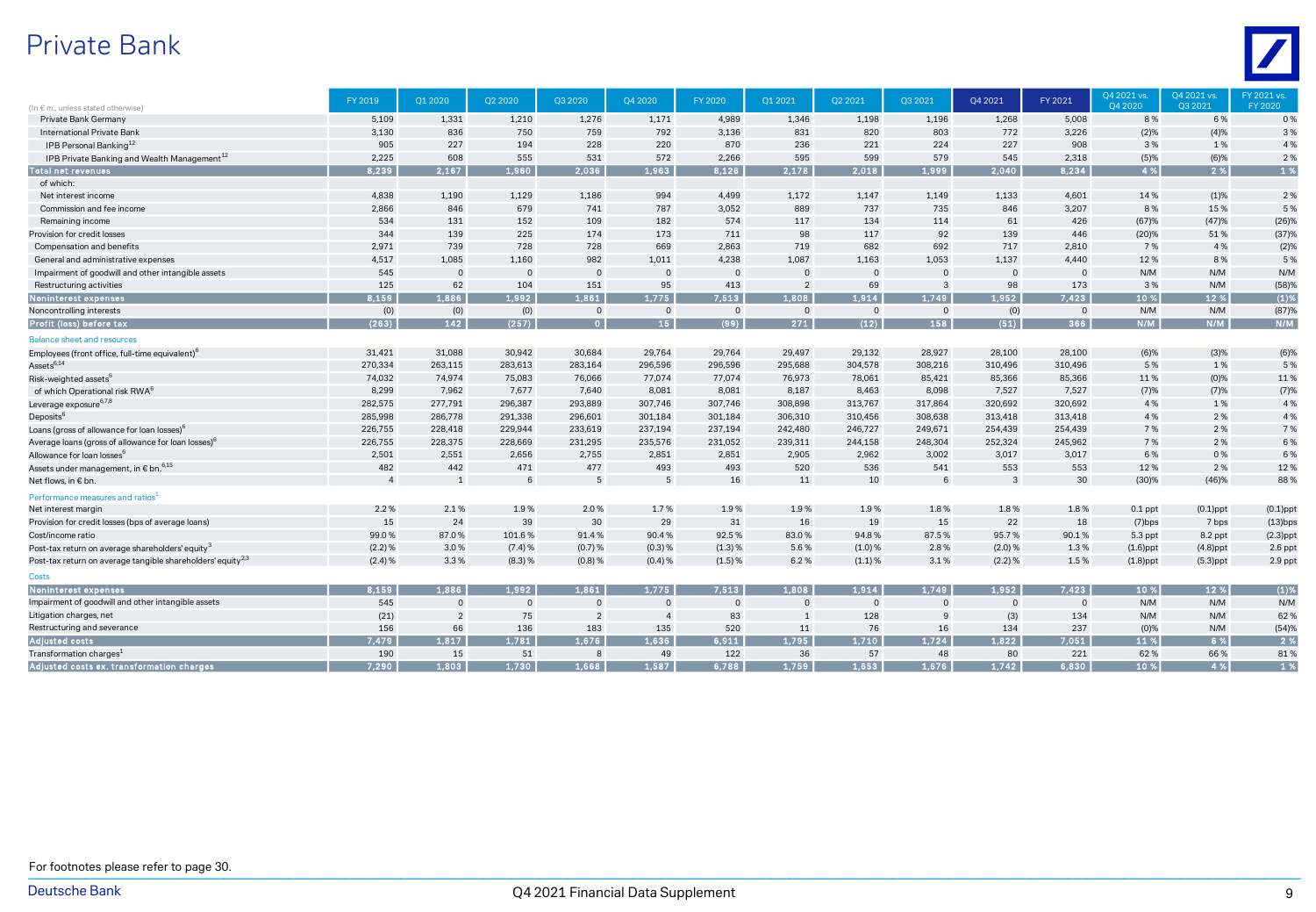# Private Bank

| (In € m., unless stated otherwise) | FY 2019 | Q1 2020 | Q2 2020 | Q3 2020 | Q4 2020 | FY 2020 | Q1 2021 | Q2 2021 | Q3 2021 | Q4 2021 | FY 2021 | Q4 2021 vs. Q4 2020 | Q4 2021 vs. Q3 2021 | FY 2021 vs. FY 2020 |
|---|---|---|---|---|---|---|---|---|---|---|---|---|---|---|
| Private Bank Germany | 5,109 | 1,331 | 1,210 | 1,276 | 1,171 | 4,989 | 1,346 | 1,198 | 1,196 | 1,268 | 5,008 | 8 % | 6 % | 0 % |
| International Private Bank | 3,130 | 836 | 750 | 759 | 792 | 3,136 | 831 | 820 | 803 | 772 | 3,226 | (2)% | (4)% | 3 % |
| IPB Personal Banking[12] | 905 | 227 | 194 | 228 | 220 | 870 | 236 | 221 | 224 | 227 | 908 | 3 % | 1 % | 4 % |
| IPB Private Banking and Wealth Management[12] | 2,225 | 608 | 555 | 531 | 572 | 2,266 | 595 | 599 | 579 | 545 | 2,318 | (5)% | (6)% | 2 % |
| **Total net revenues** | **8,239** | **2,167** | **1,960** | **2,036** | **1,963** | **8,126** | **2,178** | **2,018** | **1,999** | **2,040** | **8,234** | **4 %** | **2 %** | **1 %** |
| of which: | | | | | | | | | | | | | | |
| Net interest income | 4,838 | 1,190 | 1,129 | 1,186 | 994 | 4,499 | 1,172 | 1,147 | 1,149 | 1,133 | 4,601 | 14 % | (1)% | 2 % |
| Commission and fee income | 2,866 | 846 | 679 | 741 | 787 | 3,052 | 889 | 737 | 735 | 846 | 3,207 | 8 % | 15 % | 5 % |
| Remaining income | 534 | 131 | 152 | 109 | 182 | 574 | 117 | 134 | 114 | 61 | 426 | (67)% | (47)% | (26)% |
| Provision for credit losses | 344 | 139 | 225 | 174 | 173 | 711 | 98 | 117 | 92 | 139 | 446 | (20)% | 51 % | (37)% |
| Compensation and benefits | 2,971 | 739 | 728 | 728 | 669 | 2,863 | 719 | 682 | 692 | 717 | 2,810 | 7 % | 4 % | (2)% |
| General and administrative expenses | 4,517 | 1,085 | 1,160 | 982 | 1,011 | 4,238 | 1,087 | 1,163 | 1,053 | 1,137 | 4,440 | 12 % | 8 % | 5 % |
| Impairment of goodwill and other intangible assets | 545 | 0 | 0 | 0 | 0 | 0 | 0 | 0 | 0 | 0 | 0 | N/M | N/M | N/M |
| Restructuring activities | 125 | 62 | 104 | 151 | 95 | 413 | 2 | 69 | 3 | 98 | 173 | 3 % | N/M | (58)% |
| **Noninterest expenses** | **8,159** | **1,886** | **1,992** | **1,861** | **1,775** | **7,513** | **1,808** | **1,914** | **1,749** | **1,952** | **7,423** | **10 %** | **12 %** | **(1)%** |
| Noncontrolling interests | (0) | (0) | (0) | 0 | 0 | 0 | 0 | 0 | 0 | (0) | 0 | N/M | N/M | (87)% |
| **Profit (loss) before tax** | **(263)** | **142** | **(257)** | **0** | **15** | **(99)** | **271** | **(12)** | **158** | **(51)** | **366** | **N/M** | **N/M** | **N/M** |
| Balance sheet and resources | | | | | | | | | | | | | | |
| Employees (front office, full-time equivalent)[6] | 31,421 | 31,088 | 30,942 | 30,684 | 29,764 | 29,764 | 29,497 | 29,132 | 28,927 | 28,100 | 28,100 | (6)% | (3)% | (6)% |
| Assets[6,14] | 270,334 | 263,115 | 283,613 | 283,164 | 296,596 | 296,596 | 295,688 | 304,578 | 308,216 | 310,496 | 310,496 | 5 % | 1 % | 5 % |
| Risk-weighted assets[6] | 74,032 | 74,974 | 75,083 | 76,066 | 77,074 | 77,074 | 76,973 | 78,061 | 85,421 | 85,366 | 85,366 | 11 % | (0)% | 11 % |
| of which Operational risk RWA[6] | 8,299 | 7,962 | 7,677 | 7,640 | 8,081 | 8,081 | 8,187 | 8,463 | 8,098 | 7,527 | 7,527 | (7)% | (7)% | (7)% |
| Leverage exposure[6,7,8] | 282,575 | 277,791 | 296,387 | 293,889 | 307,746 | 307,746 | 308,898 | 313,767 | 317,864 | 320,692 | 320,692 | 4 % | 1 % | 4 % |
| Deposits[6] | 285,998 | 286,778 | 291,338 | 296,601 | 301,184 | 301,184 | 306,310 | 310,456 | 308,638 | 313,418 | 313,418 | 4 % | 2 % | 4 % |
| Loans (gross of allowance for loan losses)[6] | 226,755 | 228,418 | 229,944 | 233,619 | 237,194 | 237,194 | 242,480 | 246,727 | 249,671 | 254,439 | 254,439 | 7 % | 2 % | 7 % |
| Average loans (gross of allowance for loan losses)[6] | 226,755 | 228,375 | 228,669 | 231,295 | 235,576 | 231,052 | 239,311 | 244,158 | 248,304 | 252,324 | 245,962 | 7 % | 2 % | 6 % |
| Allowance for loan losses[6] | 2,501 | 2,551 | 2,656 | 2,755 | 2,851 | 2,851 | 2,905 | 2,962 | 3,002 | 3,017 | 3,017 | 6 % | 0 % | 6 % |
| Assets under management, in € bn.[6,15] | 482 | 442 | 471 | 477 | 493 | 493 | 520 | 536 | 541 | 553 | 553 | 12 % | 2 % | 12 % |
| Net flows, in € bn. | 4 | 1 | 6 | 5 | 5 | 16 | 11 | 10 | 6 | 3 | 30 | (30)% | (46)% | 88 % |
| Performance measures and ratios[1] | | | | | | | | | | | | | | |
| Net interest margin | 2.2 % | 2.1 % | 1.9 % | 2.0 % | 1.7 % | 1.9 % | 1.9 % | 1.9 % | 1.8 % | 1.8 % | 1.8 % | 0.1 ppt | (0.1)ppt | (0.1)ppt |
| Provision for credit losses (bps of average loans) | 15 | 24 | 39 | 30 | 29 | 31 | 16 | 19 | 15 | 22 | 18 | (7)bps | 7 bps | (13)bps |
| Cost/income ratio | 99.0 % | 87.0 % | 101.6 % | 91.4 % | 90.4 % | 92.5 % | 83.0 % | 94.8 % | 87.5 % | 95.7 % | 90.1 % | 5.3 ppt | 8.2 ppt | (2.3)ppt |
| Post-tax return on average shareholders' equity[3] | (2.2) % | 3.0 % | (7.4) % | (0.7) % | (0.3) % | (1.3) % | 5.6 % | (1.0) % | 2.8 % | (2.0) % | 1.3 % | (1.6)ppt | (4.8)ppt | 2.6 ppt |
| Post-tax return on average tangible shareholders' equity[2,3] | (2.4) % | 3.3 % | (8.3) % | (0.8) % | (0.4) % | (1.5) % | 6.2 % | (1.1) % | 3.1 % | (2.2) % | 1.5 % | (1.8)ppt | (5.3)ppt | 2.9 ppt |
| Costs | | | | | | | | | | | | | | |
| **Noninterest expenses** | **8,159** | **1,886** | **1,992** | **1,861** | **1,775** | **7,513** | **1,808** | **1,914** | **1,749** | **1,952** | **7,423** | **10 %** | **12 %** | **(1)%** |
| Impairment of goodwill and other intangible assets | 545 | 0 | 0 | 0 | 0 | 0 | 0 | 0 | 0 | 0 | 0 | N/M | N/M | N/M |
| Litigation charges, net | (21) | 2 | 75 | 2 | 4 | 83 | 1 | 128 | 9 | (3) | 134 | N/M | N/M | 62 % |
| Restructuring and severance | 156 | 66 | 136 | 183 | 135 | 520 | 11 | 76 | 16 | 134 | 237 | (0)% | N/M | (54)% |
| **Adjusted costs** | **7,479** | **1,817** | **1,781** | **1,676** | **1,636** | **6,911** | **1,795** | **1,710** | **1,724** | **1,822** | **7,051** | **11 %** | **6 %** | **2 %** |
| Transformation charges[1] | 190 | 15 | 51 | 8 | 49 | 122 | 36 | 57 | 48 | 80 | 221 | 62 % | 66 % | 81 % |
| **Adjusted costs ex. transformation charges** | **7,290** | **1,803** | **1,730** | **1,668** | **1,587** | **6,788** | **1,759** | **1,653** | **1,676** | **1,742** | **6,830** | **10 %** | **4 %** | **1 %** |

For footnotes please refer to page 30.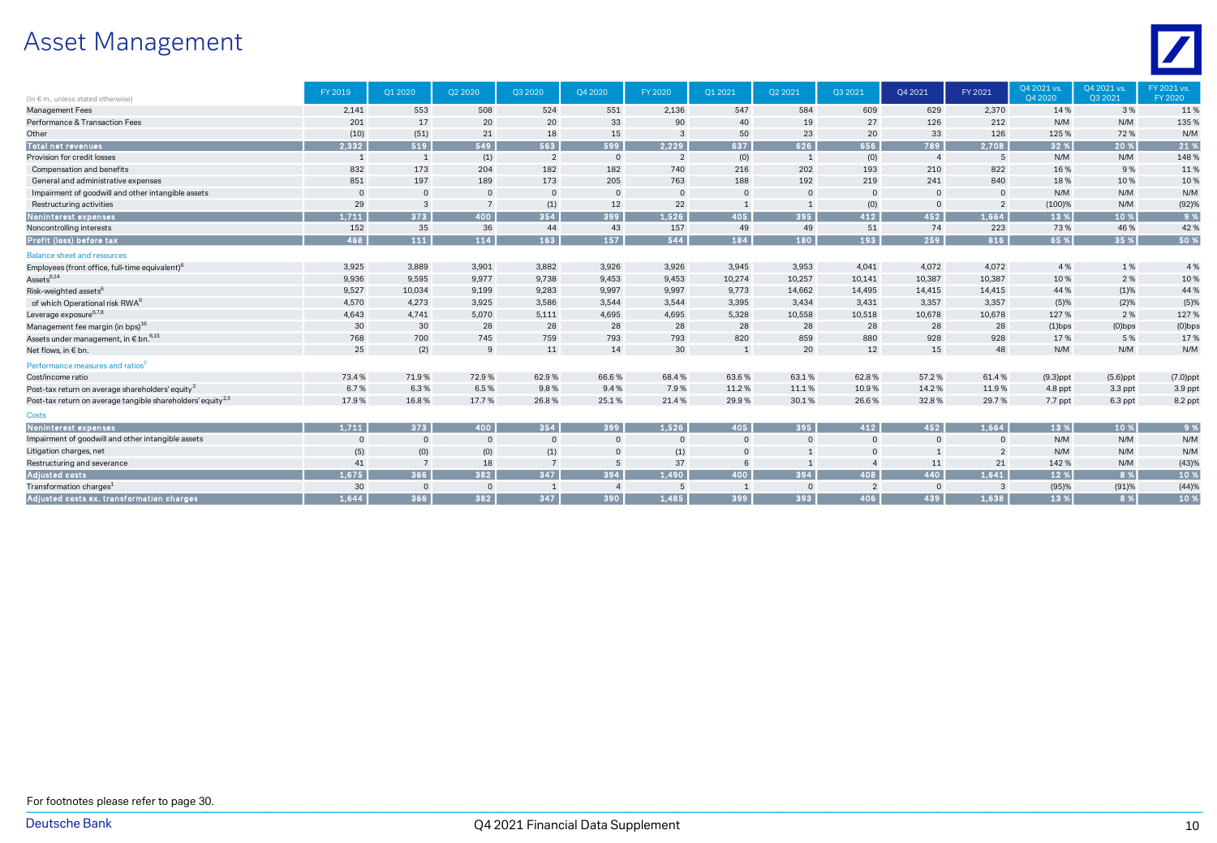# Asset Management

| (In € m., unless stated otherwise) | FY 2019 | Q1 2020 | Q2 2020 | Q3 2020 | Q4 2020 | FY 2020 | Q1 2021 | Q2 2021 | Q3 2021 | Q4 2021 | FY 2021 | Q4 2021 vs. Q4 2020 | Q4 2021 vs. Q3 2021 | FY 2021 vs. FY 2020 |
|---|---|---|---|---|---|---|---|---|---|---|---|---|---|---|
| Management Fees | 2,141 | 553 | 508 | 524 | 551 | 2,136 | 547 | 584 | 609 | 629 | 2,370 | 14 % | 3 % | 11 % |
| Performance & Transaction Fees | 201 | 17 | 20 | 20 | 33 | 90 | 40 | 19 | 27 | 126 | 212 | N/M | N/M | 135 % |
| Other | (10) | (51) | 21 | 18 | 15 | 3 | 50 | 23 | 20 | 33 | 126 | 125 % | 72 % | N/M |
| **Total net revenues** | **2,332** | **519** | **549** | **563** | **599** | **2,229** | **637** | **626** | **656** | **789** | **2,708** | **32 %** | **20 %** | **21 %** |
| Provision for credit losses | 1 | 1 | (1) | 2 | 0 | 2 | (0) | 1 | (0) | 4 | 5 | N/M | N/M | 148 % |
| Compensation and benefits | 832 | 173 | 204 | 182 | 182 | 740 | 216 | 202 | 193 | 210 | 822 | 16 % | 9 % | 11 % |
| General and administrative expenses | 851 | 197 | 189 | 173 | 205 | 763 | 188 | 192 | 219 | 241 | 840 | 18 % | 10 % | 10 % |
| Impairment of goodwill and other intangible assets | 0 | 0 | 0 | 0 | 0 | 0 | 0 | 0 | 0 | 0 | 0 | N/M | N/M | N/M |
| Restructuring activities | 29 | 3 | 7 | (1) | 12 | 22 | 1 | 1 | (0) | 0 | 2 | (100)% | N/M | (92)% |
| **Noninterest expenses** | **1,711** | **373** | **400** | **354** | **399** | **1,526** | **405** | **395** | **412** | **452** | **1,664** | **13 %** | **10 %** | **9 %** |
| Noncontrolling interests | 152 | 35 | 36 | 44 | 43 | 157 | 49 | 49 | 51 | 74 | 223 | 73 % | 46 % | 42 % |
| **Profit (loss) before tax** | **468** | **111** | **114** | **163** | **157** | **544** | **184** | **180** | **193** | **259** | **816** | **65 %** | **35 %** | **50 %** |
| Balance sheet and resources | | | | | | | | | | | | | | |
| Employees (front office, full-time equivalent)[6] | 3,925 | 3,889 | 3,901 | 3,882 | 3,926 | 3,926 | 3,945 | 3,953 | 4,041 | 4,072 | 4,072 | 4 % | 1 % | 4 % |
| Assets[6,14] | 9,936 | 9,595 | 9,977 | 9,738 | 9,453 | 9,453 | 10,274 | 10,257 | 10,141 | 10,387 | 10,387 | 10 % | 2 % | 10 % |
| Risk-weighted assets[6] | 9,527 | 10,034 | 9,199 | 9,283 | 9,997 | 9,997 | 9,773 | 14,662 | 14,495 | 14,415 | 14,415 | 44 % | (1)% | 44 % |
| of which Operational risk RWA[6] | 4,570 | 4,273 | 3,925 | 3,586 | 3,544 | 3,544 | 3,395 | 3,434 | 3,431 | 3,357 | 3,357 | (5)% | (2)% | (5)% |
| Leverage exposure[6,7,8] | 4,643 | 4,741 | 5,070 | 5,111 | 4,695 | 4,695 | 5,328 | 10,558 | 10,518 | 10,678 | 10,678 | 127 % | 2 % | 127 % |
| Management fee margin (in bps)[16] | 30 | 30 | 28 | 28 | 28 | 28 | 28 | 28 | 28 | 28 | 28 | (1)bps | (0)bps | (0)bps |
| Assets under management, in € bn.[6,15] | 768 | 700 | 745 | 759 | 793 | 793 | 820 | 859 | 880 | 928 | 928 | 17 % | 5 % | 17 % |
| Net flows, in € bn. | 25 | (2) | 9 | 11 | 14 | 30 | 1 | 20 | 12 | 15 | 48 | N/M | N/M | N/M |
| Performance measures and ratios[1] | | | | | | | | | | | | | | |
| Cost/income ratio | 73.4 % | 71.9 % | 72.9 % | 62.9 % | 66.6 % | 68.4 % | 63.6 % | 63.1 % | 62.8 % | 57.2 % | 61.4 % | (9.3)ppt | (5.6)ppt | (7.0)ppt |
| Post-tax return on average shareholders' equity[3] | 6.7 % | 6.3 % | 6.5 % | 9.8 % | 9.4 % | 7.9 % | 11.2 % | 11.1 % | 10.9 % | 14.2 % | 11.9 % | 4.8 ppt | 3.3 ppt | 3.9 ppt |
| Post-tax return on average tangible shareholders' equity[2,3] | 17.9 % | 16.8 % | 17.7 % | 26.8 % | 25.1 % | 21.4 % | 29.9 % | 30.1 % | 26.6 % | 32.8 % | 29.7 % | 7.7 ppt | 6.3 ppt | 8.2 ppt |
| Costs | | | | | | | | | | | | | | |
| **Noninterest expenses** | **1,711** | **373** | **400** | **354** | **399** | **1,526** | **405** | **395** | **412** | **452** | **1,664** | **13 %** | **10 %** | **9 %** |
| Impairment of goodwill and other intangible assets | 0 | 0 | 0 | 0 | 0 | 0 | 0 | 0 | 0 | 0 | 0 | N/M | N/M | N/M |
| Litigation charges, net | (5) | (0) | (0) | (1) | 0 | (1) | 0 | 1 | 0 | 1 | 2 | N/M | N/M | N/M |
| Restructuring and severance | 41 | 7 | 18 | 7 | 5 | 37 | 6 | 1 | 4 | 11 | 21 | 142 % | N/M | (43)% |
| **Adjusted costs** | **1,675** | **366** | **382** | **347** | **394** | **1,490** | **400** | **394** | **408** | **440** | **1,641** | **12 %** | **8 %** | **10 %** |
| Transformation charges[1] | 30 | 0 | 0 | 1 | 4 | 5 | 1 | 0 | 2 | 0 | 3 | (95)% | (91)% | (44)% |
| **Adjusted costs ex. transformation charges** | **1,644** | **366** | **382** | **347** | **390** | **1,485** | **399** | **393** | **406** | **439** | **1,638** | **13 %** | **8 %** | **10 %** |

For footnotes please refer to page 30.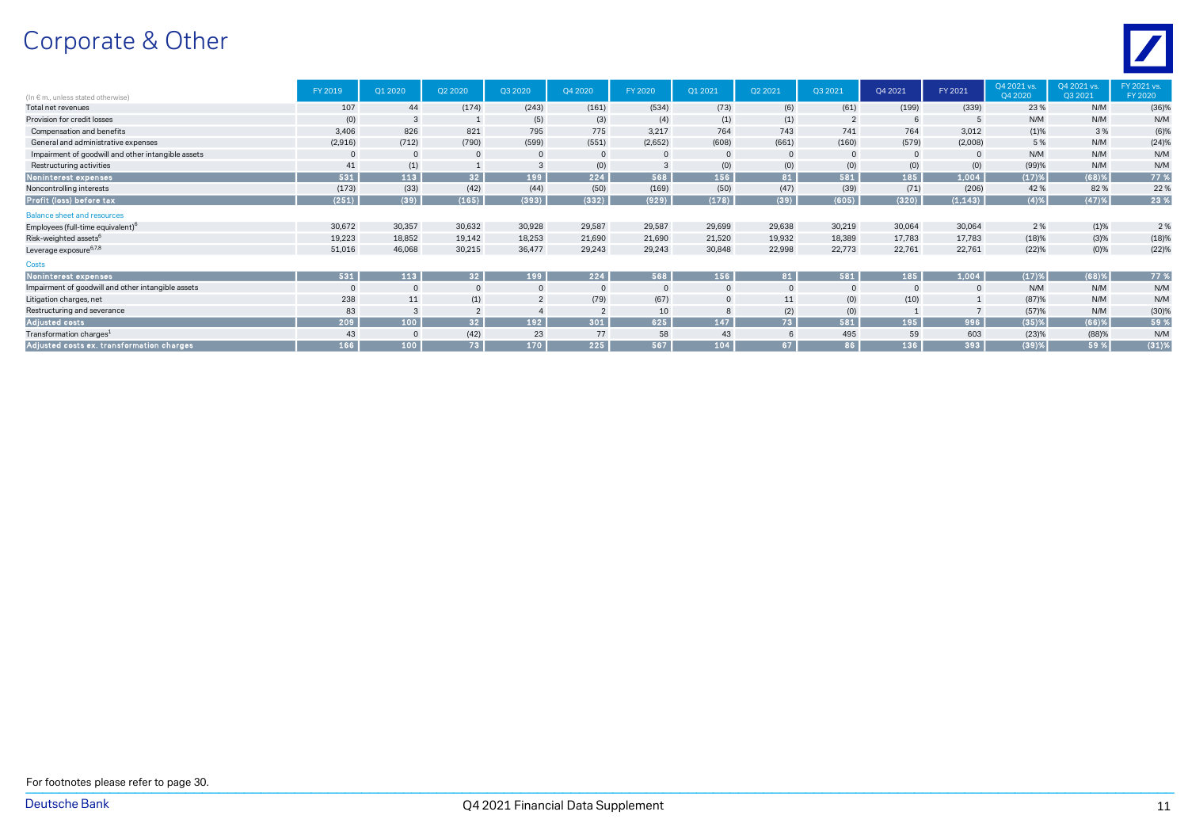# Corporate & Other

| (In € m., unless stated otherwise) | FY 2019 | Q1 2020 | Q2 2020 | Q3 2020 | Q4 2020 | FY 2020 | Q1 2021 | Q2 2021 | Q3 2021 | Q4 2021 | FY 2021 | Q4 2021 vs. Q4 2020 | Q4 2021 vs. Q3 2021 | FY 2021 vs. FY 2020 |
|---|---|---|---|---|---|---|---|---|---|---|---|---|---|---|
| Total net revenues | 107 | 44 | (174) | (243) | (161) | (534) | (73) | (6) | (61) | (199) | (339) | 23 % | N/M | (36)% |
| Provision for credit losses | (0) | 3 | 1 | (5) | (3) | (4) | (1) | (1) | 2 | 6 | 5 | N/M | N/M | N/M |
| Compensation and benefits | 3,406 | 826 | 821 | 795 | 775 | 3,217 | 764 | 743 | 741 | 764 | 3,012 | (1)% | 3 % | (6)% |
| General and administrative expenses | (2,916) | (712) | (790) | (599) | (551) | (2,652) | (608) | (661) | (160) | (579) | (2,008) | 5 % | N/M | (24)% |
| Impairment of goodwill and other intangible assets | 0 | 0 | 0 | 0 | 0 | 0 | 0 | 0 | 0 | 0 | 0 | N/M | N/M | N/M |
| Restructuring activities | 41 | (1) | 1 | 3 | (0) | 3 | (0) | (0) | (0) | (0) | (0) | (99)% | N/M | N/M |
| **Noninterest expenses** | **531** | **113** | **32** | **199** | **224** | **568** | **156** | **81** | **581** | **185** | **1,004** | **(17)%** | **(68)%** | **77 %** |
| Noncontrolling interests | (173) | (33) | (42) | (44) | (50) | (169) | (50) | (47) | (39) | (71) | (206) | 42 % | 82 % | 22 % |
| **Profit (loss) before tax** | **(251)** | **(39)** | **(165)** | **(393)** | **(332)** | **(929)** | **(178)** | **(39)** | **(605)** | **(320)** | **(1,143)** | **(4)%** | **(47)%** | **23 %** |
| **Balance sheet and resources** | | | | | | | | | | | | | | |
| Employees (full-time equivalent)[6] | 30,672 | 30,357 | 30,632 | 30,928 | 29,587 | 29,587 | 29,699 | 29,638 | 30,219 | 30,064 | 30,064 | 2 % | (1)% | 2 % |
| Risk-weighted assets[6] | 19,223 | 18,852 | 19,142 | 18,253 | 21,690 | 21,690 | 21,520 | 19,932 | 18,389 | 17,783 | 17,783 | (18)% | (3)% | (18)% |
| Leverage exposure[6,7,8] | 51,016 | 46,068 | 30,215 | 36,477 | 29,243 | 29,243 | 30,848 | 22,998 | 22,773 | 22,761 | 22,761 | (22)% | (0)% | (22)% |
| **Costs** | | | | | | | | | | | | | | |
| **Noninterest expenses** | **531** | **113** | **32** | **199** | **224** | **568** | **156** | **81** | **581** | **185** | **1,004** | **(17)%** | **(68)%** | **77 %** |
| Impairment of goodwill and other intangible assets | 0 | 0 | 0 | 0 | 0 | 0 | 0 | 0 | 0 | 0 | 0 | N/M | N/M | N/M |
| Litigation charges, net | 238 | 11 | (1) | 2 | (79) | (67) | 0 | 11 | (0) | (10) | 1 | (87)% | N/M | N/M |
| Restructuring and severance | 83 | 3 | 2 | 4 | 2 | 10 | 8 | (2) | (0) | 1 | 7 | (57)% | N/M | (30)% |
| **Adjusted costs** | **209** | **100** | **32** | **192** | **301** | **625** | **147** | **73** | **581** | **195** | **996** | **(35)%** | **(66)%** | **59 %** |
| Transformation charges[1] | 43 | 0 | (42) | 23 | 77 | 58 | 43 | 6 | 495 | 59 | 603 | (23)% | (88)% | N/M |
| **Adjusted costs ex. transformation charges** | **166** | **100** | **73** | **170** | **225** | **567** | **104** | **67** | **86** | **136** | **393** | **(39)%** | **59 %** | **(31)%** |

For footnotes please refer to page 30.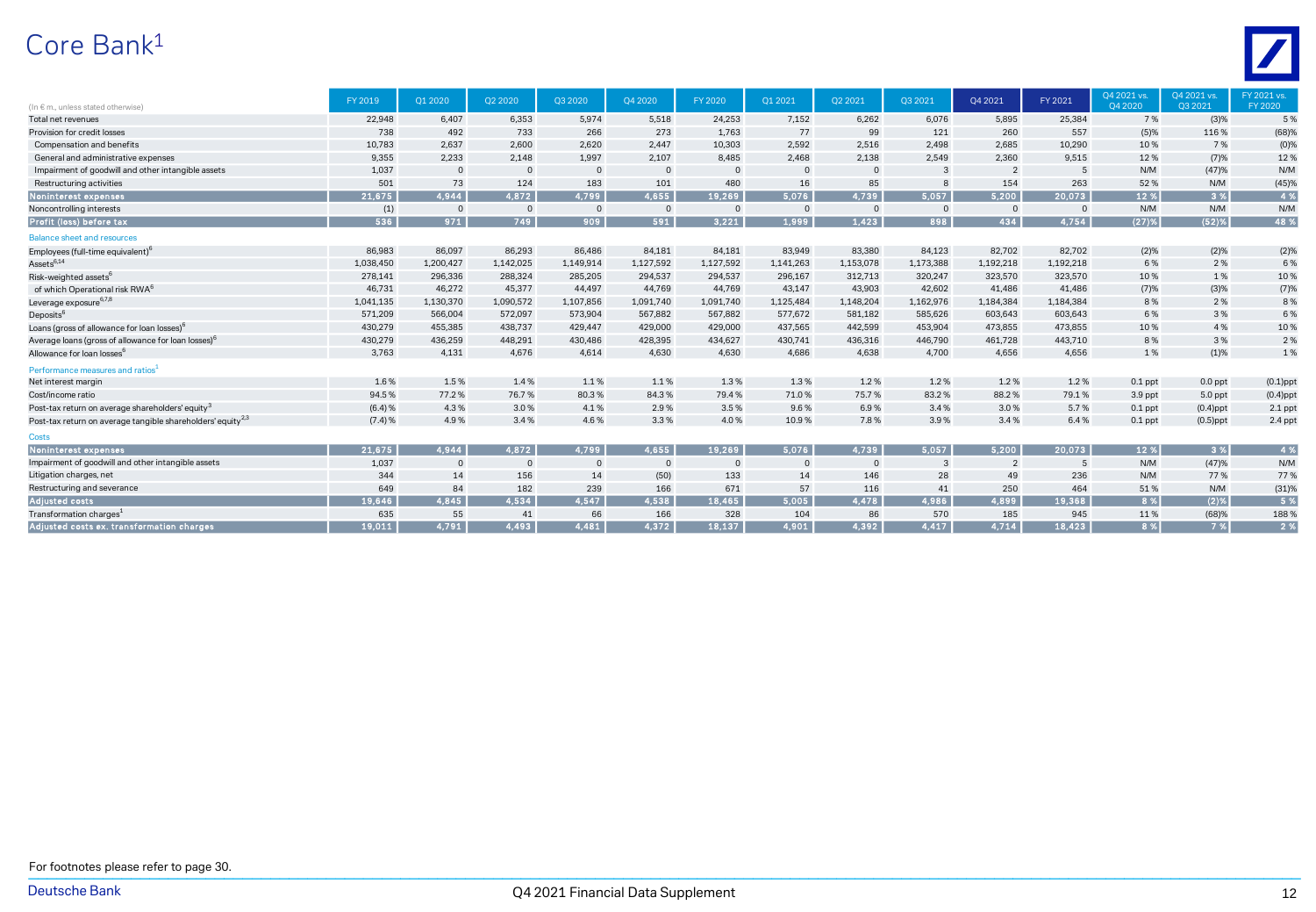# Core Bank[1]

| (In € m., unless stated otherwise) | FY 2019 | Q1 2020 | Q2 2020 | Q3 2020 | Q4 2020 | FY 2020 | Q1 2021 | Q2 2021 | Q3 2021 | Q4 2021 | FY 2021 | Q4 2021 vs. Q4 2020 | Q4 2021 vs. Q3 2021 | FY 2021 vs. FY 2020 |
|---|---|---|---|---|---|---|---|---|---|---|---|---|---|---|
| Total net revenues | 22,948 | 6,407 | 6,353 | 5,974 | 5,518 | 24,253 | 7,152 | 6,262 | 6,076 | 5,895 | 25,384 | 7 % | (3)% | 5 % |
| Provision for credit losses | 738 | 492 | 733 | 266 | 273 | 1,763 | 77 | 99 | 121 | 260 | 557 | (5)% | 116 % | (68)% |
| Compensation and benefits | 10,783 | 2,637 | 2,600 | 2,620 | 2,447 | 10,303 | 2,592 | 2,516 | 2,498 | 2,685 | 10,290 | 10 % | 7 % | (0)% |
| General and administrative expenses | 9,355 | 2,233 | 2,148 | 1,997 | 2,107 | 8,485 | 2,468 | 2,138 | 2,549 | 2,360 | 9,515 | 12 % | (7)% | 12 % |
| Impairment of goodwill and other intangible assets | 1,037 | 0 | 0 | 0 | 0 | 0 | 0 | 0 | 3 | 2 | 5 | N/M | (47)% | N/M |
| Restructuring activities | 501 | 73 | 124 | 183 | 101 | 480 | 16 | 85 | 8 | 154 | 263 | 52 % | N/M | (45)% |
| **Noninterest expenses** | **21,675** | **4,944** | **4,872** | **4,799** | **4,655** | **19,269** | **5,076** | **4,739** | **5,057** | **5,200** | **20,073** | **12 %** | **3 %** | **4 %** |
| Noncontrolling interests | (1) | 0 | 0 | 0 | 0 | 0 | 0 | 0 | 0 | 0 | 0 | N/M | N/M | N/M |
| **Profit (loss) before tax** | **536** | **971** | **749** | **909** | **591** | **3,221** | **1,999** | **1,423** | **898** | **434** | **4,754** | **(27)%** | **(52)%** | **48 %** |
| Balance sheet and resources | | | | | | | | | | | | | | |
| Employees (full-time equivalent)[6] | 86,983 | 86,097 | 86,293 | 86,486 | 84,181 | 84,181 | 83,949 | 83,380 | 84,123 | 82,702 | 82,702 | (2)% | (2)% | (2)% |
| Assets[6,14] | 1,038,450 | 1,200,427 | 1,142,025 | 1,149,914 | 1,127,592 | 1,127,592 | 1,141,263 | 1,153,078 | 1,173,388 | 1,192,218 | 1,192,218 | 6 % | 2 % | 6 % |
| Risk-weighted assets[6] | 278,141 | 296,336 | 288,324 | 285,205 | 294,537 | 294,537 | 296,167 | 312,713 | 320,247 | 323,570 | 323,570 | 10 % | 1 % | 10 % |
| of which Operational risk RWA[6] | 46,731 | 46,272 | 45,377 | 44,497 | 44,769 | 44,769 | 43,147 | 43,903 | 42,602 | 41,486 | 41,486 | (7)% | (3)% | (7)% |
| Leverage exposure[6,7,8] | 1,041,135 | 1,130,370 | 1,090,572 | 1,107,856 | 1,091,740 | 1,091,740 | 1,125,484 | 1,148,204 | 1,162,976 | 1,184,384 | 1,184,384 | 8 % | 2 % | 8 % |
| Deposits[6] | 571,209 | 566,004 | 572,097 | 573,904 | 567,882 | 567,882 | 577,672 | 581,182 | 585,626 | 603,643 | 603,643 | 6 % | 3 % | 6 % |
| Loans (gross of allowance for loan losses)[6] | 430,279 | 455,385 | 438,737 | 429,447 | 429,000 | 429,000 | 437,565 | 442,599 | 453,904 | 473,855 | 473,855 | 10 % | 4 % | 10 % |
| Average loans (gross of allowance for loan losses)[6] | 430,279 | 436,259 | 448,291 | 430,486 | 428,395 | 434,627 | 430,741 | 436,316 | 446,790 | 461,728 | 443,710 | 8 % | 3 % | 2 % |
| Allowance for loan losses[6] | 3,763 | 4,131 | 4,676 | 4,614 | 4,630 | 4,630 | 4,686 | 4,638 | 4,700 | 4,656 | 4,656 | 1 % | (1)% | 1 % |
| Performance measures and ratios[1] | | | | | | | | | | | | | | |
| Net interest margin | 1.6 % | 1.5 % | 1.4 % | 1.1 % | 1.1 % | 1.3 % | 1.3 % | 1.2 % | 1.2 % | 1.2 % | 1.2 % | 0.1 ppt | 0.0 ppt | (0.1)ppt |
| Cost/income ratio | 94.5 % | 77.2 % | 76.7 % | 80.3 % | 84.3 % | 79.4 % | 71.0 % | 75.7 % | 83.2 % | 88.2 % | 79.1 % | 3.9 ppt | 5.0 ppt | (0.4)ppt |
| Post-tax return on average shareholders' equity[3] | (6.4) % | 4.3 % | 3.0 % | 4.1 % | 2.9 % | 3.5 % | 9.6 % | 6.9 % | 3.4 % | 3.0 % | 5.7 % | 0.1 ppt | (0.4)ppt | 2.1 ppt |
| Post-tax return on average tangible shareholders' equity[2,3] | (7.4) % | 4.9 % | 3.4 % | 4.6 % | 3.3 % | 4.0 % | 10.9 % | 7.8 % | 3.9 % | 3.4 % | 6.4 % | 0.1 ppt | (0.5)ppt | 2.4 ppt |
| Costs | | | | | | | | | | | | | | |
| **Noninterest expenses** | **21,675** | **4,944** | **4,872** | **4,799** | **4,655** | **19,269** | **5,076** | **4,739** | **5,057** | **5,200** | **20,073** | **12 %** | **3 %** | **4 %** |
| Impairment of goodwill and other intangible assets | 1,037 | 0 | 0 | 0 | 0 | 0 | 0 | 0 | 3 | 2 | 5 | N/M | (47)% | N/M |
| Litigation charges, net | 344 | 14 | 156 | 14 | (50) | 133 | 14 | 146 | 28 | 49 | 236 | N/M | 77 % | 77 % |
| Restructuring and severance | 649 | 84 | 182 | 239 | 166 | 671 | 57 | 116 | 41 | 250 | 464 | 51 % | N/M | (31)% |
| **Adjusted costs** | **19,646** | **4,845** | **4,534** | **4,547** | **4,538** | **18,465** | **5,005** | **4,478** | **4,986** | **4,899** | **19,368** | **8 %** | **(2)%** | **5 %** |
| Transformation charges[1] | 635 | 55 | 41 | 66 | 166 | 328 | 104 | 86 | 570 | 185 | 945 | 11 % | (68)% | 188 % |
| **Adjusted costs ex. transformation charges** | **19,011** | **4,791** | **4,493** | **4,481** | **4,372** | **18,137** | **4,901** | **4,392** | **4,417** | **4,714** | **18,423** | **8 %** | **7 %** | **2 %** |

For footnotes please refer to page 30.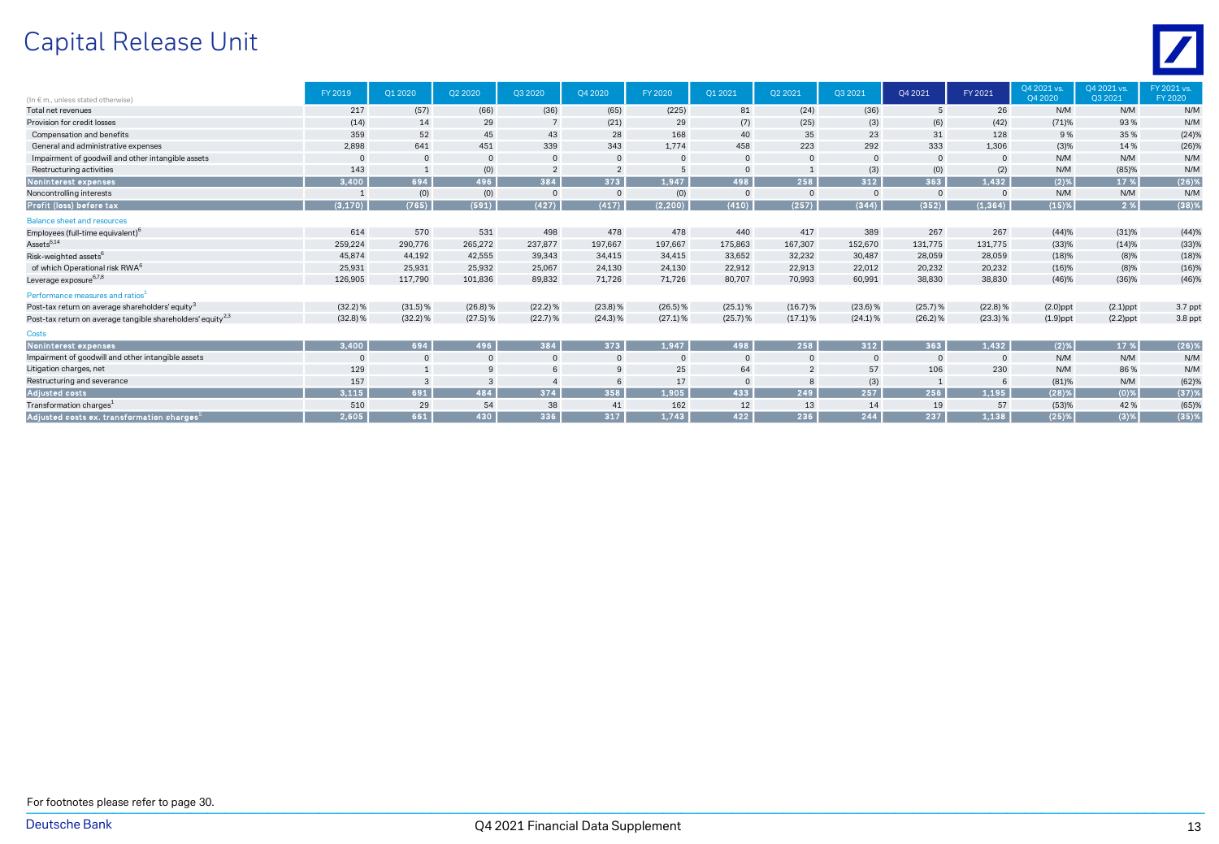# Capital Release Unit

| (In € m., unless stated otherwise) | FY 2019 | Q1 2020 | Q2 2020 | Q3 2020 | Q4 2020 | FY 2020 | Q1 2021 | Q2 2021 | Q3 2021 | Q4 2021 | FY 2021 | Q4 2021 vs. Q4 2020 | Q4 2021 vs. Q3 2021 | FY 2021 vs. FY 2020 |
|---|---|---|---|---|---|---|---|---|---|---|---|---|---|---|
| Total net revenues | 217 | (57) | (66) | (36) | (65) | (225) | 81 | (24) | (36) | 5 | 26 | N/M | N/M | N/M |
| Provision for credit losses | (14) | 14 | 29 | 7 | (21) | 29 | (7) | (25) | (3) | (6) | (42) | (71)% | 93 % | N/M |
| Compensation and benefits | 359 | 52 | 45 | 43 | 28 | 168 | 40 | 35 | 23 | 31 | 128 | 9 % | 35 % | (24)% |
| General and administrative expenses | 2,898 | 641 | 451 | 339 | 343 | 1,774 | 458 | 223 | 292 | 333 | 1,306 | (3)% | 14 % | (26)% |
| Impairment of goodwill and other intangible assets | 0 | 0 | 0 | 0 | 0 | 0 | 0 | 0 | 0 | 0 | 0 | N/M | N/M | N/M |
| Restructuring activities | 143 | 1 | (0) | 2 | 2 | 5 | 0 | 1 | (3) | (0) | (2) | N/M | (85)% | N/M |
| **Noninterest expenses** | **3,400** | **694** | **496** | **384** | **373** | **1,947** | **498** | **258** | **312** | **363** | **1,432** | **(2)%** | **17 %** | **(26)%** |
| Noncontrolling interests | 1 | (0) | (0) | 0 | 0 | (0) | 0 | 0 | 0 | 0 | 0 | N/M | N/M | N/M |
| **Profit (loss) before tax** | **(3,170)** | **(765)** | **(591)** | **(427)** | **(417)** | **(2,200)** | **(410)** | **(257)** | **(344)** | **(352)** | **(1,364)** | **(15)%** | **2 %** | **(38)%** |
| Balance sheet and resources | | | | | | | | | | | | | | |
| Employees (full-time equivalent)[6] | 614 | 570 | 531 | 498 | 478 | 478 | 440 | 417 | 389 | 267 | 267 | (44)% | (31)% | (44)% |
| Assets[6,14] | 259,224 | 290,776 | 265,272 | 237,877 | 197,667 | 197,667 | 175,863 | 167,307 | 152,670 | 131,775 | 131,775 | (33)% | (14)% | (33)% |
| Risk-weighted assets[6] | 45,874 | 44,192 | 42,555 | 39,343 | 34,415 | 34,415 | 33,652 | 32,232 | 30,487 | 28,059 | 28,059 | (18)% | (8)% | (18)% |
| of which Operational risk RWA[6] | 25,931 | 25,931 | 25,932 | 25,067 | 24,130 | 24,130 | 22,912 | 22,913 | 22,012 | 20,232 | 20,232 | (16)% | (8)% | (16)% |
| Leverage exposure[6,7,8] | 126,905 | 117,790 | 101,836 | 89,832 | 71,726 | 71,726 | 80,707 | 70,993 | 60,991 | 38,830 | 38,830 | (46)% | (36)% | (46)% |
| Performance measures and ratios[1] | | | | | | | | | | | | | | |
| Post-tax return on average shareholders' equity[3] | (32.2) % | (31.5) % | (26.8) % | (22.2) % | (23.8) % | (26.5) % | (25.1) % | (16.7) % | (23.6) % | (25.7) % | (22.8) % | (2.0)ppt | (2.1)ppt | 3.7 ppt |
| Post-tax return on average tangible shareholders' equity[2,3] | (32.8) % | (32.2) % | (27.5) % | (22.7) % | (24.3) % | (27.1) % | (25.7) % | (17.1) % | (24.1) % | (26.2) % | (23.3) % | (1.9)ppt | (2.2)ppt | 3.8 ppt |
| Costs | | | | | | | | | | | | | | |
| **Noninterest expenses** | **3,400** | **694** | **496** | **384** | **373** | **1,947** | **498** | **258** | **312** | **363** | **1,432** | **(2)%** | **17 %** | **(26)%** |
| Impairment of goodwill and other intangible assets | 0 | 0 | 0 | 0 | 0 | 0 | 0 | 0 | 0 | 0 | 0 | N/M | N/M | N/M |
| Litigation charges, net | 129 | 1 | 9 | 6 | 9 | 25 | 64 | 2 | 57 | 106 | 230 | N/M | 86 % | N/M |
| Restructuring and severance | 157 | 3 | 3 | 4 | 6 | 17 | 0 | 8 | (3) | 1 | 6 | (81)% | N/M | (62)% |
| **Adjusted costs** | **3,115** | **691** | **484** | **374** | **358** | **1,905** | **433** | **249** | **257** | **256** | **1,195** | **(28)%** | **(0)%** | **(37)%** |
| Transformation charges[1] | 510 | 29 | 54 | 38 | 41 | 162 | 12 | 13 | 14 | 19 | 57 | (53)% | 42 % | (65)% |
| **Adjusted costs ex. transformation charges[1]** | **2,605** | **661** | **430** | **336** | **317** | **1,743** | **422** | **236** | **244** | **237** | **1,138** | **(25)%** | **(3)%** | **(35)%** |

For footnotes please refer to page 30.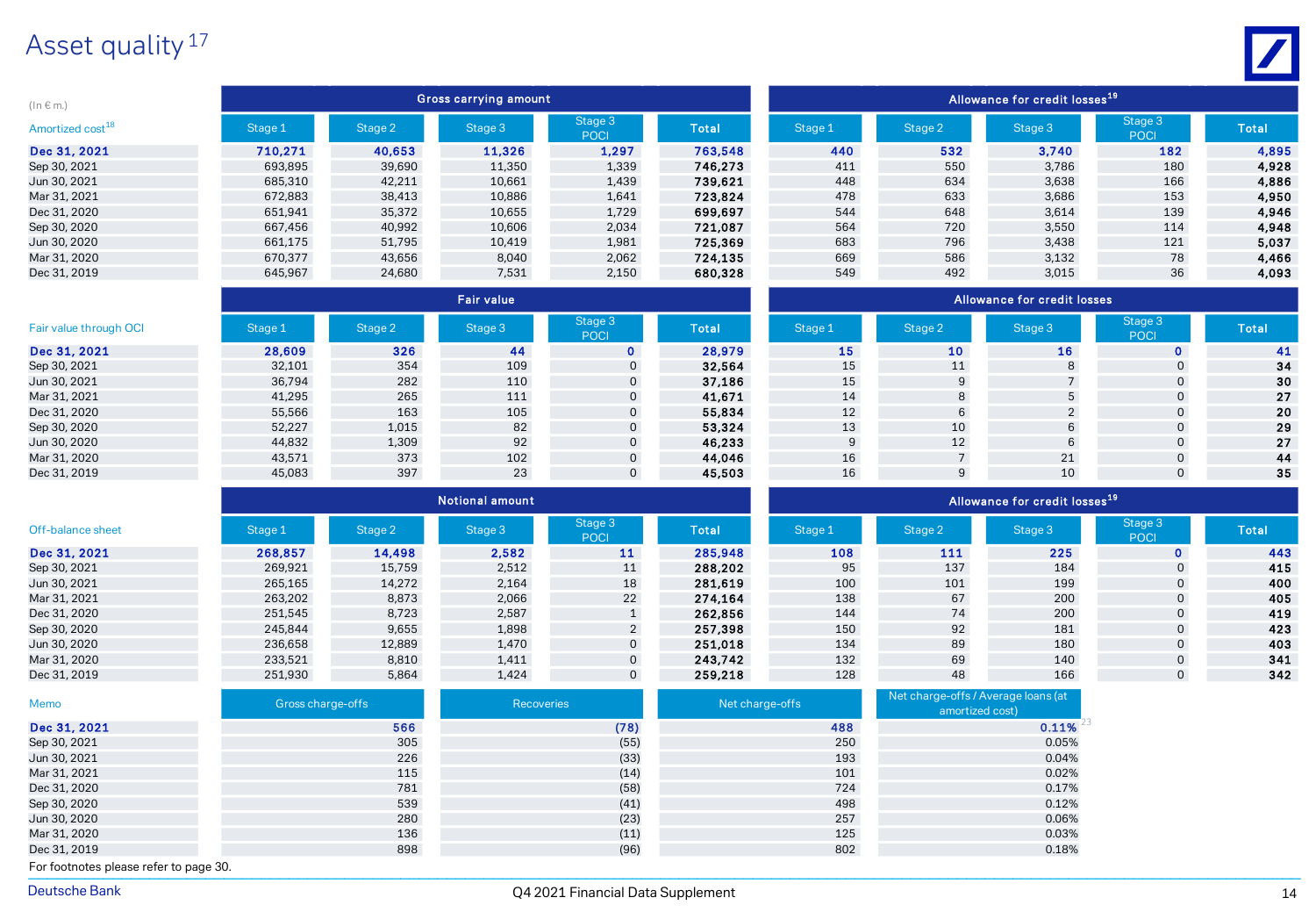# Asset quality[17]

(In € m.)

| Amortized cost[18] | Gross carrying amount – Stage 1 | Stage 2 | Stage 3 | Stage 3 POCI | Total | Allowance for credit losses[19] – Stage 1 | Stage 2 | Stage 3 | Stage 3 POCI | Total |
|---|---|---|---|---|---|---|---|---|---|---|
| **Dec 31, 2021** | **710,271** | **40,653** | **11,326** | **1,297** | **763,548** | **440** | **532** | **3,740** | **182** | **4,895** |
| Sep 30, 2021 | 693,895 | 39,690 | 11,350 | 1,339 | **746,273** | 411 | 550 | 3,786 | 180 | **4,928** |
| Jun 30, 2021 | 685,310 | 42,211 | 10,661 | 1,439 | **739,621** | 448 | 634 | 3,638 | 166 | **4,886** |
| Mar 31, 2021 | 672,883 | 38,413 | 10,886 | 1,641 | **723,824** | 478 | 633 | 3,686 | 153 | **4,950** |
| Dec 31, 2020 | 651,941 | 35,372 | 10,655 | 1,729 | **699,697** | 544 | 648 | 3,614 | 139 | **4,946** |
| Sep 30, 2020 | 667,456 | 40,992 | 10,606 | 2,034 | **721,087** | 564 | 720 | 3,550 | 114 | **4,948** |
| Jun 30, 2020 | 661,175 | 51,795 | 10,419 | 1,981 | **725,369** | 683 | 796 | 3,438 | 121 | **5,037** |
| Mar 31, 2020 | 670,377 | 43,656 | 8,040 | 2,062 | **724,135** | 669 | 586 | 3,132 | 78 | **4,466** |
| Dec 31, 2019 | 645,967 | 24,680 | 7,531 | 2,150 | **680,328** | 549 | 492 | 3,015 | 36 | **4,093** |

| Fair value through OCI | Fair value – Stage 1 | Stage 2 | Stage 3 | Stage 3 POCI | Total | Allowance for credit losses – Stage 1 | Stage 2 | Stage 3 | Stage 3 POCI | Total |
|---|---|---|---|---|---|---|---|---|---|---|
| **Dec 31, 2021** | **28,609** | **326** | **44** | **0** | **28,979** | **15** | **10** | **16** | **0** | **41** |
| Sep 30, 2021 | 32,101 | 354 | 109 | 0 | **32,564** | 15 | 11 | 8 | 0 | **34** |
| Jun 30, 2021 | 36,794 | 282 | 110 | 0 | **37,186** | 15 | 9 | 7 | 0 | **30** |
| Mar 31, 2021 | 41,295 | 265 | 111 | 0 | **41,671** | 14 | 8 | 5 | 0 | **27** |
| Dec 31, 2020 | 55,566 | 163 | 105 | 0 | **55,834** | 12 | 6 | 2 | 0 | **20** |
| Sep 30, 2020 | 52,227 | 1,015 | 82 | 0 | **53,324** | 13 | 10 | 6 | 0 | **29** |
| Jun 30, 2020 | 44,832 | 1,309 | 92 | 0 | **46,233** | 9 | 12 | 6 | 0 | **27** |
| Mar 31, 2020 | 43,571 | 373 | 102 | 0 | **44,046** | 16 | 7 | 21 | 0 | **44** |
| Dec 31, 2019 | 45,083 | 397 | 23 | 0 | **45,503** | 16 | 9 | 10 | 0 | **35** |

| Off-balance sheet | Notional amount – Stage 1 | Stage 2 | Stage 3 | Stage 3 POCI | Total | Allowance for credit losses[19] – Stage 1 | Stage 2 | Stage 3 | Stage 3 POCI | Total |
|---|---|---|---|---|---|---|---|---|---|---|
| **Dec 31, 2021** | **268,857** | **14,498** | **2,582** | **11** | **285,948** | **108** | **111** | **225** | **0** | **443** |
| Sep 30, 2021 | 269,921 | 15,759 | 2,512 | 11 | **288,202** | 95 | 137 | 184 | 0 | **415** |
| Jun 30, 2021 | 265,165 | 14,272 | 2,164 | 18 | **281,619** | 100 | 101 | 199 | 0 | **400** |
| Mar 31, 2021 | 263,202 | 8,873 | 2,066 | 22 | **274,164** | 138 | 67 | 200 | 0 | **405** |
| Dec 31, 2020 | 251,545 | 8,723 | 2,587 | 1 | **262,856** | 144 | 74 | 200 | 0 | **419** |
| Sep 30, 2020 | 245,844 | 9,655 | 1,898 | 2 | **257,398** | 150 | 92 | 181 | 0 | **423** |
| Jun 30, 2020 | 236,658 | 12,889 | 1,470 | 0 | **251,018** | 134 | 89 | 180 | 0 | **403** |
| Mar 31, 2020 | 233,521 | 8,810 | 1,411 | 0 | **243,742** | 132 | 69 | 140 | 0 | **341** |
| Dec 31, 2019 | 251,930 | 5,864 | 1,424 | 0 | **259,218** | 128 | 48 | 166 | 0 | **342** |

| Memo | Gross charge-offs | Recoveries | Net charge-offs | Net charge-offs / Average loans (at amortized cost) |
|---|---|---|---|---|
| **Dec 31, 2021** | **566** | **(78)** | **488** | **0.11%**[23] |
| Sep 30, 2021 | 305 | (55) | 250 | 0.05% |
| Jun 30, 2021 | 226 | (33) | 193 | 0.04% |
| Mar 31, 2021 | 115 | (14) | 101 | 0.02% |
| Dec 31, 2020 | 781 | (58) | 724 | 0.17% |
| Sep 30, 2020 | 539 | (41) | 498 | 0.12% |
| Jun 30, 2020 | 280 | (23) | 257 | 0.06% |
| Mar 31, 2020 | 136 | (11) | 125 | 0.03% |
| Dec 31, 2019 | 898 | (96) | 802 | 0.18% |

For footnotes please refer to page 30.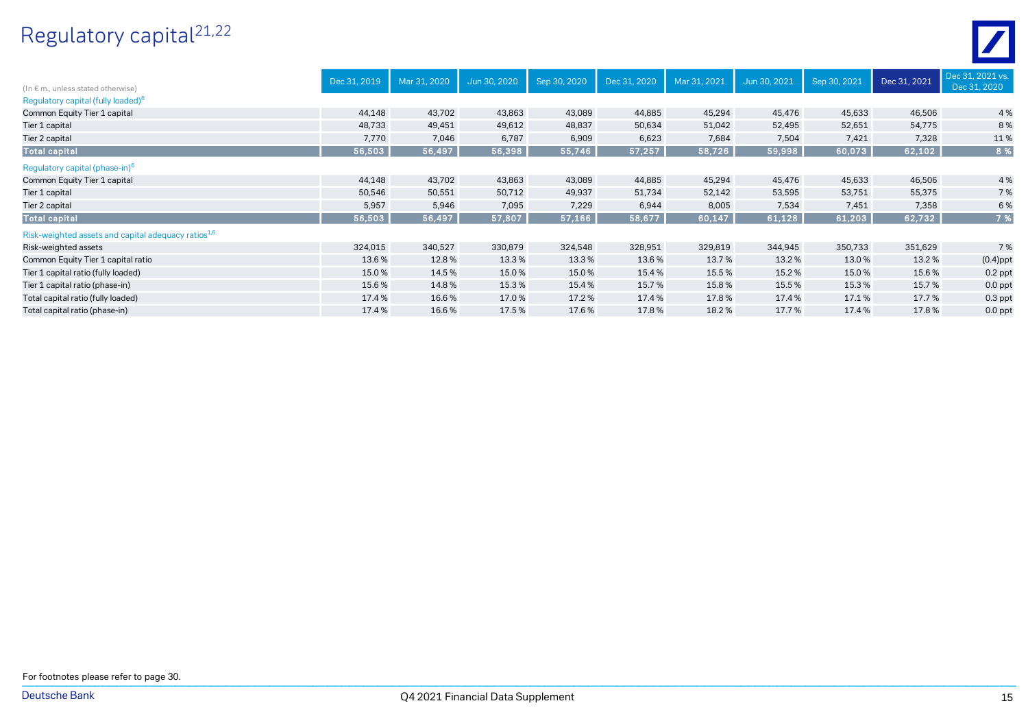# Regulatory capital[21,22]

| (In € m., unless stated otherwise) | Dec 31, 2019 | Mar 31, 2020 | Jun 30, 2020 | Sep 30, 2020 | Dec 31, 2020 | Mar 31, 2021 | Jun 30, 2021 | Sep 30, 2021 | Dec 31, 2021 | Dec 31, 2021 vs. Dec 31, 2020 |
|---|---|---|---|---|---|---|---|---|---|---|
| Regulatory capital (fully loaded)[6] | | | | | | | | | | |
| Common Equity Tier 1 capital | 44,148 | 43,702 | 43,863 | 43,089 | 44,885 | 45,294 | 45,476 | 45,633 | 46,506 | 4 % |
| Tier 1 capital | 48,733 | 49,451 | 49,612 | 48,837 | 50,634 | 51,042 | 52,495 | 52,651 | 54,775 | 8 % |
| Tier 2 capital | 7,770 | 7,046 | 6,787 | 6,909 | 6,623 | 7,684 | 7,504 | 7,421 | 7,328 | 11 % |
| **Total capital** | **56,503** | **56,497** | **56,398** | **55,746** | **57,257** | **58,726** | **59,998** | **60,073** | **62,102** | **8 %** |
| Regulatory capital (phase-in)[6] | | | | | | | | | | |
| Common Equity Tier 1 capital | 44,148 | 43,702 | 43,863 | 43,089 | 44,885 | 45,294 | 45,476 | 45,633 | 46,506 | 4 % |
| Tier 1 capital | 50,546 | 50,551 | 50,712 | 49,937 | 51,734 | 52,142 | 53,595 | 53,751 | 55,375 | 7 % |
| Tier 2 capital | 5,957 | 5,946 | 7,095 | 7,229 | 6,944 | 8,005 | 7,534 | 7,451 | 7,358 | 6 % |
| **Total capital** | **56,503** | **56,497** | **57,807** | **57,166** | **58,677** | **60,147** | **61,128** | **61,203** | **62,732** | **7 %** |
| Risk-weighted assets and capital adequacy ratios[1,6] | | | | | | | | | | |
| Risk-weighted assets | 324,015 | 340,527 | 330,879 | 324,548 | 328,951 | 329,819 | 344,945 | 350,733 | 351,629 | 7 % |
| Common Equity Tier 1 capital ratio | 13.6 % | 12.8 % | 13.3 % | 13.3 % | 13.6 % | 13.7 % | 13.2 % | 13.0 % | 13.2 % | (0.4)ppt |
| Tier 1 capital ratio (fully loaded) | 15.0 % | 14.5 % | 15.0 % | 15.0 % | 15.4 % | 15.5 % | 15.2 % | 15.0 % | 15.6 % | 0.2 ppt |
| Tier 1 capital ratio (phase-in) | 15.6 % | 14.8 % | 15.3 % | 15.4 % | 15.7 % | 15.8 % | 15.5 % | 15.3 % | 15.7 % | 0.0 ppt |
| Total capital ratio (fully loaded) | 17.4 % | 16.6 % | 17.0 % | 17.2 % | 17.4 % | 17.8 % | 17.4 % | 17.1 % | 17.7 % | 0.3 ppt |
| Total capital ratio (phase-in) | 17.4 % | 16.6 % | 17.5 % | 17.6 % | 17.8 % | 18.2 % | 17.7 % | 17.4 % | 17.8 % | 0.0 ppt |

For footnotes please refer to page 30.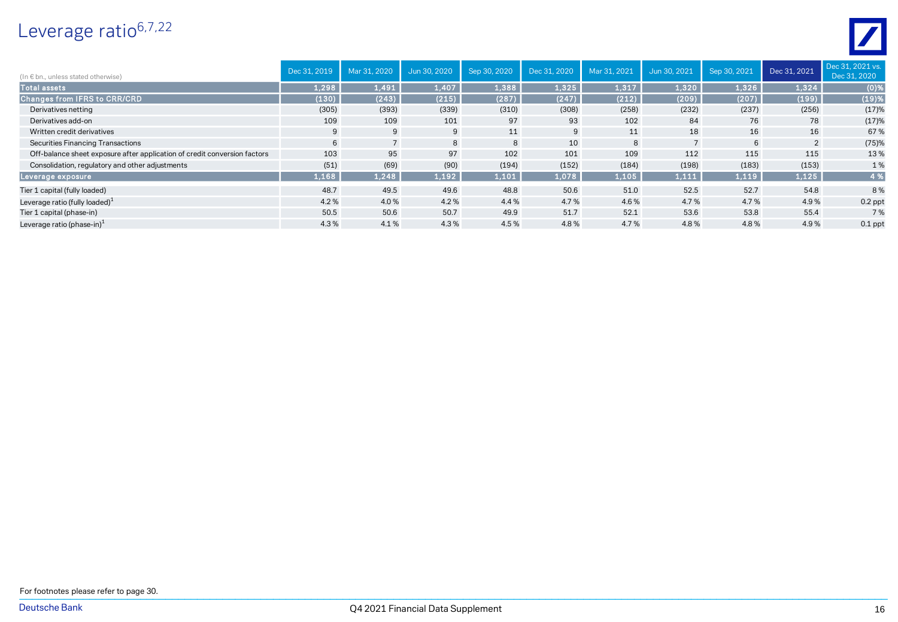# Leverage ratio[6,7,22]

| (In € bn., unless stated otherwise) | Dec 31, 2019 | Mar 31, 2020 | Jun 30, 2020 | Sep 30, 2020 | Dec 31, 2020 | Mar 31, 2021 | Jun 30, 2021 | Sep 30, 2021 | Dec 31, 2021 | Dec 31, 2021 vs. Dec 31, 2020 |
|---|---|---|---|---|---|---|---|---|---|---|
| **Total assets** | **1,298** | **1,491** | **1,407** | **1,388** | **1,325** | **1,317** | **1,320** | **1,326** | **1,324** | **(0)%** |
| **Changes from IFRS to CRR/CRD** | **(130)** | **(243)** | **(215)** | **(287)** | **(247)** | **(212)** | **(209)** | **(207)** | **(199)** | **(19)%** |
| Derivatives netting | (305) | (393) | (339) | (310) | (308) | (258) | (232) | (237) | (256) | (17)% |
| Derivatives add-on | 109 | 109 | 101 | 97 | 93 | 102 | 84 | 76 | 78 | (17)% |
| Written credit derivatives | 9 | 9 | 9 | 11 | 9 | 11 | 18 | 16 | 16 | 67 % |
| Securities Financing Transactions | 6 | 7 | 8 | 8 | 10 | 8 | 7 | 6 | 2 | (75)% |
| Off-balance sheet exposure after application of credit conversion factors | 103 | 95 | 97 | 102 | 101 | 109 | 112 | 115 | 115 | 13 % |
| Consolidation, regulatory and other adjustments | (51) | (69) | (90) | (194) | (152) | (184) | (198) | (183) | (153) | 1 % |
| **Leverage exposure** | **1,168** | **1,248** | **1,192** | **1,101** | **1,078** | **1,105** | **1,111** | **1,119** | **1,125** | **4 %** |
| Tier 1 capital (fully loaded) | 48.7 | 49.5 | 49.6 | 48.8 | 50.6 | 51.0 | 52.5 | 52.7 | 54.8 | 8 % |
| Leverage ratio (fully loaded)[1] | 4.2 % | 4.0 % | 4.2 % | 4.4 % | 4.7 % | 4.6 % | 4.7 % | 4.7 % | 4.9 % | 0.2 ppt |
| Tier 1 capital (phase-in) | 50.5 | 50.6 | 50.7 | 49.9 | 51.7 | 52.1 | 53.6 | 53.8 | 55.4 | 7 % |
| Leverage ratio (phase-in)[1] | 4.3 % | 4.1 % | 4.3 % | 4.5 % | 4.8 % | 4.7 % | 4.8 % | 4.8 % | 4.9 % | 0.1 ppt |

For footnotes please refer to page 30.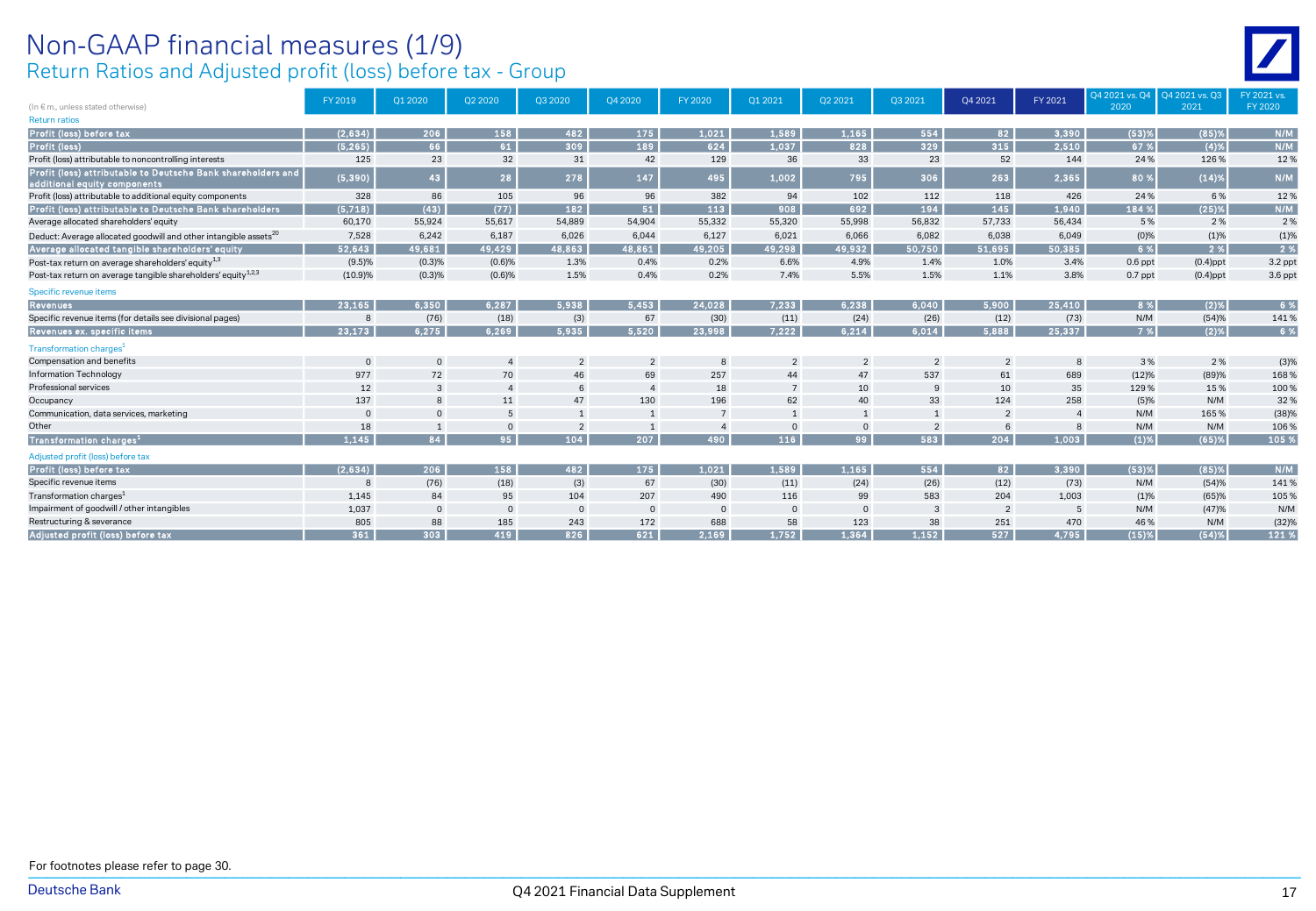# Non-GAAP financial measures (1/9)

## Return Ratios and Adjusted profit (loss) before tax - Group

| (In € m., unless stated otherwise) | FY 2019 | Q1 2020 | Q2 2020 | Q3 2020 | Q4 2020 | FY 2020 | Q1 2021 | Q2 2021 | Q3 2021 | Q4 2021 | FY 2021 | Q4 2021 vs. Q4 2020 | Q4 2021 vs. Q3 2021 | FY 2021 vs. FY 2020 |
|---|---|---|---|---|---|---|---|---|---|---|---|---|---|---|
| Return ratios | | | | | | | | | | | | | | |
| **Profit (loss) before tax** | (2,634) | 206 | 158 | 482 | 175 | 1,021 | 1,589 | 1,165 | 554 | 82 | 3,390 | (53)% | (85)% | N/M |
| **Profit (loss)** | (5,265) | 66 | 61 | 309 | 189 | 624 | 1,037 | 828 | 329 | 315 | 2,510 | 67 % | (4)% | N/M |
| Profit (loss) attributable to noncontrolling interests | 125 | 23 | 32 | 31 | 42 | 129 | 36 | 33 | 23 | 52 | 144 | 24 % | 126 % | 12 % |
| **Profit (loss) attributable to Deutsche Bank shareholders and additional equity components** | (5,390) | 43 | 28 | 278 | 147 | 495 | 1,002 | 795 | 306 | 263 | 2,365 | 80 % | (14)% | N/M |
| Profit (loss) attributable to additional equity components | 328 | 86 | 105 | 96 | 96 | 382 | 94 | 102 | 112 | 118 | 426 | 24 % | 6 % | 12 % |
| **Profit (loss) attributable to Deutsche Bank shareholders** | (5,718) | (43) | (77) | 182 | 51 | 113 | 908 | 692 | 194 | 145 | 1,940 | 184 % | (25)% | N/M |
| Average allocated shareholders' equity | 60,170 | 55,924 | 55,617 | 54,889 | 54,904 | 55,332 | 55,320 | 55,998 | 56,832 | 57,733 | 56,434 | 5 % | 2 % | 2 % |
| Deduct: Average allocated goodwill and other intangible assets[20] | 7,528 | 6,242 | 6,187 | 6,026 | 6,044 | 6,127 | 6,021 | 6,066 | 6,082 | 6,038 | 6,049 | (0)% | (1)% | (1)% |
| **Average allocated tangible shareholders' equity** | 52,643 | 49,681 | 49,429 | 48,863 | 48,861 | 49,205 | 49,298 | 49,932 | 50,750 | 51,695 | 50,385 | 6 % | 2 % | 2 % |
| Post-tax return on average shareholders' equity[1,3] | (9.5)% | (0.3)% | (0.6)% | 1.3% | 0.4% | 0.2% | 6.6% | 4.9% | 1.4% | 1.0% | 3.4% | 0.6 ppt | (0.4)ppt | 3.2 ppt |
| Post-tax return on average tangible shareholders' equity[1,2,3] | (10.9)% | (0.3)% | (0.6)% | 1.5% | 0.4% | 0.2% | 7.4% | 5.5% | 1.5% | 1.1% | 3.8% | 0.7 ppt | (0.4)ppt | 3.6 ppt |
| Specific revenue items | | | | | | | | | | | | | | |
| **Revenues** | 23,165 | 6,350 | 6,287 | 5,938 | 5,453 | 24,028 | 7,233 | 6,238 | 6,040 | 5,900 | 25,410 | 8 % | (2)% | 6 % |
| Specific revenue items (for details see divisional pages) | 8 | (76) | (18) | (3) | 67 | (30) | (11) | (24) | (26) | (12) | (73) | N/M | (54)% | 141 % |
| **Revenues ex. specific items** | 23,173 | 6,275 | 6,269 | 5,935 | 5,520 | 23,998 | 7,222 | 6,214 | 6,014 | 5,888 | 25,337 | 7 % | (2)% | 6 % |
| Transformation charges[1] | | | | | | | | | | | | | | |
| Compensation and benefits | 0 | 0 | 4 | 2 | 2 | 8 | 2 | 2 | 2 | 2 | 8 | 3 % | 2 % | (3)% |
| Information Technology | 977 | 72 | 70 | 46 | 69 | 257 | 44 | 47 | 537 | 61 | 689 | (12)% | (89)% | 168 % |
| Professional services | 12 | 3 | 4 | 6 | 4 | 18 | 7 | 10 | 9 | 10 | 35 | 129 % | 15 % | 100 % |
| Occupancy | 137 | 8 | 11 | 47 | 130 | 196 | 62 | 40 | 33 | 124 | 258 | (5)% | N/M | 32 % |
| Communication, data services, marketing | 0 | 0 | 5 | 1 | 1 | 7 | 1 | 1 | 1 | 2 | 4 | N/M | 165 % | (38)% |
| Other | 18 | 1 | 0 | 2 | 1 | 4 | 0 | 0 | 2 | 6 | 8 | N/M | N/M | 106 % |
| **Transformation charges[1]** | 1,145 | 84 | 95 | 104 | 207 | 490 | 116 | 99 | 583 | 204 | 1,003 | (1)% | (65)% | 105 % |
| Adjusted profit (loss) before tax | | | | | | | | | | | | | | |
| **Profit (loss) before tax** | (2,634) | 206 | 158 | 482 | 175 | 1,021 | 1,589 | 1,165 | 554 | 82 | 3,390 | (53)% | (85)% | N/M |
| Specific revenue items | 8 | (76) | (18) | (3) | 67 | (30) | (11) | (24) | (26) | (12) | (73) | N/M | (54)% | 141 % |
| Transformation charges[1] | 1,145 | 84 | 95 | 104 | 207 | 490 | 116 | 99 | 583 | 204 | 1,003 | (1)% | (65)% | 105 % |
| Impairment of goodwill / other intangibles | 1,037 | 0 | 0 | 0 | 0 | 0 | 0 | 0 | 3 | 2 | 5 | N/M | (47)% | N/M |
| Restructuring & severance | 805 | 88 | 185 | 243 | 172 | 688 | 58 | 123 | 38 | 251 | 470 | 46 % | N/M | (32)% |
| **Adjusted profit (loss) before tax** | 361 | 303 | 419 | 826 | 621 | 2,169 | 1,752 | 1,364 | 1,152 | 527 | 4,795 | (15)% | (54)% | 121 % |

For footnotes please refer to page 30.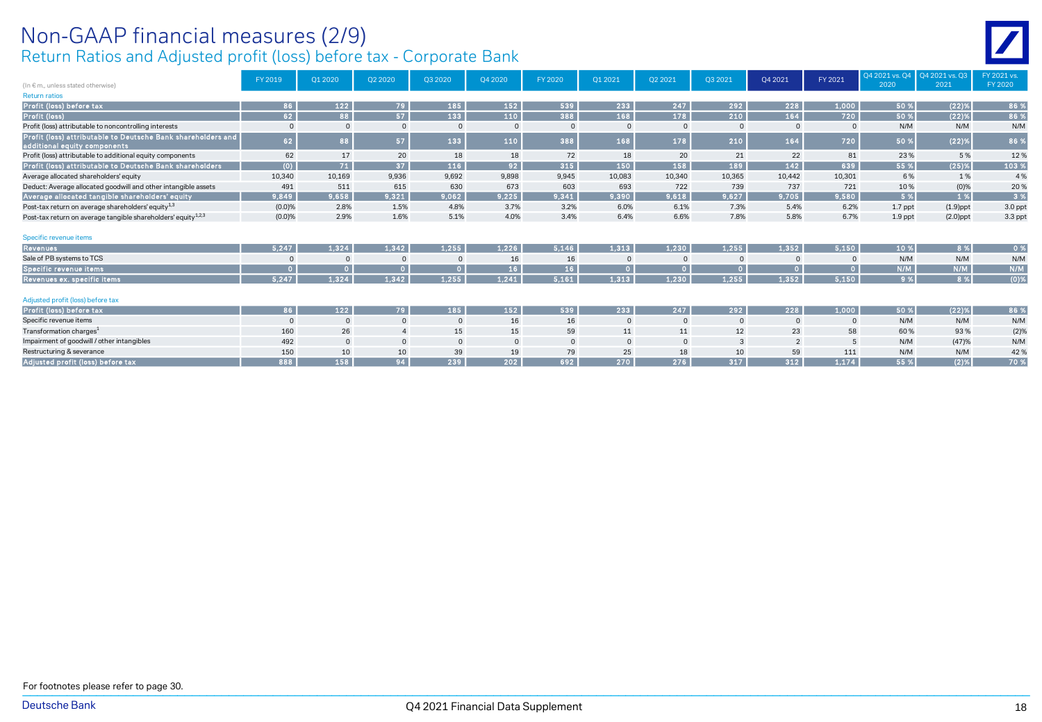# Non-GAAP financial measures (2/9)
## Return Ratios and Adjusted profit (loss) before tax - Corporate Bank

| (In € m., unless stated otherwise) | FY 2019 | Q1 2020 | Q2 2020 | Q3 2020 | Q4 2020 | FY 2020 | Q1 2021 | Q2 2021 | Q3 2021 | Q4 2021 | FY 2021 | Q4 2021 vs. Q4 2020 | Q4 2021 vs. Q3 2021 | FY 2021 vs. FY 2020 |
|---|---|---|---|---|---|---|---|---|---|---|---|---|---|---|
| Return ratios | | | | | | | | | | | | | | |
| **Profit (loss) before tax** | 86 | 122 | 79 | 185 | 152 | 539 | 233 | 247 | 292 | 228 | 1,000 | 50 % | (22)% | 86 % |
| **Profit (loss)** | 62 | 88 | 57 | 133 | 110 | 388 | 168 | 178 | 210 | 164 | 720 | 50 % | (22)% | 86 % |
| Profit (loss) attributable to noncontrolling interests | 0 | 0 | 0 | 0 | 0 | 0 | 0 | 0 | 0 | 0 | 0 | N/M | N/M | N/M |
| **Profit (loss) attributable to Deutsche Bank shareholders and additional equity components** | 62 | 88 | 57 | 133 | 110 | 388 | 168 | 178 | 210 | 164 | 720 | 50 % | (22)% | 86 % |
| Profit (loss) attributable to additional equity components | 62 | 17 | 20 | 18 | 18 | 72 | 18 | 20 | 21 | 22 | 81 | 23 % | 5 % | 12 % |
| **Profit (loss) attributable to Deutsche Bank shareholders** | (0) | 71 | 37 | 116 | 92 | 315 | 150 | 158 | 189 | 142 | 639 | 55 % | (25)% | 103 % |
| Average allocated shareholders' equity | 10,340 | 10,169 | 9,936 | 9,692 | 9,898 | 9,945 | 10,083 | 10,340 | 10,365 | 10,442 | 10,301 | 6 % | 1 % | 4 % |
| Deduct: Average allocated goodwill and other intangible assets | 491 | 511 | 615 | 630 | 673 | 603 | 693 | 722 | 739 | 737 | 721 | 10 % | (0)% | 20 % |
| **Average allocated tangible shareholders' equity** | 9,849 | 9,658 | 9,321 | 9,062 | 9,225 | 9,341 | 9,390 | 9,618 | 9,627 | 9,705 | 9,580 | 5 % | 1 % | 3 % |
| Post-tax return on average shareholders' equity[1,3] | (0.0)% | 2.8% | 1.5% | 4.8% | 3.7% | 3.2% | 6.0% | 6.1% | 7.3% | 5.4% | 6.2% | 1.7 ppt | (1.9)ppt | 3.0 ppt |
| Post-tax return on average tangible shareholders' equity[1,2,3] | (0.0)% | 2.9% | 1.6% | 5.1% | 4.0% | 3.4% | 6.4% | 6.6% | 7.8% | 5.8% | 6.7% | 1.9 ppt | (2.0)ppt | 3.3 ppt |
| Specific revenue items | | | | | | | | | | | | | | |
| **Revenues** | 5,247 | 1,324 | 1,342 | 1,255 | 1,226 | 5,146 | 1,313 | 1,230 | 1,255 | 1,352 | 5,150 | 10 % | 8 % | 0 % |
| Sale of PB systems to TCS | 0 | 0 | 0 | 0 | 16 | 16 | 0 | 0 | 0 | 0 | 0 | N/M | N/M | N/M |
| **Specific revenue items** | 0 | 0 | 0 | 0 | 16 | 16 | 0 | 0 | 0 | 0 | 0 | N/M | N/M | N/M |
| **Revenues ex. specific items** | 5,247 | 1,324 | 1,342 | 1,255 | 1,241 | 5,161 | 1,313 | 1,230 | 1,255 | 1,352 | 5,150 | 9 % | 8 % | (0)% |
| Adjusted profit (loss) before tax | | | | | | | | | | | | | | |
| **Profit (loss) before tax** | 86 | 122 | 79 | 185 | 152 | 539 | 233 | 247 | 292 | 228 | 1,000 | 50 % | (22)% | 86 % |
| Specific revenue items | 0 | 0 | 0 | 0 | 16 | 16 | 0 | 0 | 0 | 0 | 0 | N/M | N/M | N/M |
| Transformation charges[1] | 160 | 26 | 4 | 15 | 15 | 59 | 11 | 11 | 12 | 23 | 58 | 60 % | 93 % | (2)% |
| Impairment of goodwill / other intangibles | 492 | 0 | 0 | 0 | 0 | 0 | 0 | 0 | 3 | 2 | 5 | N/M | (47)% | N/M |
| Restructuring & severance | 150 | 10 | 10 | 39 | 19 | 79 | 25 | 18 | 10 | 59 | 111 | N/M | N/M | 42 % |
| **Adjusted profit (loss) before tax** | 888 | 158 | 94 | 239 | 202 | 692 | 270 | 276 | 317 | 312 | 1,174 | 55 % | (2)% | 70 % |

For footnotes please refer to page 30.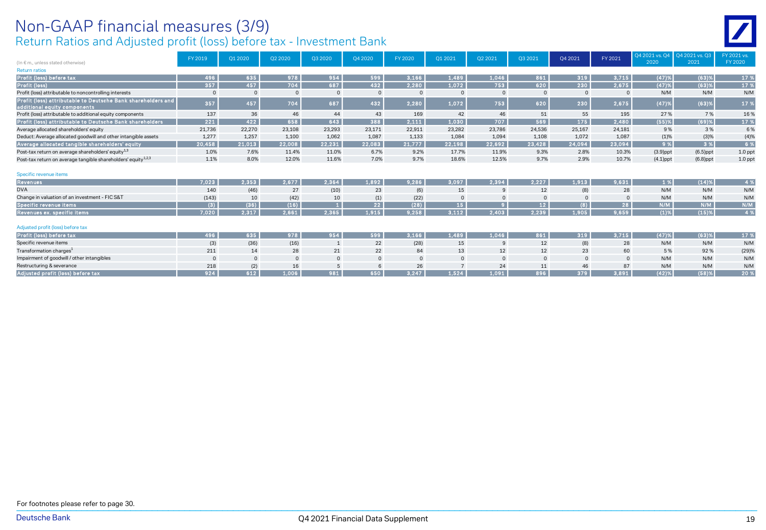# Non-GAAP financial measures (3/9)

## Return Ratios and Adjusted profit (loss) before tax - Investment Bank

| (In € m., unless stated otherwise) | FY 2019 | Q1 2020 | Q2 2020 | Q3 2020 | Q4 2020 | FY 2020 | Q1 2021 | Q2 2021 | Q3 2021 | Q4 2021 | FY 2021 | Q4 2021 vs. Q4 2020 | Q4 2021 vs. Q3 2021 | FY 2021 vs. FY 2020 |
|---|---|---|---|---|---|---|---|---|---|---|---|---|---|---|
| Return ratios | | | | | | | | | | | | | | |
| **Profit (loss) before tax** | 496 | 635 | 978 | 954 | 599 | 3,166 | 1,489 | 1,046 | 861 | 319 | 3,715 | (47)% | (63)% | 17 % |
| **Profit (loss)** | 357 | 457 | 704 | 687 | 432 | 2,280 | 1,072 | 753 | 620 | 230 | 2,675 | (47)% | (63)% | 17 % |
| Profit (loss) attributable to noncontrolling interests | 0 | 0 | 0 | 0 | 0 | 0 | 0 | 0 | 0 | 0 | 0 | N/M | N/M | N/M |
| **Profit (loss) attributable to Deutsche Bank shareholders and additional equity components** | 357 | 457 | 704 | 687 | 432 | 2,280 | 1,072 | 753 | 620 | 230 | 2,675 | (47)% | (63)% | 17 % |
| Profit (loss) attributable to additional equity components | 137 | 36 | 46 | 44 | 43 | 169 | 42 | 46 | 51 | 55 | 195 | 27 % | 7 % | 16 % |
| **Profit (loss) attributable to Deutsche Bank shareholders** | 221 | 422 | 658 | 643 | 388 | 2,111 | 1,030 | 707 | 569 | 175 | 2,480 | (55)% | (69)% | 17 % |
| Average allocated shareholders' equity | 21,736 | 22,270 | 23,108 | 23,293 | 23,171 | 22,911 | 23,282 | 23,786 | 24,536 | 25,167 | 24,181 | 9 % | 3 % | 6 % |
| Deduct: Average allocated goodwill and other intangible assets | 1,277 | 1,257 | 1,100 | 1,062 | 1,087 | 1,133 | 1,084 | 1,094 | 1,108 | 1,072 | 1,087 | (1)% | (3)% | (4)% |
| **Average allocated tangible shareholders' equity** | 20,458 | 21,013 | 22,008 | 22,231 | 22,083 | 21,777 | 22,198 | 22,692 | 23,428 | 24,094 | 23,094 | 9 % | 3 % | 6 % |
| Post-tax return on average shareholders' equity[1,3] | 1.0% | 7.6% | 11.4% | 11.0% | 6.7% | 9.2% | 17.7% | 11.9% | 9.3% | 2.8% | 10.3% | (3.9)ppt | (6.5)ppt | 1.0 ppt |
| Post-tax return on average tangible shareholders' equity[1,2,3] | 1.1% | 8.0% | 12.0% | 11.6% | 7.0% | 9.7% | 18.6% | 12.5% | 9.7% | 2.9% | 10.7% | (4.1)ppt | (6.8)ppt | 1.0 ppt |
| Specific revenue items | | | | | | | | | | | | | | |
| **Revenues** | 7,023 | 2,353 | 2,677 | 2,364 | 1,892 | 9,286 | 3,097 | 2,394 | 2,227 | 1,913 | 9,631 | 1 % | (14)% | 4 % |
| DVA | 140 | (46) | 27 | (10) | 23 | (6) | 15 | 9 | 12 | (8) | 28 | N/M | N/M | N/M |
| Change in valuation of an investment - FIC S&T | (143) | 10 | (42) | 10 | (1) | (22) | 0 | 0 | 0 | 0 | 0 | N/M | N/M | N/M |
| **Specific revenue items** | (3) | (36) | (16) | 1 | 22 | (28) | 15 | 9 | 12 | (8) | 28 | N/M | N/M | N/M |
| **Revenues ex. specific items** | 7,020 | 2,317 | 2,661 | 2,365 | 1,915 | 9,258 | 3,112 | 2,403 | 2,239 | 1,905 | 9,659 | (1)% | (15)% | 4 % |
| Adjusted profit (loss) before tax | | | | | | | | | | | | | | |
| **Profit (loss) before tax** | 496 | 635 | 978 | 954 | 599 | 3,166 | 1,489 | 1,046 | 861 | 319 | 3,715 | (47)% | (63)% | 17 % |
| Specific revenue items | (3) | (36) | (16) | 1 | 22 | (28) | 15 | 9 | 12 | (8) | 28 | N/M | N/M | N/M |
| Transformation charges[1] | 211 | 14 | 28 | 21 | 22 | 84 | 13 | 12 | 12 | 23 | 60 | 5 % | 92 % | (29)% |
| Impairment of goodwill / other intangibles | 0 | 0 | 0 | 0 | 0 | 0 | 0 | 0 | 0 | 0 | 0 | N/M | N/M | N/M |
| Restructuring & severance | 218 | (2) | 16 | 5 | 6 | 26 | 7 | 24 | 11 | 46 | 87 | N/M | N/M | N/M |
| **Adjusted profit (loss) before tax** | 924 | 612 | 1,006 | 981 | 650 | 3,247 | 1,524 | 1,091 | 896 | 379 | 3,891 | (42)% | (58)% | 20 % |

For footnotes please refer to page 30.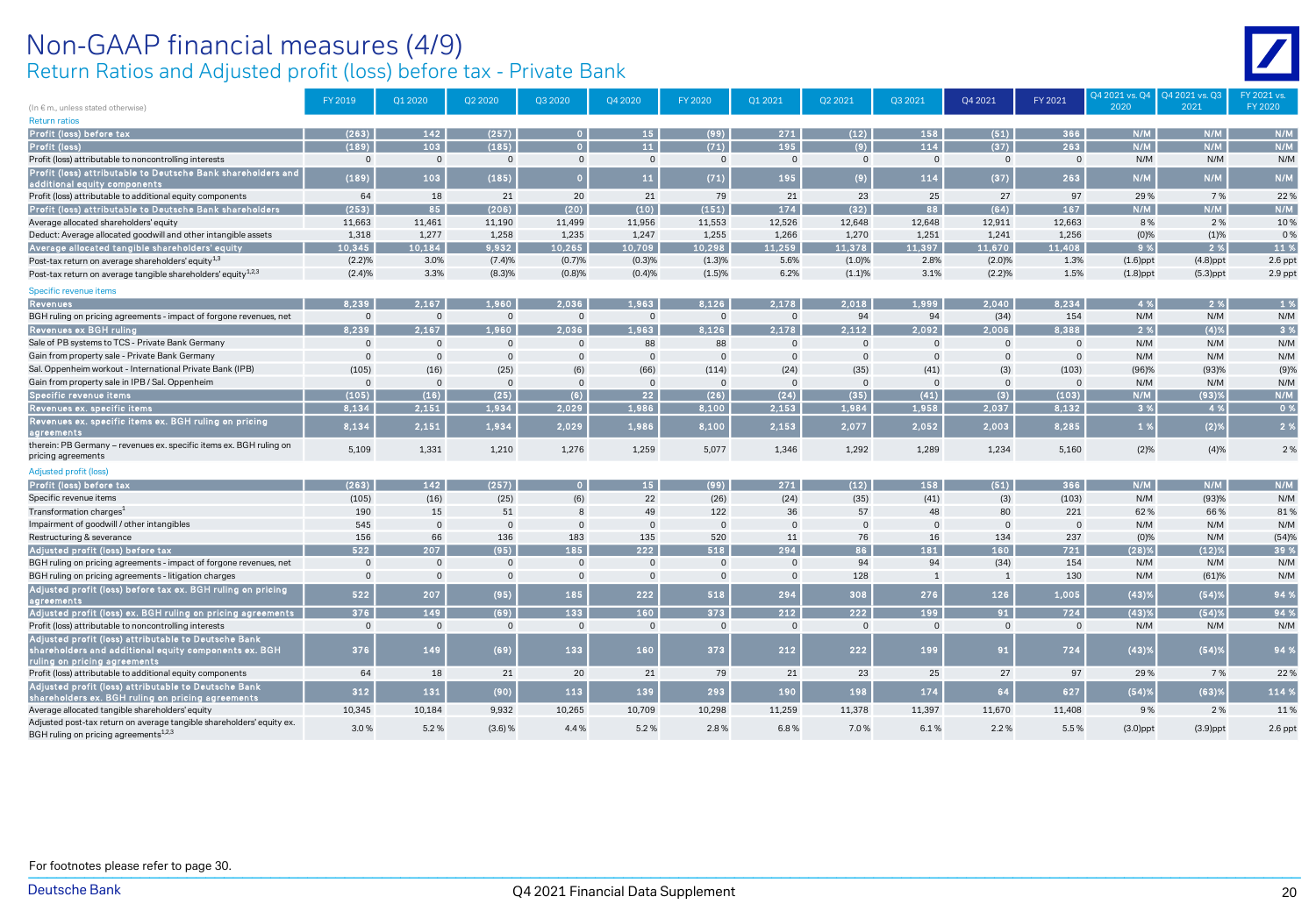# Non-GAAP financial measures (4/9)

## Return Ratios and Adjusted profit (loss) before tax - Private Bank

| (In € m., unless stated otherwise) | FY 2019 | Q1 2020 | Q2 2020 | Q3 2020 | Q4 2020 | FY 2020 | Q1 2021 | Q2 2021 | Q3 2021 | Q4 2021 | FY 2021 | Q4 2021 vs. Q4 2020 | Q4 2021 vs. Q3 2021 | FY 2021 vs. FY 2020 |
|---|---|---|---|---|---|---|---|---|---|---|---|---|---|---|
| Return ratios | | | | | | | | | | | | | | |
| **Profit (loss) before tax** | (263) | 142 | (257) | 0 | 15 | (99) | 271 | (12) | 158 | (51) | 366 | N/M | N/M | N/M |
| **Profit (loss)** | (189) | 103 | (185) | 0 | 11 | (71) | 195 | (9) | 114 | (37) | 263 | N/M | N/M | N/M |
| Profit (loss) attributable to noncontrolling interests | 0 | 0 | 0 | 0 | 0 | 0 | 0 | 0 | 0 | 0 | 0 | N/M | N/M | N/M |
| **Profit (loss) attributable to Deutsche Bank shareholders and additional equity components** | (189) | 103 | (185) | 0 | 11 | (71) | 195 | (9) | 114 | (37) | 263 | N/M | N/M | N/M |
| Profit (loss) attributable to additional equity components | 64 | 18 | 21 | 20 | 21 | 79 | 21 | 23 | 25 | 27 | 97 | 29 % | 7 % | 22 % |
| **Profit (loss) attributable to Deutsche Bank shareholders** | (253) | 85 | (206) | (20) | (10) | (151) | 174 | (32) | 88 | (64) | 167 | N/M | N/M | N/M |
| Average allocated shareholders' equity | 11,663 | 11,461 | 11,190 | 11,499 | 11,956 | 11,553 | 12,526 | 12,648 | 12,648 | 12,911 | 12,663 | 8 % | 2 % | 10 % |
| Deduct: Average allocated goodwill and other intangible assets | 1,318 | 1,277 | 1,258 | 1,235 | 1,247 | 1,255 | 1,266 | 1,270 | 1,251 | 1,241 | 1,256 | (0)% | (1)% | 0 % |
| **Average allocated tangible shareholders' equity** | 10,345 | 10,184 | 9,932 | 10,265 | 10,709 | 10,298 | 11,259 | 11,378 | 11,397 | 11,670 | 11,408 | 9 % | 2 % | 11 % |
| Post-tax return on average shareholders' equity[1,3] | (2.2)% | 3.0% | (7.4)% | (0.7)% | (0.3)% | (1.3)% | 5.6% | (1.0)% | 2.8% | (2.0)% | 1.3% | (1.6)ppt | (4.8)ppt | 2.6 ppt |
| Post-tax return on average tangible shareholders' equity[1,2,3] | (2.4)% | 3.3% | (8.3)% | (0.8)% | (0.4)% | (1.5)% | 6.2% | (1.1)% | 3.1% | (2.2)% | 1.5% | (1.8)ppt | (5.3)ppt | 2.9 ppt |
| Specific revenue items | | | | | | | | | | | | | | |
| **Revenues** | 8,239 | 2,167 | 1,960 | 2,036 | 1,963 | 8,126 | 2,178 | 2,018 | 1,999 | 2,040 | 8,234 | 4 % | 2 % | 1 % |
| BGH ruling on pricing agreements - impact of forgone revenues, net | 0 | 0 | 0 | 0 | 0 | 0 | 0 | 94 | 94 | (34) | 154 | N/M | N/M | N/M |
| **Revenues ex BGH ruling** | 8,239 | 2,167 | 1,960 | 2,036 | 1,963 | 8,126 | 2,178 | 2,112 | 2,092 | 2,006 | 8,388 | 2 % | (4)% | 3 % |
| Sale of PB systems to TCS - Private Bank Germany | 0 | 0 | 0 | 0 | 88 | 88 | 0 | 0 | 0 | 0 | 0 | N/M | N/M | N/M |
| Gain from property sale - Private Bank Germany | 0 | 0 | 0 | 0 | 0 | 0 | 0 | 0 | 0 | 0 | 0 | N/M | N/M | N/M |
| Sal. Oppenheim workout - International Private Bank (IPB) | (105) | (16) | (25) | (6) | (66) | (114) | (24) | (35) | (41) | (3) | (103) | (96)% | (93)% | (9)% |
| Gain from property sale in IPB / Sal. Oppenheim | 0 | 0 | 0 | 0 | 0 | 0 | 0 | 0 | 0 | 0 | 0 | N/M | N/M | N/M |
| **Specific revenue items** | (105) | (16) | (25) | (6) | 22 | (26) | (24) | (35) | (41) | (3) | (103) | N/M | (93)% | N/M |
| **Revenues ex. specific items** | 8,134 | 2,151 | 1,934 | 2,029 | 1,986 | 8,100 | 2,153 | 1,984 | 1,958 | 2,037 | 8,132 | 3 % | 4 % | 0 % |
| **Revenues ex. specific items ex. BGH ruling on pricing agreements** | 8,134 | 2,151 | 1,934 | 2,029 | 1,986 | 8,100 | 2,153 | 2,077 | 2,052 | 2,003 | 8,285 | 1 % | (2)% | 2 % |
| therein: PB Germany – revenues ex. specific items ex. BGH ruling on pricing agreements | 5,109 | 1,331 | 1,210 | 1,276 | 1,259 | 5,077 | 1,346 | 1,292 | 1,289 | 1,234 | 5,160 | (2)% | (4)% | 2 % |
| Adjusted profit (loss) | | | | | | | | | | | | | | |
| **Profit (loss) before tax** | (263) | 142 | (257) | 0 | 15 | (99) | 271 | (12) | 158 | (51) | 366 | N/M | N/M | N/M |
| Specific revenue items | (105) | (16) | (25) | (6) | 22 | (26) | (24) | (35) | (41) | (3) | (103) | N/M | (93)% | N/M |
| Transformation charges[1] | 190 | 15 | 51 | 8 | 49 | 122 | 36 | 57 | 48 | 80 | 221 | 62 % | 66 % | 81 % |
| Impairment of goodwill / other intangibles | 545 | 0 | 0 | 0 | 0 | 0 | 0 | 0 | 0 | 0 | 0 | N/M | N/M | N/M |
| Restructuring & severance | 156 | 66 | 136 | 183 | 135 | 520 | 11 | 76 | 16 | 134 | 237 | (0)% | N/M | (54)% |
| **Adjusted profit (loss) before tax** | 522 | 207 | (95) | 185 | 222 | 518 | 294 | 86 | 181 | 160 | 721 | (28)% | (12)% | 39 % |
| BGH ruling on pricing agreements - impact of forgone revenues, net | 0 | 0 | 0 | 0 | 0 | 0 | 0 | 94 | 94 | (34) | 154 | N/M | N/M | N/M |
| BGH ruling on pricing agreements - litigation charges | 0 | 0 | 0 | 0 | 0 | 0 | 0 | 128 | 1 | 1 | 130 | N/M | (61)% | N/M |
| **Adjusted profit (loss) before tax ex. BGH ruling on pricing agreements** | 522 | 207 | (95) | 185 | 222 | 518 | 294 | 308 | 276 | 126 | 1,005 | (43)% | (54)% | 94 % |
| **Adjusted profit (loss) ex. BGH ruling on pricing agreements** | 376 | 149 | (69) | 133 | 160 | 373 | 212 | 222 | 199 | 91 | 724 | (43)% | (54)% | 94 % |
| Profit (loss) attributable to noncontrolling interests | 0 | 0 | 0 | 0 | 0 | 0 | 0 | 0 | 0 | 0 | 0 | N/M | N/M | N/M |
| **Adjusted profit (loss) attributable to Deutsche Bank shareholders and additional equity components ex. BGH ruling on pricing agreements** | 376 | 149 | (69) | 133 | 160 | 373 | 212 | 222 | 199 | 91 | 724 | (43)% | (54)% | 94 % |
| Profit (loss) attributable to additional equity components | 64 | 18 | 21 | 20 | 21 | 79 | 21 | 23 | 25 | 27 | 97 | 29 % | 7 % | 22 % |
| **Adjusted profit (loss) attributable to Deutsche Bank shareholders ex. BGH ruling on pricing agreements** | 312 | 131 | (90) | 113 | 139 | 293 | 190 | 198 | 174 | 64 | 627 | (54)% | (63)% | 114 % |
| Average allocated tangible shareholders' equity | 10,345 | 10,184 | 9,932 | 10,265 | 10,709 | 10,298 | 11,259 | 11,378 | 11,397 | 11,670 | 11,408 | 9 % | 2 % | 11 % |
| Adjusted post-tax return on average tangible shareholders' equity ex. BGH ruling on pricing agreements[1,2,3] | 3.0 % | 5.2 % | (3.6) % | 4.4 % | 5.2 % | 2.8 % | 6.8 % | 7.0 % | 6.1 % | 2.2 % | 5.5 % | (3.0)ppt | (3.9)ppt | 2.6 ppt |

For footnotes please refer to page 30.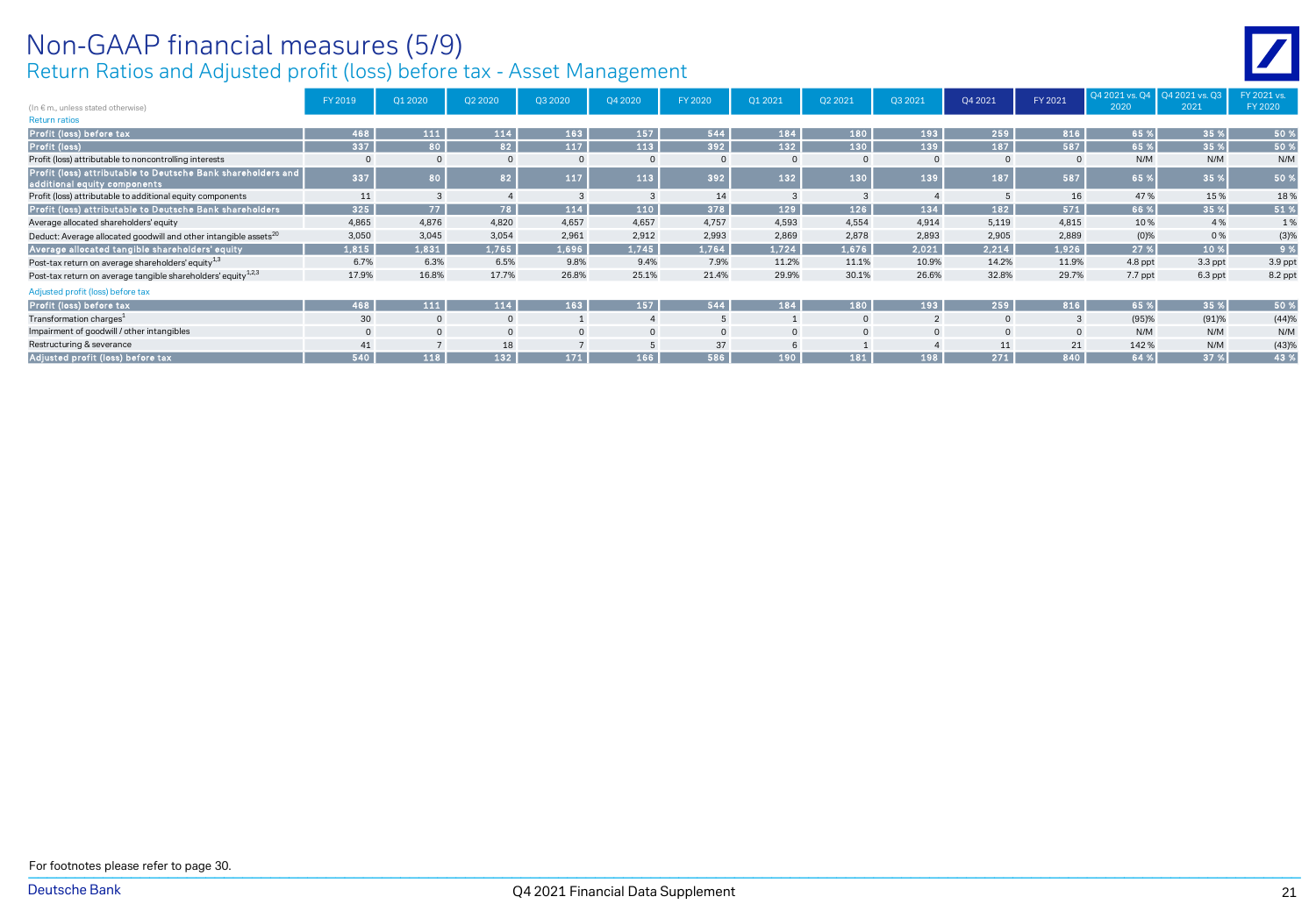# Non-GAAP financial measures (5/9)

## Return Ratios and Adjusted profit (loss) before tax - Asset Management

| (In € m., unless stated otherwise) | FY 2019 | Q1 2020 | Q2 2020 | Q3 2020 | Q4 2020 | FY 2020 | Q1 2021 | Q2 2021 | Q3 2021 | Q4 2021 | FY 2021 | Q4 2021 vs. Q4 2020 | Q4 2021 vs. Q3 2021 | FY 2021 vs. FY 2020 |
|---|---|---|---|---|---|---|---|---|---|---|---|---|---|---|
| Return ratios | | | | | | | | | | | | | | |
| **Profit (loss) before tax** | 468 | 111 | 114 | 163 | 157 | 544 | 184 | 180 | 193 | 259 | 816 | 65 % | 35 % | 50 % |
| **Profit (loss)** | 337 | 80 | 82 | 117 | 113 | 392 | 132 | 130 | 139 | 187 | 587 | 65 % | 35 % | 50 % |
| Profit (loss) attributable to noncontrolling interests | 0 | 0 | 0 | 0 | 0 | 0 | 0 | 0 | 0 | 0 | 0 | N/M | N/M | N/M |
| **Profit (loss) attributable to Deutsche Bank shareholders and additional equity components** | 337 | 80 | 82 | 117 | 113 | 392 | 132 | 130 | 139 | 187 | 587 | 65 % | 35 % | 50 % |
| Profit (loss) attributable to additional equity components | 11 | 3 | 4 | 3 | 3 | 14 | 3 | 3 | 4 | 5 | 16 | 47 % | 15 % | 18 % |
| **Profit (loss) attributable to Deutsche Bank shareholders** | 325 | 77 | 78 | 114 | 110 | 378 | 129 | 126 | 134 | 182 | 571 | 66 % | 35 % | 51 % |
| Average allocated shareholders' equity | 4,865 | 4,876 | 4,820 | 4,657 | 4,657 | 4,757 | 4,593 | 4,554 | 4,914 | 5,119 | 4,815 | 10 % | 4 % | 1 % |
| Deduct: Average allocated goodwill and other intangible assets[20] | 3,050 | 3,045 | 3,054 | 2,961 | 2,912 | 2,993 | 2,869 | 2,878 | 2,893 | 2,905 | 2,889 | (0)% | 0 % | (3)% |
| **Average allocated tangible shareholders' equity** | 1,815 | 1,831 | 1,765 | 1,696 | 1,745 | 1,764 | 1,724 | 1,676 | 2,021 | 2,214 | 1,926 | 27 % | 10 % | 9 % |
| Post-tax return on average shareholders' equity[1,3] | 6.7% | 6.3% | 6.5% | 9.8% | 9.4% | 7.9% | 11.2% | 11.1% | 10.9% | 14.2% | 11.9% | 4.8 ppt | 3.3 ppt | 3.9 ppt |
| Post-tax return on average tangible shareholders' equity[1,2,3] | 17.9% | 16.8% | 17.7% | 26.8% | 25.1% | 21.4% | 29.9% | 30.1% | 26.6% | 32.8% | 29.7% | 7.7 ppt | 6.3 ppt | 8.2 ppt |
| Adjusted profit (loss) before tax | | | | | | | | | | | | | | |
| **Profit (loss) before tax** | 468 | 111 | 114 | 163 | 157 | 544 | 184 | 180 | 193 | 259 | 816 | 65 % | 35 % | 50 % |
| Transformation charges[1] | 30 | 0 | 0 | 1 | 4 | 5 | 1 | 0 | 2 | 0 | 3 | (95)% | (91)% | (44)% |
| Impairment of goodwill / other intangibles | 0 | 0 | 0 | 0 | 0 | 0 | 0 | 0 | 0 | 0 | 0 | N/M | N/M | N/M |
| Restructuring & severance | 41 | 7 | 18 | 7 | 5 | 37 | 6 | 1 | 4 | 11 | 21 | 142 % | N/M | (43)% |
| **Adjusted profit (loss) before tax** | 540 | 118 | 132 | 171 | 166 | 586 | 190 | 181 | 198 | 271 | 840 | 64 % | 37 % | 43 % |

For footnotes please refer to page 30.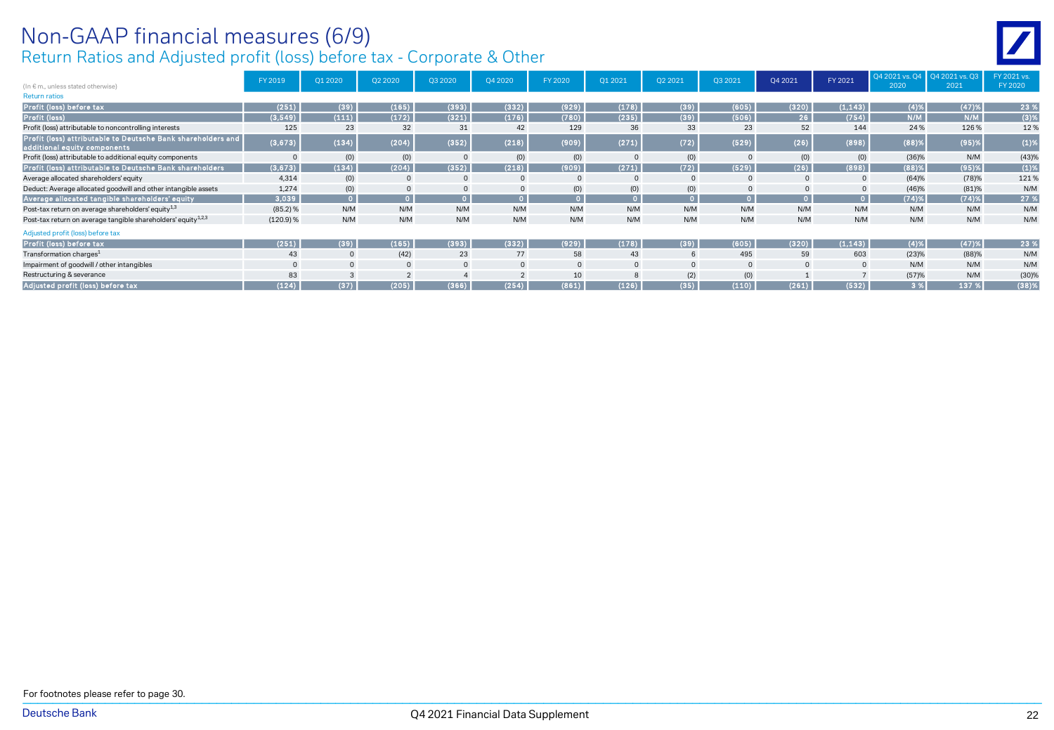# Non-GAAP financial measures (6/9)

## Return Ratios and Adjusted profit (loss) before tax - Corporate & Other

| (In € m., unless stated otherwise) | FY 2019 | Q1 2020 | Q2 2020 | Q3 2020 | Q4 2020 | FY 2020 | Q1 2021 | Q2 2021 | Q3 2021 | Q4 2021 | FY 2021 | Q4 2021 vs. Q4 2020 | Q4 2021 vs. Q3 2021 | FY 2021 vs. FY 2020 |
|---|---|---|---|---|---|---|---|---|---|---|---|---|---|---|
| Return ratios | | | | | | | | | | | | | | |
| **Profit (loss) before tax** | (251) | (39) | (165) | (393) | (332) | (929) | (178) | (39) | (605) | (320) | (1,143) | (4)% | (47)% | 23 % |
| **Profit (loss)** | (3,549) | (111) | (172) | (321) | (176) | (780) | (235) | (39) | (506) | 26 | (754) | N/M | N/M | (3)% |
| Profit (loss) attributable to noncontrolling interests | 125 | 23 | 32 | 31 | 42 | 129 | 36 | 33 | 23 | 52 | 144 | 24 % | 126 % | 12 % |
| **Profit (loss) attributable to Deutsche Bank shareholders and additional equity components** | (3,673) | (134) | (204) | (352) | (218) | (909) | (271) | (72) | (529) | (26) | (898) | (88)% | (95)% | (1)% |
| Profit (loss) attributable to additional equity components | 0 | (0) | (0) | 0 | (0) | (0) | 0 | (0) | 0 | (0) | (0) | (36)% | N/M | (43)% |
| **Profit (loss) attributable to Deutsche Bank shareholders** | (3,673) | (134) | (204) | (352) | (218) | (909) | (271) | (72) | (529) | (26) | (898) | (88)% | (95)% | (1)% |
| Average allocated shareholders' equity | 4,314 | (0) | 0 | 0 | 0 | 0 | 0 | 0 | 0 | 0 | 0 | (64)% | (78)% | 121 % |
| Deduct: Average allocated goodwill and other intangible assets | 1,274 | (0) | 0 | 0 | 0 | (0) | (0) | (0) | 0 | 0 | 0 | (46)% | (81)% | N/M |
| **Average allocated tangible shareholders' equity** | 3,039 | 0 | 0 | 0 | 0 | 0 | 0 | 0 | 0 | 0 | 0 | (74)% | (74)% | 27 % |
| Post-tax return on average shareholders' equity[1,3] | (85.2) % | N/M | N/M | N/M | N/M | N/M | N/M | N/M | N/M | N/M | N/M | N/M | N/M | N/M |
| Post-tax return on average tangible shareholders' equity[1,2,3] | (120.9) % | N/M | N/M | N/M | N/M | N/M | N/M | N/M | N/M | N/M | N/M | N/M | N/M | N/M |
| Adjusted profit (loss) before tax | | | | | | | | | | | | | | |
| **Profit (loss) before tax** | (251) | (39) | (165) | (393) | (332) | (929) | (178) | (39) | (605) | (320) | (1,143) | (4)% | (47)% | 23 % |
| Transformation charges[1] | 43 | 0 | (42) | 23 | 77 | 58 | 43 | 6 | 495 | 59 | 603 | (23)% | (88)% | N/M |
| Impairment of goodwill / other intangibles | 0 | 0 | 0 | 0 | 0 | 0 | 0 | 0 | 0 | 0 | 0 | N/M | N/M | N/M |
| Restructuring & severance | 83 | 3 | 2 | 4 | 2 | 10 | 8 | (2) | (0) | 1 | 7 | (57)% | N/M | (30)% |
| **Adjusted profit (loss) before tax** | (124) | (37) | (205) | (366) | (254) | (861) | (126) | (35) | (110) | (261) | (532) | 3 % | 137 % | (38)% |

For footnotes please refer to page 30.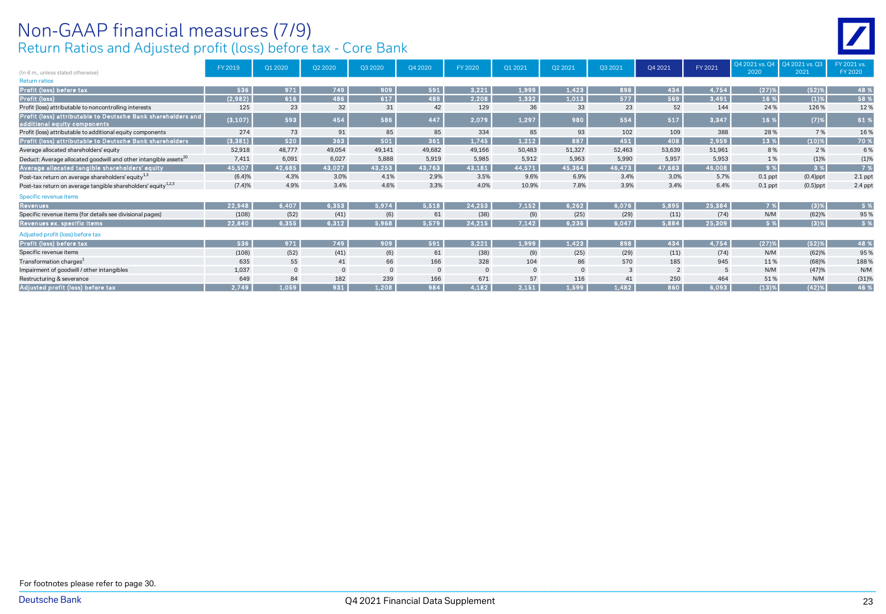# Non-GAAP financial measures (7/9)

## Return Ratios and Adjusted profit (loss) before tax - Core Bank

| (In € m., unless stated otherwise) | FY 2019 | Q1 2020 | Q2 2020 | Q3 2020 | Q4 2020 | FY 2020 | Q1 2021 | Q2 2021 | Q3 2021 | Q4 2021 | FY 2021 | Q4 2021 vs. Q4 2020 | Q4 2021 vs. Q3 2021 | FY 2021 vs. FY 2020 |
|---|---|---|---|---|---|---|---|---|---|---|---|---|---|---|
| Return ratios | | | | | | | | | | | | | | |
| **Profit (loss) before tax** | 536 | 971 | 749 | 909 | 591 | 3,221 | 1,999 | 1,423 | 898 | 434 | 4,754 | (27)% | (52)% | 48 % |
| **Profit (loss)** | (2,982) | 616 | 486 | 617 | 489 | 2,208 | 1,332 | 1,013 | 577 | 569 | 3,491 | 16 % | (1)% | 58 % |
| Profit (loss) attributable to noncontrolling interests | 125 | 23 | 32 | 31 | 42 | 129 | 36 | 33 | 23 | 52 | 144 | 24 % | 126 % | 12 % |
| **Profit (loss) attributable to Deutsche Bank shareholders and additional equity components** | (3,107) | 593 | 454 | 586 | 447 | 2,079 | 1,297 | 980 | 554 | 517 | 3,347 | 16 % | (7)% | 61 % |
| Profit (loss) attributable to additional equity components | 274 | 73 | 91 | 85 | 85 | 334 | 85 | 93 | 102 | 109 | 388 | 28 % | 7 % | 16 % |
| **Profit (loss) attributable to Deutsche Bank shareholders** | (3,381) | 520 | 363 | 501 | 361 | 1,745 | 1,212 | 887 | 451 | 408 | 2,959 | 13 % | (10)% | 70 % |
| Average allocated shareholders' equity | 52,918 | 48,777 | 49,054 | 49,141 | 49,682 | 49,166 | 50,483 | 51,327 | 52,463 | 53,639 | 51,961 | 8 % | 2 % | 6 % |
| Deduct: Average allocated goodwill and other intangible assets[20] | 7,411 | 6,091 | 6,027 | 5,888 | 5,919 | 5,985 | 5,912 | 5,963 | 5,990 | 5,957 | 5,953 | 1 % | (1)% | (1)% |
| **Average allocated tangible shareholders' equity** | 45,507 | 42,685 | 43,027 | 43,253 | 43,763 | 43,181 | 44,571 | 45,364 | 46,473 | 47,683 | 46,008 | 9 % | 3 % | 7 % |
| Post-tax return on average shareholders' equity[1,3] | (6.4)% | 4.3% | 3.0% | 4.1% | 2.9% | 3.5% | 9.6% | 6.9% | 3.4% | 3.0% | 5.7% | 0.1 ppt | (0.4)ppt | 2.1 ppt |
| Post-tax return on average tangible shareholders' equity[1,2,3] | (7.4)% | 4.9% | 3.4% | 4.6% | 3.3% | 4.0% | 10.9% | 7.8% | 3.9% | 3.4% | 6.4% | 0.1 ppt | (0.5)ppt | 2.4 ppt |
| Specific revenue items | | | | | | | | | | | | | | |
| **Revenues** | 22,948 | 6,407 | 6,353 | 5,974 | 5,518 | 24,253 | 7,152 | 6,262 | 6,076 | 5,895 | 25,384 | 7 % | (3)% | 5 % |
| Specific revenue items (for details see divisional pages) | (108) | (52) | (41) | (6) | 61 | (38) | (9) | (25) | (29) | (11) | (74) | N/M | (62)% | 95 % |
| **Revenues ex. specific items** | 22,840 | 6,355 | 6,312 | 5,968 | 5,579 | 24,215 | 7,142 | 6,236 | 6,047 | 5,884 | 25,309 | 5 % | (3)% | 5 % |
| Adjusted profit (loss) before tax | | | | | | | | | | | | | | |
| **Profit (loss) before tax** | 536 | 971 | 749 | 909 | 591 | 3,221 | 1,999 | 1,423 | 898 | 434 | 4,754 | (27)% | (52)% | 48 % |
| Specific revenue items | (108) | (52) | (41) | (6) | 61 | (38) | (9) | (25) | (29) | (11) | (74) | N/M | (62)% | 95 % |
| Transformation charges[1] | 635 | 55 | 41 | 66 | 166 | 328 | 104 | 86 | 570 | 185 | 945 | 11 % | (68)% | 188 % |
| Impairment of goodwill / other intangibles | 1,037 | 0 | 0 | 0 | 0 | 0 | 0 | 0 | 3 | 2 | 5 | N/M | (47)% | N/M |
| Restructuring & severance | 649 | 84 | 182 | 239 | 166 | 671 | 57 | 116 | 41 | 250 | 464 | 51 % | N/M | (31)% |
| **Adjusted profit (loss) before tax** | 2,749 | 1,059 | 931 | 1,208 | 984 | 4,182 | 2,151 | 1,599 | 1,482 | 860 | 6,093 | (13)% | (42)% | 46 % |

For footnotes please refer to page 30.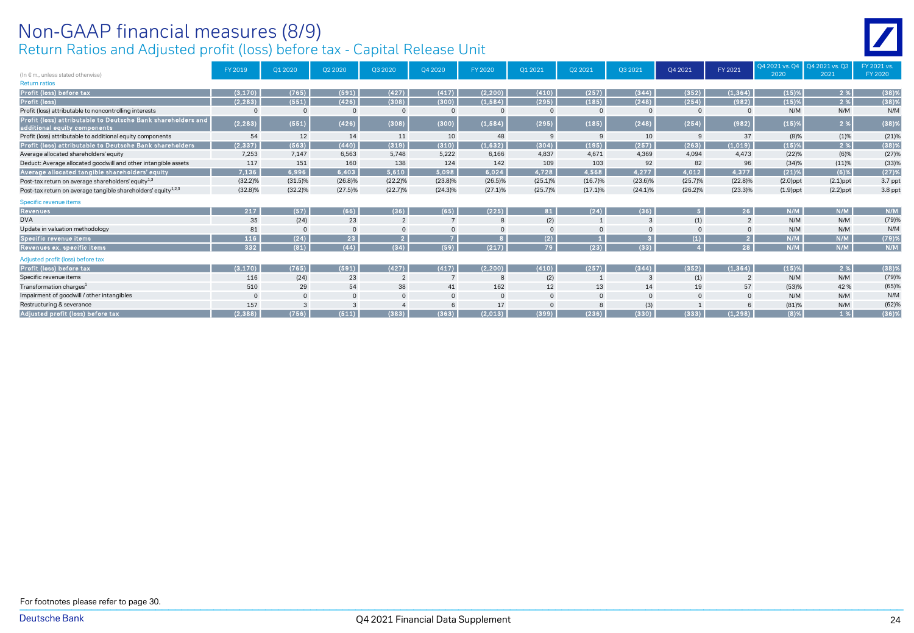# Non-GAAP financial measures (8/9)

## Return Ratios and Adjusted profit (loss) before tax - Capital Release Unit

| (In € m., unless stated otherwise) | FY 2019 | Q1 2020 | Q2 2020 | Q3 2020 | Q4 2020 | FY 2020 | Q1 2021 | Q2 2021 | Q3 2021 | Q4 2021 | FY 2021 | Q4 2021 vs. Q4 2020 | Q4 2021 vs. Q3 2021 | FY 2021 vs. FY 2020 |
|---|---|---|---|---|---|---|---|---|---|---|---|---|---|---|
| Return ratios | | | | | | | | | | | | | | |
| **Profit (loss) before tax** | (3,170) | (765) | (591) | (427) | (417) | (2,200) | (410) | (257) | (344) | (352) | (1,364) | (15)% | 2 % | (38)% |
| **Profit (loss)** | (2,283) | (551) | (426) | (308) | (300) | (1,584) | (295) | (185) | (248) | (254) | (982) | (15)% | 2 % | (38)% |
| Profit (loss) attributable to noncontrolling interests | 0 | 0 | 0 | 0 | 0 | 0 | 0 | 0 | 0 | 0 | 0 | N/M | N/M | N/M |
| **Profit (loss) attributable to Deutsche Bank shareholders and additional equity components** | (2,283) | (551) | (426) | (308) | (300) | (1,584) | (295) | (185) | (248) | (254) | (982) | (15)% | 2 % | (38)% |
| Profit (loss) attributable to additional equity components | 54 | 12 | 14 | 11 | 10 | 48 | 9 | 9 | 10 | 9 | 37 | (8)% | (1)% | (21)% |
| **Profit (loss) attributable to Deutsche Bank shareholders** | (2,337) | (563) | (440) | (319) | (310) | (1,632) | (304) | (195) | (257) | (263) | (1,019) | (15)% | 2 % | (38)% |
| Average allocated shareholders' equity | 7,253 | 7,147 | 6,563 | 5,748 | 5,222 | 6,166 | 4,837 | 4,671 | 4,369 | 4,094 | 4,473 | (22)% | (6)% | (27)% |
| Deduct: Average allocated goodwill and other intangible assets | 117 | 151 | 160 | 138 | 124 | 142 | 109 | 103 | 92 | 82 | 96 | (34)% | (11)% | (33)% |
| **Average allocated tangible shareholders' equity** | 7,136 | 6,996 | 6,403 | 5,610 | 5,098 | 6,024 | 4,728 | 4,568 | 4,277 | 4,012 | 4,377 | (21)% | (6)% | (27)% |
| Post-tax return on average shareholders' equity[1,3] | (32.2)% | (31.5)% | (26.8)% | (22.2)% | (23.8)% | (26.5)% | (25.1)% | (16.7)% | (23.6)% | (25.7)% | (22.8)% | (2.0)ppt | (2.1)ppt | 3.7 ppt |
| Post-tax return on average tangible shareholders' equity[1,2,3] | (32.8)% | (32.2)% | (27.5)% | (22.7)% | (24.3)% | (27.1)% | (25.7)% | (17.1)% | (24.1)% | (26.2)% | (23.3)% | (1.9)ppt | (2.2)ppt | 3.8 ppt |
| Specific revenue items | | | | | | | | | | | | | | |
| **Revenues** | 217 | (57) | (66) | (36) | (65) | (225) | 81 | (24) | (36) | 5 | 26 | N/M | N/M | N/M |
| DVA | 35 | (24) | 23 | 2 | 7 | 8 | (2) | 1 | 3 | (1) | 2 | N/M | N/M | (79)% |
| Update in valuation methodology | 81 | 0 | 0 | 0 | 0 | 0 | 0 | 0 | 0 | 0 | 0 | N/M | N/M | N/M |
| **Specific revenue items** | 116 | (24) | 23 | 2 | 7 | 8 | (2) | 1 | 3 | (1) | 2 | N/M | N/M | (79)% |
| **Revenues ex. specific items** | 332 | (81) | (44) | (34) | (59) | (217) | 79 | (23) | (33) | 4 | 28 | N/M | N/M | N/M |
| Adjusted profit (loss) before tax | | | | | | | | | | | | | | |
| **Profit (loss) before tax** | (3,170) | (765) | (591) | (427) | (417) | (2,200) | (410) | (257) | (344) | (352) | (1,364) | (15)% | 2 % | (38)% |
| Specific revenue items | 116 | (24) | 23 | 2 | 7 | 8 | (2) | 1 | 3 | (1) | 2 | N/M | N/M | (79)% |
| Transformation charges[1] | 510 | 29 | 54 | 38 | 41 | 162 | 12 | 13 | 14 | 19 | 57 | (53)% | 42 % | (65)% |
| Impairment of goodwill / other intangibles | 0 | 0 | 0 | 0 | 0 | 0 | 0 | 0 | 0 | 0 | 0 | N/M | N/M | N/M |
| Restructuring & severance | 157 | 3 | 3 | 4 | 6 | 17 | 0 | 8 | (3) | 1 | 6 | (81)% | N/M | (62)% |
| **Adjusted profit (loss) before tax** | (2,388) | (756) | (511) | (383) | (363) | (2,013) | (399) | (236) | (330) | (333) | (1,298) | (8)% | 1 % | (36)% |

For footnotes please refer to page 30.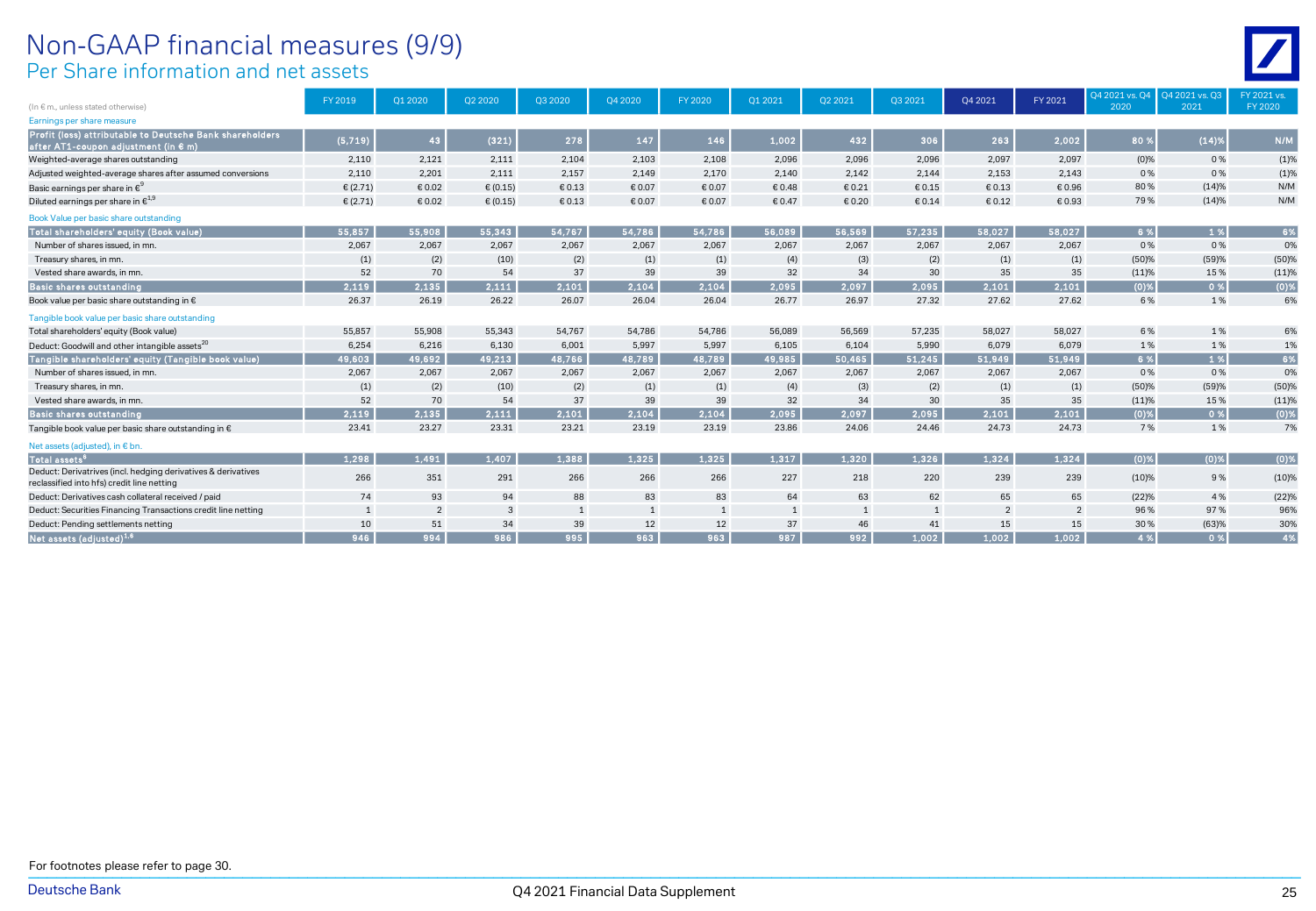# Non-GAAP financial measures (9/9)

## Per Share information and net assets

| (In € m., unless stated otherwise) | FY 2019 | Q1 2020 | Q2 2020 | Q3 2020 | Q4 2020 | FY 2020 | Q1 2021 | Q2 2021 | Q3 2021 | Q4 2021 | FY 2021 | Q4 2021 vs. Q4 2020 | Q4 2021 vs. Q3 2021 | FY 2021 vs. FY 2020 |
|---|---|---|---|---|---|---|---|---|---|---|---|---|---|---|
| Earnings per share measure | | | | | | | | | | | | | | |
| **Profit (loss) attributable to Deutsche Bank shareholders after AT1-coupon adjustment (in € m)** | **(5,719)** | **43** | **(321)** | **278** | **147** | **146** | **1,002** | **432** | **306** | **263** | **2,002** | **80 %** | **(14)%** | **N/M** |
| Weighted-average shares outstanding | 2,110 | 2,121 | 2,111 | 2,104 | 2,103 | 2,108 | 2,096 | 2,096 | 2,096 | 2,097 | 2,097 | (0)% | 0 % | (1)% |
| Adjusted weighted-average shares after assumed conversions | 2,110 | 2,201 | 2,111 | 2,157 | 2,149 | 2,170 | 2,140 | 2,142 | 2,144 | 2,153 | 2,143 | 0 % | 0 % | (1)% |
| Basic earnings per share in €[9] | € (2.71) | € 0.02 | € (0.15) | € 0.13 | € 0.07 | € 0.07 | € 0.48 | € 0.21 | € 0.15 | € 0.13 | € 0.96 | 80 % | (14)% | N/M |
| Diluted earnings per share in €[1,9] | € (2.71) | € 0.02 | € (0.15) | € 0.13 | € 0.07 | € 0.07 | € 0.47 | € 0.20 | € 0.14 | € 0.12 | € 0.93 | 79 % | (14)% | N/M |
| Book Value per basic share outstanding | | | | | | | | | | | | | | |
| **Total shareholders' equity (Book value)** | **55,857** | **55,908** | **55,343** | **54,767** | **54,786** | **54,786** | **56,089** | **56,569** | **57,235** | **58,027** | **58,027** | **6 %** | **1 %** | **6%** |
| Number of shares issued, in mn. | 2,067 | 2,067 | 2,067 | 2,067 | 2,067 | 2,067 | 2,067 | 2,067 | 2,067 | 2,067 | 2,067 | 0 % | 0 % | 0% |
| Treasury shares, in mn. | (1) | (2) | (10) | (2) | (1) | (1) | (4) | (3) | (2) | (1) | (1) | (50)% | (59)% | (50)% |
| Vested share awards, in mn. | 52 | 70 | 54 | 37 | 39 | 39 | 32 | 34 | 30 | 35 | 35 | (11)% | 15 % | (11)% |
| **Basic shares outstanding** | **2,119** | **2,135** | **2,111** | **2,101** | **2,104** | **2,104** | **2,095** | **2,097** | **2,095** | **2,101** | **2,101** | **(0)%** | **0 %** | **(0)%** |
| Book value per basic share outstanding in € | 26.37 | 26.19 | 26.22 | 26.07 | 26.04 | 26.04 | 26.77 | 26.97 | 27.32 | 27.62 | 27.62 | 6 % | 1 % | 6% |
| Tangible book value per basic share outstanding | | | | | | | | | | | | | | |
| Total shareholders' equity (Book value) | 55,857 | 55,908 | 55,343 | 54,767 | 54,786 | 54,786 | 56,089 | 56,569 | 57,235 | 58,027 | 58,027 | 6 % | 1 % | 6% |
| Deduct: Goodwill and other intangible assets[20] | 6,254 | 6,216 | 6,130 | 6,001 | 5,997 | 5,997 | 6,105 | 6,104 | 5,990 | 6,079 | 6,079 | 1 % | 1 % | 1% |
| **Tangible shareholders' equity (Tangible book value)** | **49,603** | **49,692** | **49,213** | **48,766** | **48,789** | **48,789** | **49,985** | **50,465** | **51,245** | **51,949** | **51,949** | **6 %** | **1 %** | **6%** |
| Number of shares issued, in mn. | 2,067 | 2,067 | 2,067 | 2,067 | 2,067 | 2,067 | 2,067 | 2,067 | 2,067 | 2,067 | 2,067 | 0 % | 0 % | 0% |
| Treasury shares, in mn. | (1) | (2) | (10) | (2) | (1) | (1) | (4) | (3) | (2) | (1) | (1) | (50)% | (59)% | (50)% |
| Vested share awards, in mn. | 52 | 70 | 54 | 37 | 39 | 39 | 32 | 34 | 30 | 35 | 35 | (11)% | 15 % | (11)% |
| **Basic shares outstanding** | **2,119** | **2,135** | **2,111** | **2,101** | **2,104** | **2,104** | **2,095** | **2,097** | **2,095** | **2,101** | **2,101** | **(0)%** | **0 %** | **(0)%** |
| Tangible book value per basic share outstanding in € | 23.41 | 23.27 | 23.31 | 23.21 | 23.19 | 23.19 | 23.86 | 24.06 | 24.46 | 24.73 | 24.73 | 7 % | 1 % | 7% |
| Net assets (adjusted), in € bn. | | | | | | | | | | | | | | |
| **Total assets[6]** | **1,298** | **1,491** | **1,407** | **1,388** | **1,325** | **1,325** | **1,317** | **1,320** | **1,326** | **1,324** | **1,324** | **(0)%** | **(0)%** | **(0)%** |
| Deduct: Derivatives (incl. hedging derivatives & derivatives reclassified into hfs) credit line netting | 266 | 351 | 291 | 266 | 266 | 266 | 227 | 218 | 220 | 239 | 239 | (10)% | 9 % | (10)% |
| Deduct: Derivatives cash collateral received / paid | 74 | 93 | 94 | 88 | 83 | 83 | 64 | 63 | 62 | 65 | 65 | (22)% | 4 % | (22)% |
| Deduct: Securities Financing Transactions credit line netting | 1 | 2 | 3 | 1 | 1 | 1 | 1 | 1 | 1 | 2 | 2 | 96 % | 97 % | 96% |
| Deduct: Pending settlements netting | 10 | 51 | 34 | 39 | 12 | 12 | 37 | 46 | 41 | 15 | 15 | 30 % | (63)% | 30% |
| **Net assets (adjusted)[1,6]** | **946** | **994** | **986** | **995** | **963** | **963** | **987** | **992** | **1,002** | **1,002** | **1,002** | **4 %** | **0 %** | **4%** |

For footnotes please refer to page 30.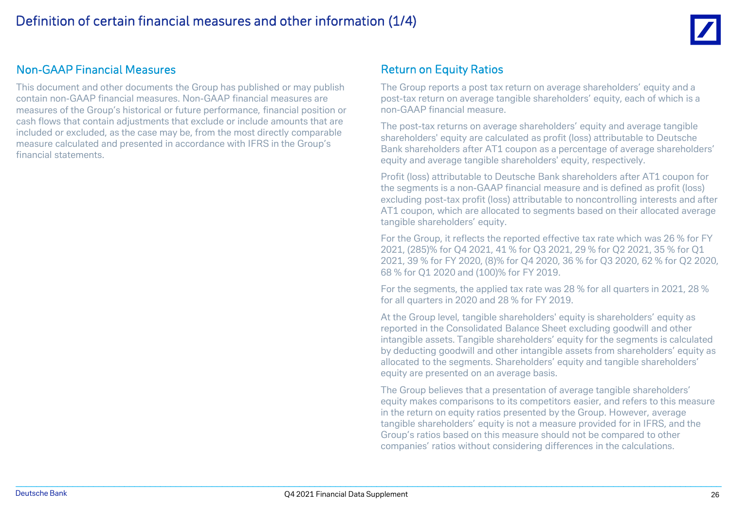# Definition of certain financial measures and other information (1/4)

## Non-GAAP Financial Measures

This document and other documents the Group has published or may publish contain non-GAAP financial measures. Non-GAAP financial measures are measures of the Group's historical or future performance, financial position or cash flows that contain adjustments that exclude or include amounts that are included or excluded, as the case may be, from the most directly comparable measure calculated and presented in accordance with IFRS in the Group's financial statements.

## Return on Equity Ratios

The Group reports a post tax return on average shareholders' equity and a post-tax return on average tangible shareholders' equity, each of which is a non-GAAP financial measure.

The post-tax returns on average shareholders' equity and average tangible shareholders' equity are calculated as profit (loss) attributable to Deutsche Bank shareholders after AT1 coupon as a percentage of average shareholders' equity and average tangible shareholders' equity, respectively.

Profit (loss) attributable to Deutsche Bank shareholders after AT1 coupon for the segments is a non-GAAP financial measure and is defined as profit (loss) excluding post-tax profit (loss) attributable to noncontrolling interests and after AT1 coupon, which are allocated to segments based on their allocated average tangible shareholders' equity.

For the Group, it reflects the reported effective tax rate which was 26 % for FY 2021, (285)% for Q4 2021, 41 % for Q3 2021, 29 % for Q2 2021, 35 % for Q1 2021, 39 % for FY 2020, (8)% for Q4 2020, 36 % for Q3 2020, 62 % for Q2 2020, 68 % for Q1 2020 and (100)% for FY 2019.

For the segments, the applied tax rate was 28 % for all quarters in 2021, 28 % for all quarters in 2020 and 28 % for FY 2019.

At the Group level, tangible shareholders' equity is shareholders' equity as reported in the Consolidated Balance Sheet excluding goodwill and other intangible assets. Tangible shareholders' equity for the segments is calculated by deducting goodwill and other intangible assets from shareholders' equity as allocated to the segments. Shareholders' equity and tangible shareholders' equity are presented on an average basis.

The Group believes that a presentation of average tangible shareholders' equity makes comparisons to its competitors easier, and refers to this measure in the return on equity ratios presented by the Group. However, average tangible shareholders' equity is not a measure provided for in IFRS, and the Group's ratios based on this measure should not be compared to other companies' ratios without considering differences in the calculations.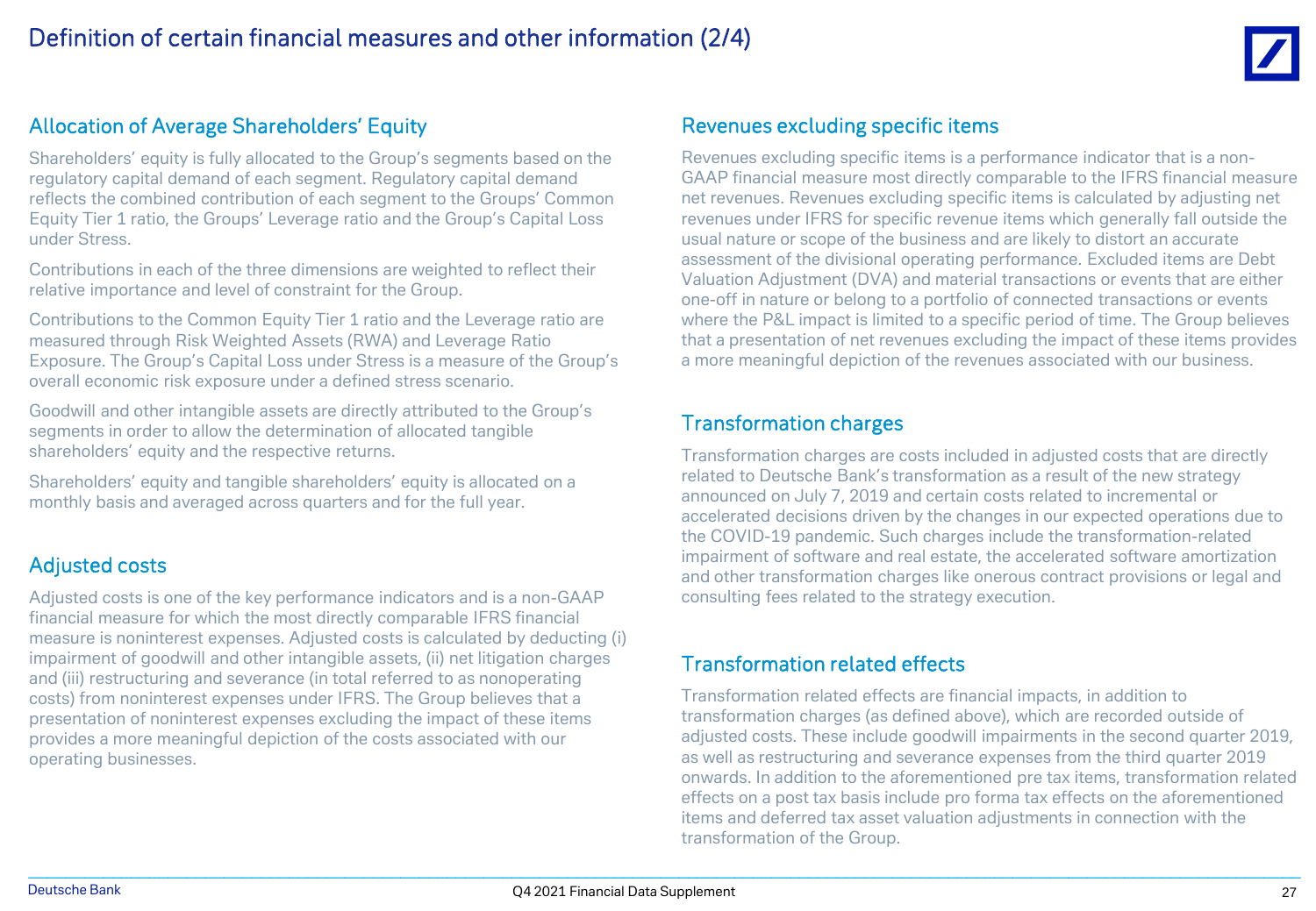# Definition of certain financial measures and other information (2/4)

## Allocation of Average Shareholders' Equity

Shareholders' equity is fully allocated to the Group's segments based on the regulatory capital demand of each segment. Regulatory capital demand reflects the combined contribution of each segment to the Groups' Common Equity Tier 1 ratio, the Groups' Leverage ratio and the Group's Capital Loss under Stress.

Contributions in each of the three dimensions are weighted to reflect their relative importance and level of constraint for the Group.

Contributions to the Common Equity Tier 1 ratio and the Leverage ratio are measured through Risk Weighted Assets (RWA) and Leverage Ratio Exposure. The Group's Capital Loss under Stress is a measure of the Group's overall economic risk exposure under a defined stress scenario.

Goodwill and other intangible assets are directly attributed to the Group's segments in order to allow the determination of allocated tangible shareholders' equity and the respective returns.

Shareholders' equity and tangible shareholders' equity is allocated on a monthly basis and averaged across quarters and for the full year.

## Adjusted costs

Adjusted costs is one of the key performance indicators and is a non-GAAP financial measure for which the most directly comparable IFRS financial measure is noninterest expenses. Adjusted costs is calculated by deducting (i) impairment of goodwill and other intangible assets, (ii) net litigation charges and (iii) restructuring and severance (in total referred to as nonoperating costs) from noninterest expenses under IFRS. The Group believes that a presentation of noninterest expenses excluding the impact of these items provides a more meaningful depiction of the costs associated with our operating businesses.

## Revenues excluding specific items

Revenues excluding specific items is a performance indicator that is a non-GAAP financial measure most directly comparable to the IFRS financial measure net revenues. Revenues excluding specific items is calculated by adjusting net revenues under IFRS for specific revenue items which generally fall outside the usual nature or scope of the business and are likely to distort an accurate assessment of the divisional operating performance. Excluded items are Debt Valuation Adjustment (DVA) and material transactions or events that are either one-off in nature or belong to a portfolio of connected transactions or events where the P&L impact is limited to a specific period of time. The Group believes that a presentation of net revenues excluding the impact of these items provides a more meaningful depiction of the revenues associated with our business.

## Transformation charges

Transformation charges are costs included in adjusted costs that are directly related to Deutsche Bank's transformation as a result of the new strategy announced on July 7, 2019 and certain costs related to incremental or accelerated decisions driven by the changes in our expected operations due to the COVID-19 pandemic. Such charges include the transformation-related impairment of software and real estate, the accelerated software amortization and other transformation charges like onerous contract provisions or legal and consulting fees related to the strategy execution.

## Transformation related effects

Transformation related effects are financial impacts, in addition to transformation charges (as defined above), which are recorded outside of adjusted costs. These include goodwill impairments in the second quarter 2019, as well as restructuring and severance expenses from the third quarter 2019 onwards. In addition to the aforementioned pre tax items, transformation related effects on a post tax basis include pro forma tax effects on the aforementioned items and deferred tax asset valuation adjustments in connection with the transformation of the Group.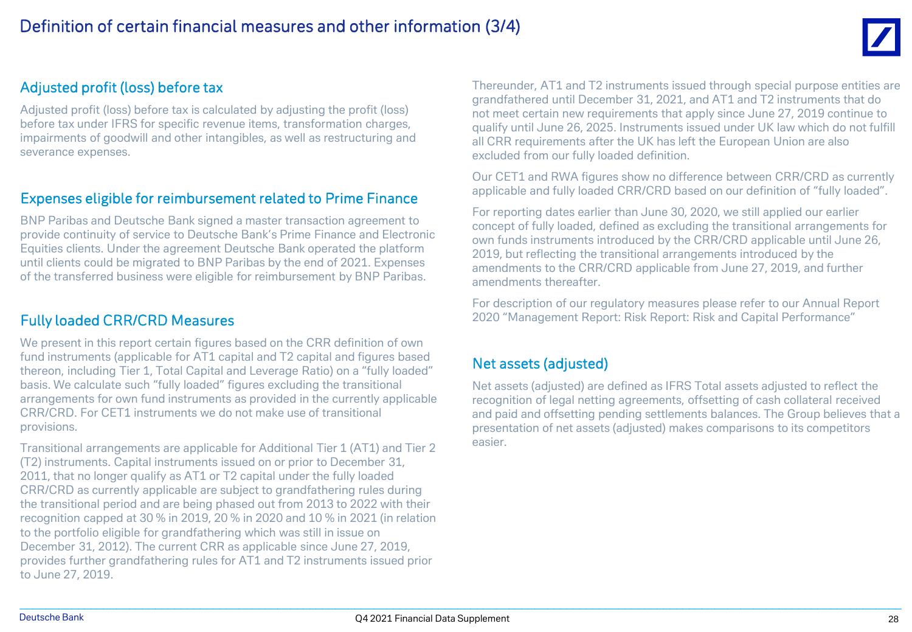# Definition of certain financial measures and other information (3/4)

## Adjusted profit (loss) before tax

Adjusted profit (loss) before tax is calculated by adjusting the profit (loss) before tax under IFRS for specific revenue items, transformation charges, impairments of goodwill and other intangibles, as well as restructuring and severance expenses.

## Expenses eligible for reimbursement related to Prime Finance

BNP Paribas and Deutsche Bank signed a master transaction agreement to provide continuity of service to Deutsche Bank's Prime Finance and Electronic Equities clients. Under the agreement Deutsche Bank operated the platform until clients could be migrated to BNP Paribas by the end of 2021. Expenses of the transferred business were eligible for reimbursement by BNP Paribas.

## Fully loaded CRR/CRD Measures

We present in this report certain figures based on the CRR definition of own fund instruments (applicable for AT1 capital and T2 capital and figures based thereon, including Tier 1, Total Capital and Leverage Ratio) on a "fully loaded" basis. We calculate such "fully loaded" figures excluding the transitional arrangements for own fund instruments as provided in the currently applicable CRR/CRD. For CET1 instruments we do not make use of transitional provisions.

Transitional arrangements are applicable for Additional Tier 1 (AT1) and Tier 2 (T2) instruments. Capital instruments issued on or prior to December 31, 2011, that no longer qualify as AT1 or T2 capital under the fully loaded CRR/CRD as currently applicable are subject to grandfathering rules during the transitional period and are being phased out from 2013 to 2022 with their recognition capped at 30 % in 2019, 20 % in 2020 and 10 % in 2021 (in relation to the portfolio eligible for grandfathering which was still in issue on December 31, 2012). The current CRR as applicable since June 27, 2019, provides further grandfathering rules for AT1 and T2 instruments issued prior to June 27, 2019.

Thereunder, AT1 and T2 instruments issued through special purpose entities are grandfathered until December 31, 2021, and AT1 and T2 instruments that do not meet certain new requirements that apply since June 27, 2019 continue to qualify until June 26, 2025. Instruments issued under UK law which do not fulfill all CRR requirements after the UK has left the European Union are also excluded from our fully loaded definition.

Our CET1 and RWA figures show no difference between CRR/CRD as currently applicable and fully loaded CRR/CRD based on our definition of "fully loaded".

For reporting dates earlier than June 30, 2020, we still applied our earlier concept of fully loaded, defined as excluding the transitional arrangements for own funds instruments introduced by the CRR/CRD applicable until June 26, 2019, but reflecting the transitional arrangements introduced by the amendments to the CRR/CRD applicable from June 27, 2019, and further amendments thereafter.

For description of our regulatory measures please refer to our Annual Report 2020 "Management Report: Risk Report: Risk and Capital Performance"

## Net assets (adjusted)

Net assets (adjusted) are defined as IFRS Total assets adjusted to reflect the recognition of legal netting agreements, offsetting of cash collateral received and paid and offsetting pending settlements balances. The Group believes that a presentation of net assets (adjusted) makes comparisons to its competitors easier.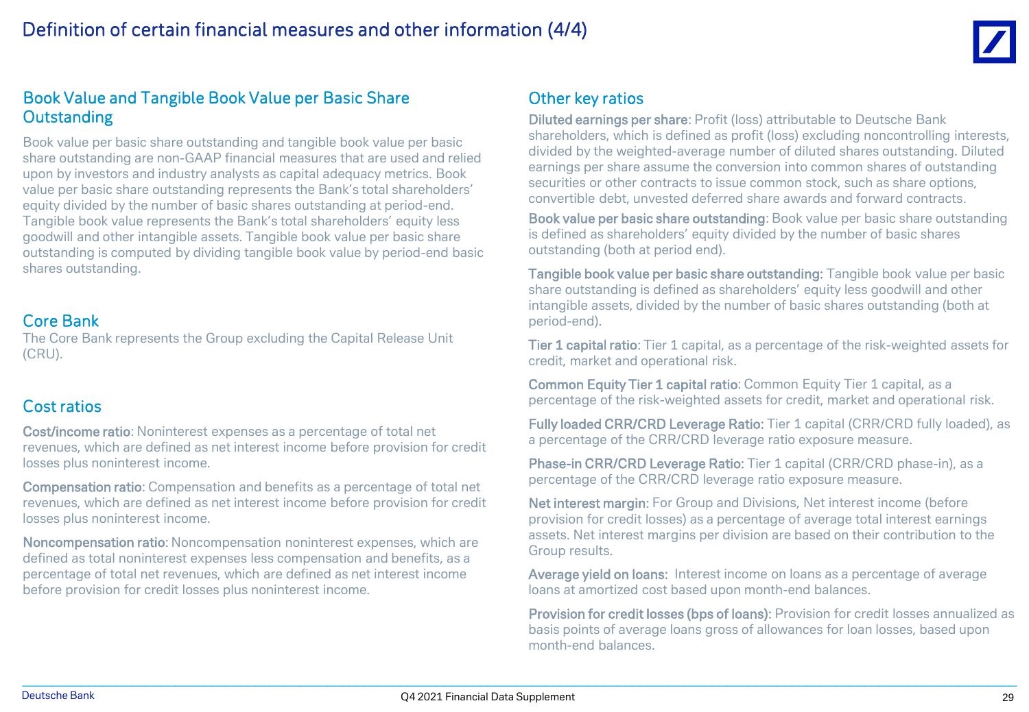# Definition of certain financial measures and other information (4/4)

## Book Value and Tangible Book Value per Basic Share Outstanding

Book value per basic share outstanding and tangible book value per basic share outstanding are non-GAAP financial measures that are used and relied upon by investors and industry analysts as capital adequacy metrics. Book value per basic share outstanding represents the Bank's total shareholders' equity divided by the number of basic shares outstanding at period-end. Tangible book value represents the Bank's total shareholders' equity less goodwill and other intangible assets. Tangible book value per basic share outstanding is computed by dividing tangible book value by period-end basic shares outstanding.

## Core Bank

The Core Bank represents the Group excluding the Capital Release Unit (CRU).

## Cost ratios

**Cost/income ratio**: Noninterest expenses as a percentage of total net revenues, which are defined as net interest income before provision for credit losses plus noninterest income.

**Compensation ratio**: Compensation and benefits as a percentage of total net revenues, which are defined as net interest income before provision for credit losses plus noninterest income.

**Noncompensation ratio**: Noncompensation noninterest expenses, which are defined as total noninterest expenses less compensation and benefits, as a percentage of total net revenues, which are defined as net interest income before provision for credit losses plus noninterest income.

## Other key ratios

**Diluted earnings per share**: Profit (loss) attributable to Deutsche Bank shareholders, which is defined as profit (loss) excluding noncontrolling interests, divided by the weighted-average number of diluted shares outstanding. Diluted earnings per share assume the conversion into common shares of outstanding securities or other contracts to issue common stock, such as share options, convertible debt, unvested deferred share awards and forward contracts.

**Book value per basic share outstanding**: Book value per basic share outstanding is defined as shareholders' equity divided by the number of basic shares outstanding (both at period end).

**Tangible book value per basic share outstanding:** Tangible book value per basic share outstanding is defined as shareholders' equity less goodwill and other intangible assets, divided by the number of basic shares outstanding (both at period-end).

**Tier 1 capital ratio**: Tier 1 capital, as a percentage of the risk-weighted assets for credit, market and operational risk.

**Common Equity Tier 1 capital ratio**: Common Equity Tier 1 capital, as a percentage of the risk-weighted assets for credit, market and operational risk.

**Fully loaded CRR/CRD Leverage Ratio:** Tier 1 capital (CRR/CRD fully loaded), as a percentage of the CRR/CRD leverage ratio exposure measure.

**Phase-in CRR/CRD Leverage Ratio:** Tier 1 capital (CRR/CRD phase-in), as a percentage of the CRR/CRD leverage ratio exposure measure.

**Net interest margin**: For Group and Divisions, Net interest income (before provision for credit losses) as a percentage of average total interest earnings assets. Net interest margins per division are based on their contribution to the Group results.

**Average yield on loans:** Interest income on loans as a percentage of average loans at amortized cost based upon month-end balances.

**Provision for credit losses (bps of loans):** Provision for credit losses annualized as basis points of average loans gross of allowances for loan losses, based upon month-end balances.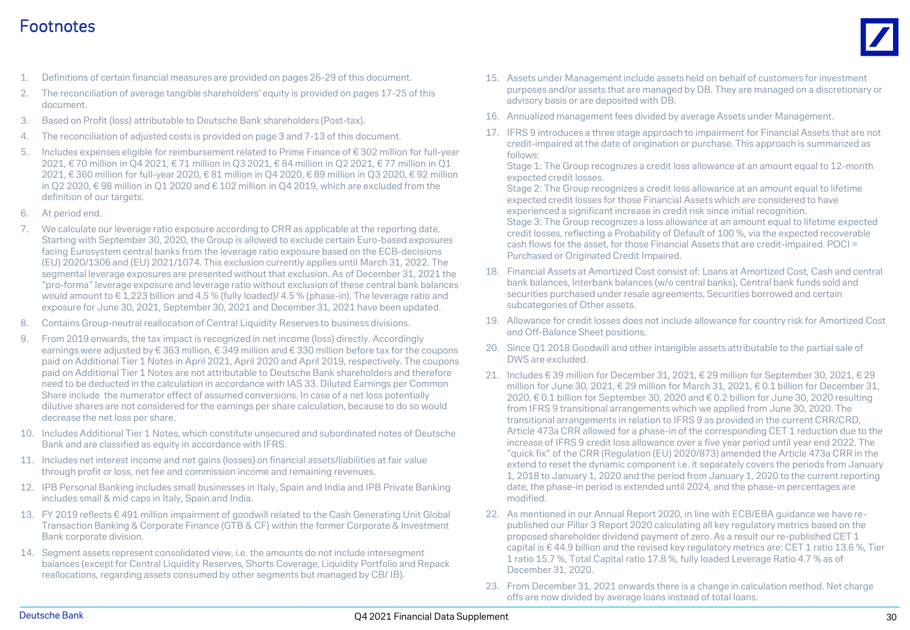# Footnotes

1. Definitions of certain financial measures are provided on pages 26-29 of this document.
2. The reconciliation of average tangible shareholders' equity is provided on pages 17-25 of this document.
3. Based on Profit (loss) attributable to Deutsche Bank shareholders (Post-tax).
4. The reconciliation of adjusted costs is provided on page 3 and 7-13 of this document.
5. Includes expenses eligible for reimbursement related to Prime Finance of € 302 million for full-year 2021, € 70 million in Q4 2021, € 71 million in Q3 2021, € 84 million in Q2 2021, € 77 million in Q1 2021, € 360 million for full-year 2020, € 81 million in Q4 2020, € 89 million in Q3 2020, € 92 million in Q2 2020, € 98 million in Q1 2020 and € 102 million in Q4 2019, which are excluded from the definition of our targets.
6. At period end.
7. We calculate our leverage ratio exposure according to CRR as applicable at the reporting date. Starting with September 30, 2020, the Group is allowed to exclude certain Euro-based exposures facing Eurosystem central banks from the leverage ratio exposure based on the ECB-decisions (EU) 2020/1306 and (EU) 2021/1074. This exclusion currently applies until March 31, 2022. The segmental leverage exposures are presented without that exclusion. As of December 31, 2021 the "pro-forma" leverage exposure and leverage ratio without exclusion of these central bank balances would amount to € 1,223 billion and 4.5 % (fully loaded)/ 4.5 % (phase-in). The leverage ratio and exposure for June 30, 2021, September 30, 2021 and December 31, 2021 have been updated.
8. Contains Group-neutral reallocation of Central Liquidity Reserves to business divisions.
9. From 2019 onwards, the tax impact is recognized in net income (loss) directly. Accordingly earnings were adjusted by € 363 million, € 349 million and € 330 million before tax for the coupons paid on Additional Tier 1 Notes in April 2021, April 2020 and April 2019, respectively. The coupons paid on Additional Tier 1 Notes are not attributable to Deutsche Bank shareholders and therefore need to be deducted in the calculation in accordance with IAS 33. Diluted Earnings per Common Share include the numerator effect of assumed conversions. In case of a net loss potentially dilutive shares are not considered for the earnings per share calculation, because to do so would decrease the net loss per share.
10. Includes Additional Tier 1 Notes, which constitute unsecured and subordinated notes of Deutsche Bank and are classified as equity in accordance with IFRS.
11. Includes net interest income and net gains (losses) on financial assets/liabilities at fair value through profit or loss, net fee and commission income and remaining revenues.
12. IPB Personal Banking includes small businesses in Italy, Spain and India and IPB Private Banking includes small & mid caps in Italy, Spain and India.
13. FY 2019 reflects € 491 million impairment of goodwill related to the Cash Generating Unit Global Transaction Banking & Corporate Finance (GTB & CF) within the former Corporate & Investment Bank corporate division.
14. Segment assets represent consolidated view, i.e. the amounts do not include intersegment balances (except for Central Liquidity Reserves, Shorts Coverage, Liquidity Portfolio and Repack reallocations, regarding assets consumed by other segments but managed by CB/ IB).
15. Assets under Management include assets held on behalf of customers for investment purposes and/or assets that are managed by DB. They are managed on a discretionary or advisory basis or are deposited with DB.
16. Annualized management fees divided by average Assets under Management.
17. IFRS 9 introduces a three stage approach to impairment for Financial Assets that are not credit-impaired at the date of origination or purchase. This approach is summarized as follows:
    Stage 1: The Group recognizes a credit loss allowance at an amount equal to 12-month expected credit losses.
    Stage 2: The Group recognizes a credit loss allowance at an amount equal to lifetime expected credit losses for those Financial Assets which are considered to have experienced a significant increase in credit risk since initial recognition.
    Stage 3: The Group recognizes a loss allowance at an amount equal to lifetime expected credit losses, reflecting a Probability of Default of 100 %, via the expected recoverable cash flows for the asset, for those Financial Assets that are credit-impaired. POCI = Purchased or Originated Credit Impaired.
18. Financial Assets at Amortized Cost consist of: Loans at Amortized Cost, Cash and central bank balances, Interbank balances (w/o central banks), Central bank funds sold and securities purchased under resale agreements, Securities borrowed and certain subcategories of Other assets.
19. Allowance for credit losses does not include allowance for country risk for Amortized Cost and Off-Balance Sheet positions.
20. Since Q1 2018 Goodwill and other intangible assets attributable to the partial sale of DWS are excluded.
21. Includes € 39 million for December 31, 2021, € 29 million for September 30, 2021, € 29 million for June 30, 2021, € 29 million for March 31, 2021, € 0.1 billion for December 31, 2020, € 0.1 billion for September 30, 2020 and € 0.2 billion for June 30, 2020 resulting from IFRS 9 transitional arrangements which we applied from June 30, 2020. The transitional arrangements in relation to IFRS 9 as provided in the current CRR/CRD, Article 473a CRR allowed for a phase-in of the corresponding CET 1 reduction due to the increase of IFRS 9 credit loss allowance over a five year period until year end 2022. The "quick fix" of the CRR (Regulation (EU) 2020/873) amended the Article 473a CRR in the extend to reset the dynamic component i.e. it separately covers the periods from January 1, 2018 to January 1, 2020 and the period from January 1, 2020 to the current reporting date, the phase-in period is extended until 2024, and the phase-in percentages are modified.
22. As mentioned in our Annual Report 2020, in line with ECB/EBA guidance we have re-published our Pillar 3 Report 2020 calculating all key regulatory metrics based on the proposed shareholder dividend payment of zero. As a result our re-published CET 1 capital is € 44.9 billion and the revised key regulatory metrics are: CET 1 ratio 13.6 %, Tier 1 ratio 15.7 %, Total Capital ratio 17.8 %, fully loaded Leverage Ratio 4.7 % as of December 31, 2020.
23. From December 31, 2021 onwards there is a change in calculation method. Net charge offs are now divided by average loans instead of total loans.